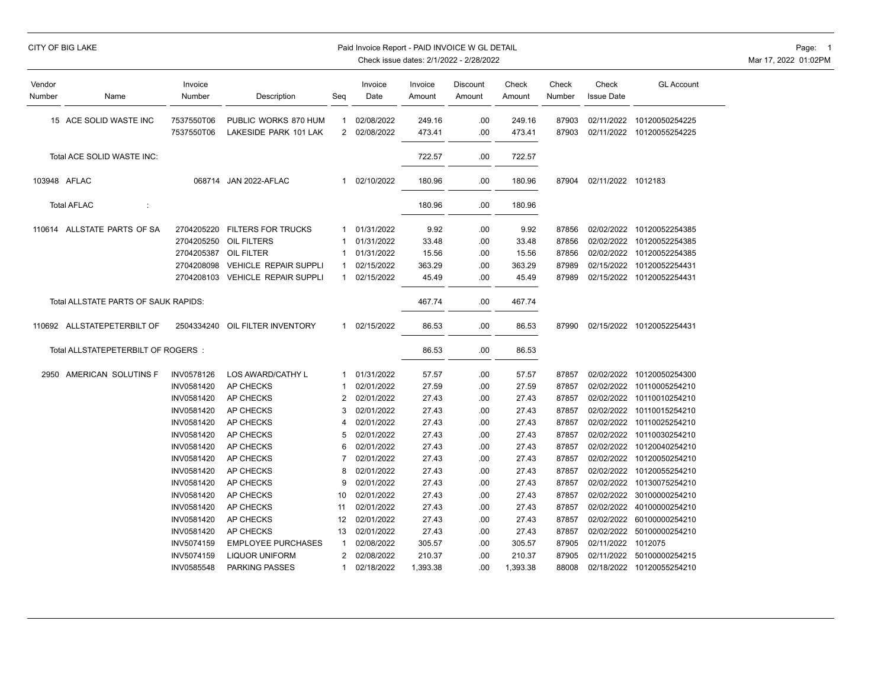CITY OF BIG LAKE

Paid Invoice Report - PAID INVOICE W GL DETAIL
Check issue dates: 2/1/2022 - 2/28/2022

Mar 17, 2022 01:02PM

| Vendor Number | Name | Invoice Number | Description | Seq | Invoice Date | Invoice Amount | Discount Amount | Check Amount | Check Number | Check Issue Date | GL Account |
|---|---|---|---|---|---|---|---|---|---|---|---|
| 15 | ACE SOLID WASTE INC | 7537550T06 | PUBLIC WORKS 870 HUM | 1 | 02/08/2022 | 249.16 | .00 | 249.16 | 87903 | 02/11/2022 | 10120050254225 |
| | | 7537550T06 | LAKESIDE PARK 101 LAK | 2 | 02/08/2022 | 473.41 | .00 | 473.41 | 87903 | 02/11/2022 | 10120055254225 |
| | Total ACE SOLID WASTE INC: | | | | | 722.57 | .00 | 722.57 | | | |
| 103948 | AFLAC | 068714 | JAN 2022-AFLAC | 1 | 02/10/2022 | 180.96 | .00 | 180.96 | 87904 | 02/11/2022 | 1012183 |
| | Total AFLAC : | | | | | 180.96 | .00 | 180.96 | | | |
| 110614 | ALLSTATE PARTS OF SA | 2704205220 | FILTERS FOR TRUCKS | 1 | 01/31/2022 | 9.92 | .00 | 9.92 | 87856 | 02/02/2022 | 10120052254385 |
| | | 2704205250 | OIL FILTERS | 1 | 01/31/2022 | 33.48 | .00 | 33.48 | 87856 | 02/02/2022 | 10120052254385 |
| | | 2704205387 | OIL FILTER | 1 | 01/31/2022 | 15.56 | .00 | 15.56 | 87856 | 02/02/2022 | 10120052254385 |
| | | 2704208098 | VEHICLE REPAIR SUPPLI | 1 | 02/15/2022 | 363.29 | .00 | 363.29 | 87989 | 02/15/2022 | 10120052254431 |
| | | 2704208103 | VEHICLE REPAIR SUPPLI | 1 | 02/15/2022 | 45.49 | .00 | 45.49 | 87989 | 02/15/2022 | 10120052254431 |
| | Total ALLSTATE PARTS OF SAUK RAPIDS: | | | | | 467.74 | .00 | 467.74 | | | |
| 110692 | ALLSTATEPETERBILT OF | 2504334240 | OIL FILTER INVENTORY | 1 | 02/15/2022 | 86.53 | .00 | 86.53 | 87990 | 02/15/2022 | 10120052254431 |
| | Total ALLSTATEPETERBILT OF ROGERS : | | | | | 86.53 | .00 | 86.53 | | | |
| 2950 | AMERICAN SOLUTINS F | INV0578126 | LOS AWARD/CATHY L | 1 | 01/31/2022 | 57.57 | .00 | 57.57 | 87857 | 02/02/2022 | 10120050254300 |
| | | INV0581420 | AP CHECKS | 1 | 02/01/2022 | 27.59 | .00 | 27.59 | 87857 | 02/02/2022 | 10110005254210 |
| | | INV0581420 | AP CHECKS | 2 | 02/01/2022 | 27.43 | .00 | 27.43 | 87857 | 02/02/2022 | 10110010254210 |
| | | INV0581420 | AP CHECKS | 3 | 02/01/2022 | 27.43 | .00 | 27.43 | 87857 | 02/02/2022 | 10110015254210 |
| | | INV0581420 | AP CHECKS | 4 | 02/01/2022 | 27.43 | .00 | 27.43 | 87857 | 02/02/2022 | 10110025254210 |
| | | INV0581420 | AP CHECKS | 5 | 02/01/2022 | 27.43 | .00 | 27.43 | 87857 | 02/02/2022 | 10110030254210 |
| | | INV0581420 | AP CHECKS | 6 | 02/01/2022 | 27.43 | .00 | 27.43 | 87857 | 02/02/2022 | 10120040254210 |
| | | INV0581420 | AP CHECKS | 7 | 02/01/2022 | 27.43 | .00 | 27.43 | 87857 | 02/02/2022 | 10120050254210 |
| | | INV0581420 | AP CHECKS | 8 | 02/01/2022 | 27.43 | .00 | 27.43 | 87857 | 02/02/2022 | 10120055254210 |
| | | INV0581420 | AP CHECKS | 9 | 02/01/2022 | 27.43 | .00 | 27.43 | 87857 | 02/02/2022 | 10130075254210 |
| | | INV0581420 | AP CHECKS | 10 | 02/01/2022 | 27.43 | .00 | 27.43 | 87857 | 02/02/2022 | 30100000254210 |
| | | INV0581420 | AP CHECKS | 11 | 02/01/2022 | 27.43 | .00 | 27.43 | 87857 | 02/02/2022 | 40100000254210 |
| | | INV0581420 | AP CHECKS | 12 | 02/01/2022 | 27.43 | .00 | 27.43 | 87857 | 02/02/2022 | 60100000254210 |
| | | INV0581420 | AP CHECKS | 13 | 02/01/2022 | 27.43 | .00 | 27.43 | 87857 | 02/02/2022 | 50100000254210 |
| | | INV5074159 | EMPLOYEE PURCHASES | 1 | 02/08/2022 | 305.57 | .00 | 305.57 | 87905 | 02/11/2022 | 1012075 |
| | | INV5074159 | LIQUOR UNIFORM | 2 | 02/08/2022 | 210.37 | .00 | 210.37 | 87905 | 02/11/2022 | 50100000254215 |
| | | INV0585548 | PARKING PASSES | 1 | 02/18/2022 | 1,393.38 | .00 | 1,393.38 | 88008 | 02/18/2022 | 10120055254210 |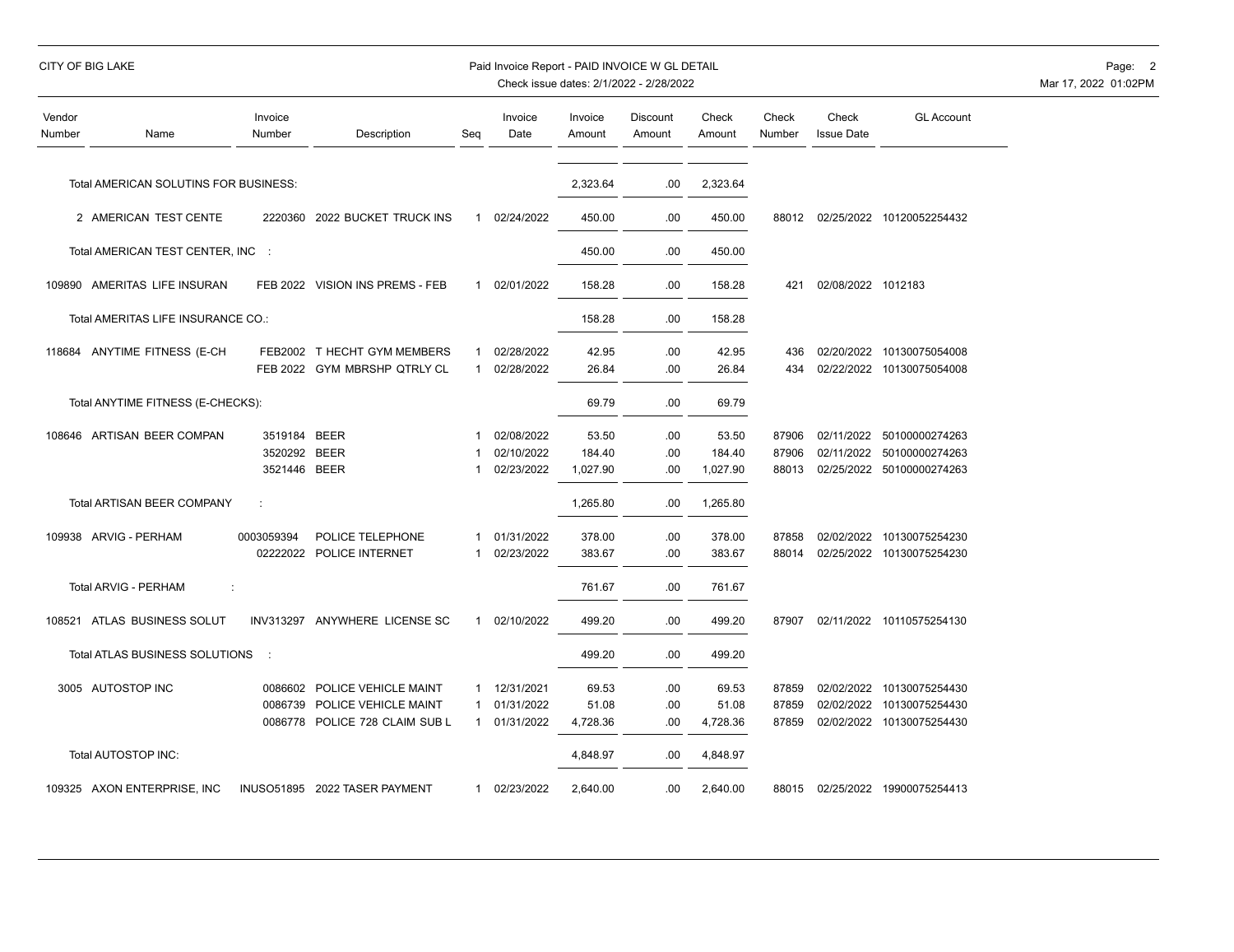CITY OF BIG LAKE

Paid Invoice Report - PAID INVOICE W GL DETAIL
Check issue dates: 2/1/2022 - 2/28/2022

| Vendor Number | Name | Invoice Number | Description | Seq | Invoice Date | Invoice Amount | Discount Amount | Check Amount | Check Number | Check Issue Date | GL Account |
|---|---|---|---|---|---|---|---|---|---|---|---|
| | Total AMERICAN SOLUTINS FOR BUSINESS: | | | | | 2,323.64 | .00 | 2,323.64 | | | |
| 2 | AMERICAN TEST CENTE | 2220360 | 2022 BUCKET TRUCK INS | 1 | 02/24/2022 | 450.00 | .00 | 450.00 | 88012 | 02/25/2022 | 10120052254432 |
| | Total AMERICAN TEST CENTER, INC : | | | | | 450.00 | .00 | 450.00 | | | |
| 109890 | AMERITAS LIFE INSURAN | FEB 2022 | VISION INS PREMS - FEB | 1 | 02/01/2022 | 158.28 | .00 | 158.28 | 421 | 02/08/2022 | 1012183 |
| | Total AMERITAS LIFE INSURANCE CO.: | | | | | 158.28 | .00 | 158.28 | | | |
| 118684 | ANYTIME FITNESS (E-CH | FEB2002 | T HECHT GYM MEMBERS | 1 | 02/28/2022 | 42.95 | .00 | 42.95 | 436 | 02/20/2022 | 10130075054008 |
| | | FEB 2022 | GYM MBRSHP QTRLY CL | 1 | 02/28/2022 | 26.84 | .00 | 26.84 | 434 | 02/22/2022 | 10130075054008 |
| | Total ANYTIME FITNESS (E-CHECKS): | | | | | 69.79 | .00 | 69.79 | | | |
| 108646 | ARTISAN BEER COMPAN | 3519184 | BEER | 1 | 02/08/2022 | 53.50 | .00 | 53.50 | 87906 | 02/11/2022 | 50100000274263 |
| | | 3520292 | BEER | 1 | 02/10/2022 | 184.40 | .00 | 184.40 | 87906 | 02/11/2022 | 50100000274263 |
| | | 3521446 | BEER | 1 | 02/23/2022 | 1,027.90 | .00 | 1,027.90 | 88013 | 02/25/2022 | 50100000274263 |
| | Total ARTISAN BEER COMPANY : | | | | | 1,265.80 | .00 | 1,265.80 | | | |
| 109938 | ARVIG - PERHAM | 0003059394 | POLICE TELEPHONE | 1 | 01/31/2022 | 378.00 | .00 | 378.00 | 87858 | 02/02/2022 | 10130075254230 |
| | | 02222022 | POLICE INTERNET | 1 | 02/23/2022 | 383.67 | .00 | 383.67 | 88014 | 02/25/2022 | 10130075254230 |
| | Total ARVIG - PERHAM : | | | | | 761.67 | .00 | 761.67 | | | |
| 108521 | ATLAS BUSINESS SOLUT | INV313297 | ANYWHERE LICENSE SC | 1 | 02/10/2022 | 499.20 | .00 | 499.20 | 87907 | 02/11/2022 | 10110575254130 |
| | Total ATLAS BUSINESS SOLUTIONS : | | | | | 499.20 | .00 | 499.20 | | | |
| 3005 | AUTOSTOP INC | 0086602 | POLICE VEHICLE MAINT | 1 | 12/31/2021 | 69.53 | .00 | 69.53 | 87859 | 02/02/2022 | 10130075254430 |
| | | 0086739 | POLICE VEHICLE MAINT | 1 | 01/31/2022 | 51.08 | .00 | 51.08 | 87859 | 02/02/2022 | 10130075254430 |
| | | 0086778 | POLICE 728 CLAIM SUB L | 1 | 01/31/2022 | 4,728.36 | .00 | 4,728.36 | 87859 | 02/02/2022 | 10130075254430 |
| | Total AUTOSTOP INC: | | | | | 4,848.97 | .00 | 4,848.97 | | | |
| 109325 | AXON ENTERPRISE, INC | INUSO51895 | 2022 TASER PAYMENT | 1 | 02/23/2022 | 2,640.00 | .00 | 2,640.00 | 88015 | 02/25/2022 | 19900075254413 |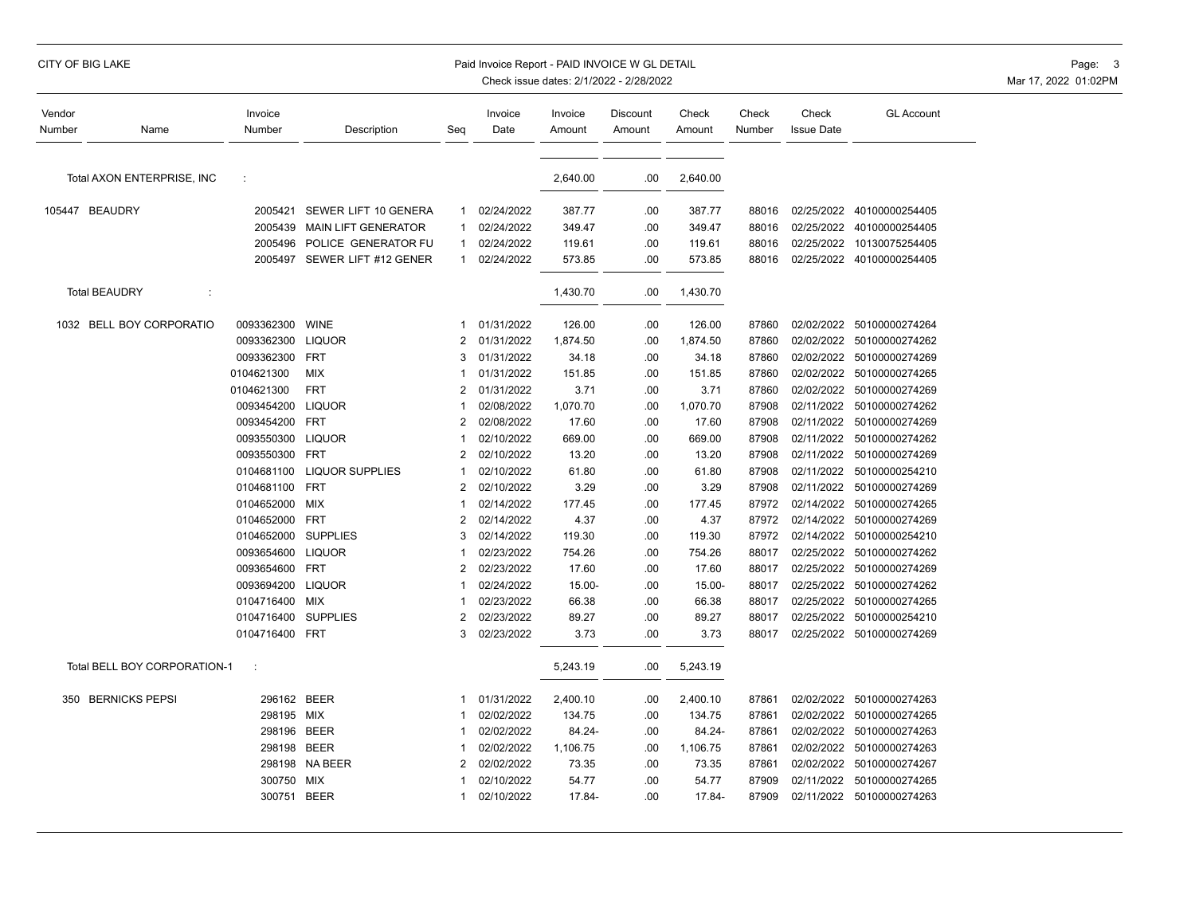| Vendor Number | Name | Invoice Number | Description | Seq | Invoice Date | Invoice Amount | Discount Amount | Check Amount | Check Number | Check Issue Date | GL Account |
|---|---|---|---|---|---|---|---|---|---|---|---|
| | Total AXON ENTERPRISE, INC : | | | | | 2,640.00 | .00 | 2,640.00 | | | |
| 105447 | BEAUDRY | 2005421 | SEWER LIFT 10 GENERA | 1 | 02/24/2022 | 387.77 | .00 | 387.77 | 88016 | 02/25/2022 | 40100000254405 |
| | | 2005439 | MAIN LIFT GENERATOR | 1 | 02/24/2022 | 349.47 | .00 | 349.47 | 88016 | 02/25/2022 | 40100000254405 |
| | | 2005496 | POLICE GENERATOR FU | 1 | 02/24/2022 | 119.61 | .00 | 119.61 | 88016 | 02/25/2022 | 10130075254405 |
| | | 2005497 | SEWER LIFT #12 GENER | 1 | 02/24/2022 | 573.85 | .00 | 573.85 | 88016 | 02/25/2022 | 40100000254405 |
| | Total BEAUDRY : | | | | | 1,430.70 | .00 | 1,430.70 | | | |
| 1032 | BELL BOY CORPORATIO | 0093362300 | WINE | 1 | 01/31/2022 | 126.00 | .00 | 126.00 | 87860 | 02/02/2022 | 50100000274264 |
| | | 0093362300 | LIQUOR | 2 | 01/31/2022 | 1,874.50 | .00 | 1,874.50 | 87860 | 02/02/2022 | 50100000274262 |
| | | 0093362300 | FRT | 3 | 01/31/2022 | 34.18 | .00 | 34.18 | 87860 | 02/02/2022 | 50100000274269 |
| | | 0104621300 | MIX | 1 | 01/31/2022 | 151.85 | .00 | 151.85 | 87860 | 02/02/2022 | 50100000274265 |
| | | 0104621300 | FRT | 2 | 01/31/2022 | 3.71 | .00 | 3.71 | 87860 | 02/02/2022 | 50100000274269 |
| | | 0093454200 | LIQUOR | 1 | 02/08/2022 | 1,070.70 | .00 | 1,070.70 | 87908 | 02/11/2022 | 50100000274262 |
| | | 0093454200 | FRT | 2 | 02/08/2022 | 17.60 | .00 | 17.60 | 87908 | 02/11/2022 | 50100000274269 |
| | | 0093550300 | LIQUOR | 1 | 02/10/2022 | 669.00 | .00 | 669.00 | 87908 | 02/11/2022 | 50100000274262 |
| | | 0093550300 | FRT | 2 | 02/10/2022 | 13.20 | .00 | 13.20 | 87908 | 02/11/2022 | 50100000274269 |
| | | 0104681100 | LIQUOR SUPPLIES | 1 | 02/10/2022 | 61.80 | .00 | 61.80 | 87908 | 02/11/2022 | 50100000254210 |
| | | 0104681100 | FRT | 2 | 02/10/2022 | 3.29 | .00 | 3.29 | 87908 | 02/11/2022 | 50100000274269 |
| | | 0104652000 | MIX | 1 | 02/14/2022 | 177.45 | .00 | 177.45 | 87972 | 02/14/2022 | 50100000274265 |
| | | 0104652000 | FRT | 2 | 02/14/2022 | 4.37 | .00 | 4.37 | 87972 | 02/14/2022 | 50100000274269 |
| | | 0104652000 | SUPPLIES | 3 | 02/14/2022 | 119.30 | .00 | 119.30 | 87972 | 02/14/2022 | 50100000254210 |
| | | 0093654600 | LIQUOR | 1 | 02/23/2022 | 754.26 | .00 | 754.26 | 88017 | 02/25/2022 | 50100000274262 |
| | | 0093654600 | FRT | 2 | 02/23/2022 | 17.60 | .00 | 17.60 | 88017 | 02/25/2022 | 50100000274269 |
| | | 0093694200 | LIQUOR | 1 | 02/24/2022 | 15.00- | .00 | 15.00- | 88017 | 02/25/2022 | 50100000274262 |
| | | 0104716400 | MIX | 1 | 02/23/2022 | 66.38 | .00 | 66.38 | 88017 | 02/25/2022 | 50100000274265 |
| | | 0104716400 | SUPPLIES | 2 | 02/23/2022 | 89.27 | .00 | 89.27 | 88017 | 02/25/2022 | 50100000254210 |
| | | 0104716400 | FRT | 3 | 02/23/2022 | 3.73 | .00 | 3.73 | 88017 | 02/25/2022 | 50100000274269 |
| | Total BELL BOY CORPORATION-1 : | | | | | 5,243.19 | .00 | 5,243.19 | | | |
| 350 | BERNICKS PEPSI | 296162 | BEER | 1 | 01/31/2022 | 2,400.10 | .00 | 2,400.10 | 87861 | 02/02/2022 | 50100000274263 |
| | | 298195 | MIX | 1 | 02/02/2022 | 134.75 | .00 | 134.75 | 87861 | 02/02/2022 | 50100000274265 |
| | | 298196 | BEER | 1 | 02/02/2022 | 84.24- | .00 | 84.24- | 87861 | 02/02/2022 | 50100000274263 |
| | | 298198 | BEER | 1 | 02/02/2022 | 1,106.75 | .00 | 1,106.75 | 87861 | 02/02/2022 | 50100000274263 |
| | | 298198 | NA BEER | 2 | 02/02/2022 | 73.35 | .00 | 73.35 | 87861 | 02/02/2022 | 50100000274267 |
| | | 300750 | MIX | 1 | 02/10/2022 | 54.77 | .00 | 54.77 | 87909 | 02/11/2022 | 50100000274265 |
| | | 300751 | BEER | 1 | 02/10/2022 | 17.84- | .00 | 17.84- | 87909 | 02/11/2022 | 50100000274263 |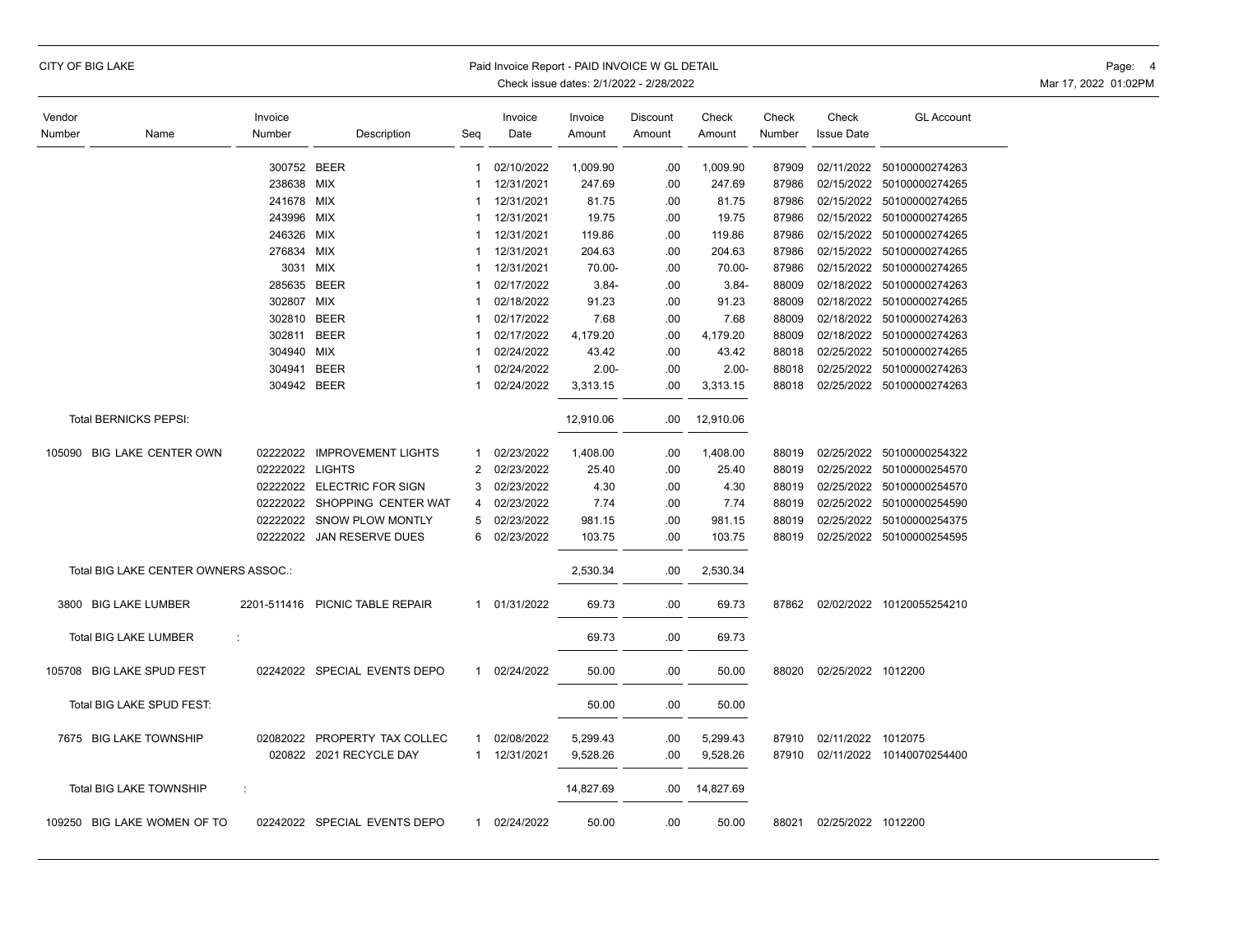CITY OF BIG LAKE

Paid Invoice Report - PAID INVOICE W GL DETAIL
Check issue dates: 2/1/2022 - 2/28/2022

| Vendor Number | Name | Invoice Number | Description | Seq | Invoice Date | Invoice Amount | Discount Amount | Check Amount | Check Number | Check Issue Date | GL Account |
|---|---|---|---|---|---|---|---|---|---|---|---|
| | | 300752 | BEER | 1 | 02/10/2022 | 1,009.90 | .00 | 1,009.90 | 87909 | 02/11/2022 | 50100000274263 |
| | | 238638 | MIX | 1 | 12/31/2021 | 247.69 | .00 | 247.69 | 87986 | 02/15/2022 | 50100000274265 |
| | | 241678 | MIX | 1 | 12/31/2021 | 81.75 | .00 | 81.75 | 87986 | 02/15/2022 | 50100000274265 |
| | | 243996 | MIX | 1 | 12/31/2021 | 19.75 | .00 | 19.75 | 87986 | 02/15/2022 | 50100000274265 |
| | | 246326 | MIX | 1 | 12/31/2021 | 119.86 | .00 | 119.86 | 87986 | 02/15/2022 | 50100000274265 |
| | | 276834 | MIX | 1 | 12/31/2021 | 204.63 | .00 | 204.63 | 87986 | 02/15/2022 | 50100000274265 |
| | | 3031 | MIX | 1 | 12/31/2021 | 70.00- | .00 | 70.00- | 87986 | 02/15/2022 | 50100000274265 |
| | | 285635 | BEER | 1 | 02/17/2022 | 3.84- | .00 | 3.84- | 88009 | 02/18/2022 | 50100000274263 |
| | | 302807 | MIX | 1 | 02/18/2022 | 91.23 | .00 | 91.23 | 88009 | 02/18/2022 | 50100000274265 |
| | | 302810 | BEER | 1 | 02/17/2022 | 7.68 | .00 | 7.68 | 88009 | 02/18/2022 | 50100000274263 |
| | | 302811 | BEER | 1 | 02/17/2022 | 4,179.20 | .00 | 4,179.20 | 88009 | 02/18/2022 | 50100000274263 |
| | | 304940 | MIX | 1 | 02/24/2022 | 43.42 | .00 | 43.42 | 88018 | 02/25/2022 | 50100000274265 |
| | | 304941 | BEER | 1 | 02/24/2022 | 2.00- | .00 | 2.00- | 88018 | 02/25/2022 | 50100000274263 |
| | | 304942 | BEER | 1 | 02/24/2022 | 3,313.15 | .00 | 3,313.15 | 88018 | 02/25/2022 | 50100000274263 |
| | Total BERNICKS PEPSI: | | | | | 12,910.06 | .00 | 12,910.06 | | | |
| 105090 | BIG LAKE CENTER OWN | 02222022 | IMPROVEMENT LIGHTS | 1 | 02/23/2022 | 1,408.00 | .00 | 1,408.00 | 88019 | 02/25/2022 | 50100000254322 |
| | | 02222022 | LIGHTS | 2 | 02/23/2022 | 25.40 | .00 | 25.40 | 88019 | 02/25/2022 | 50100000254570 |
| | | 02222022 | ELECTRIC FOR SIGN | 3 | 02/23/2022 | 4.30 | .00 | 4.30 | 88019 | 02/25/2022 | 50100000254570 |
| | | 02222022 | SHOPPING CENTER WAT | 4 | 02/23/2022 | 7.74 | .00 | 7.74 | 88019 | 02/25/2022 | 50100000254590 |
| | | 02222022 | SNOW PLOW MONTLY | 5 | 02/23/2022 | 981.15 | .00 | 981.15 | 88019 | 02/25/2022 | 50100000254375 |
| | | 02222022 | JAN RESERVE DUES | 6 | 02/23/2022 | 103.75 | .00 | 103.75 | 88019 | 02/25/2022 | 50100000254595 |
| | Total BIG LAKE CENTER OWNERS ASSOC.: | | | | | 2,530.34 | .00 | 2,530.34 | | | |
| 3800 | BIG LAKE LUMBER | 2201-511416 | PICNIC TABLE REPAIR | 1 | 01/31/2022 | 69.73 | .00 | 69.73 | 87862 | 02/02/2022 | 10120055254210 |
| | Total BIG LAKE LUMBER : | | | | | 69.73 | .00 | 69.73 | | | |
| 105708 | BIG LAKE SPUD FEST | 02242022 | SPECIAL EVENTS DEPO | 1 | 02/24/2022 | 50.00 | .00 | 50.00 | 88020 | 02/25/2022 | 1012200 |
| | Total BIG LAKE SPUD FEST: | | | | | 50.00 | .00 | 50.00 | | | |
| 7675 | BIG LAKE TOWNSHIP | 02082022 | PROPERTY TAX COLLEC | 1 | 02/08/2022 | 5,299.43 | .00 | 5,299.43 | 87910 | 02/11/2022 | 1012075 |
| | | 020822 | 2021 RECYCLE DAY | 1 | 12/31/2021 | 9,528.26 | .00 | 9,528.26 | 87910 | 02/11/2022 | 10140070254400 |
| | Total BIG LAKE TOWNSHIP : | | | | | 14,827.69 | .00 | 14,827.69 | | | |
| 109250 | BIG LAKE WOMEN OF TO | 02242022 | SPECIAL EVENTS DEPO | 1 | 02/24/2022 | 50.00 | .00 | 50.00 | 88021 | 02/25/2022 | 1012200 |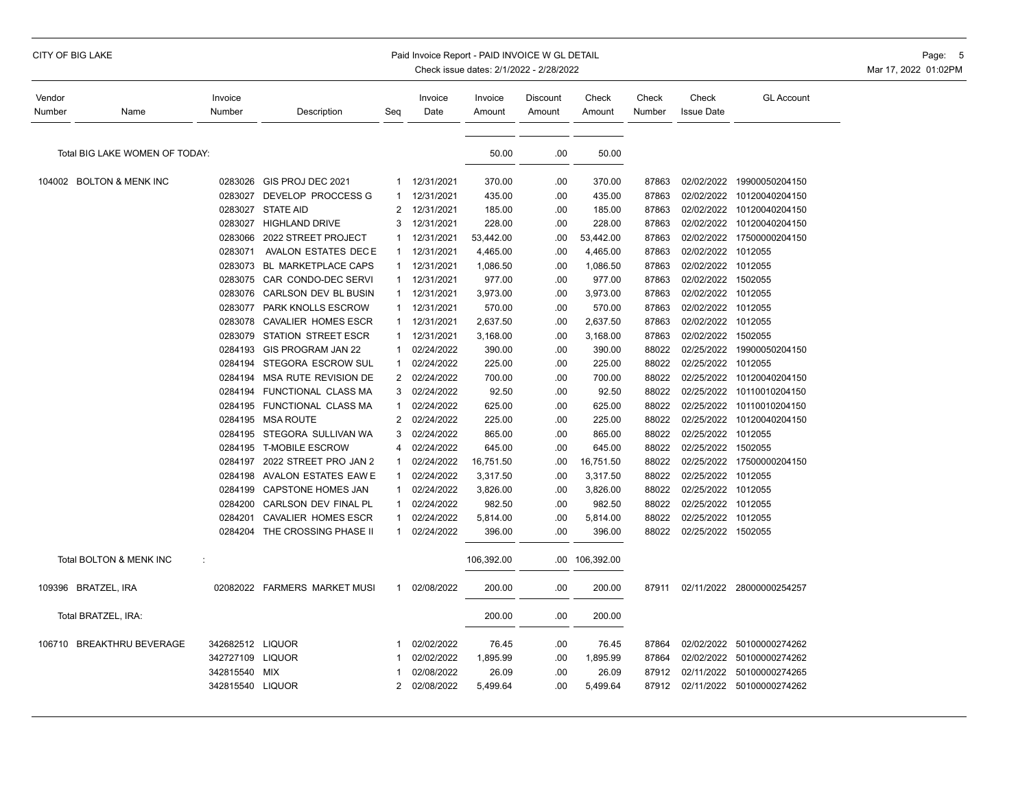# CITY OF BIG LAKE

## Paid Invoice Report - PAID INVOICE W GL DETAIL

Check issue dates: 2/1/2022 - 2/28/2022

| Vendor Number | Name | Invoice Number | Description | Seq | Invoice Date | Invoice Amount | Discount Amount | Check Amount | Check Number | Check Issue Date | GL Account |
|---|---|---|---|---|---|---|---|---|---|---|---|
| | Total BIG LAKE WOMEN OF TODAY: | | | | | 50.00 | .00 | 50.00 | | | |
| 104002 | BOLTON & MENK INC | 0283026 | GIS PROJ DEC 2021 | 1 | 12/31/2021 | 370.00 | .00 | 370.00 | 87863 | 02/02/2022 | 19900050204150 |
| | | 0283027 | DEVELOP PROCCESS G | 1 | 12/31/2021 | 435.00 | .00 | 435.00 | 87863 | 02/02/2022 | 10120040204150 |
| | | 0283027 | STATE AID | 2 | 12/31/2021 | 185.00 | .00 | 185.00 | 87863 | 02/02/2022 | 10120040204150 |
| | | 0283027 | HIGHLAND DRIVE | 3 | 12/31/2021 | 228.00 | .00 | 228.00 | 87863 | 02/02/2022 | 10120040204150 |
| | | 0283066 | 2022 STREET PROJECT | 1 | 12/31/2021 | 53,442.00 | .00 | 53,442.00 | 87863 | 02/02/2022 | 17500000204150 |
| | | 0283071 | AVALON ESTATES DEC E | 1 | 12/31/2021 | 4,465.00 | .00 | 4,465.00 | 87863 | 02/02/2022 | 1012055 |
| | | 0283073 | BL MARKETPLACE CAPS | 1 | 12/31/2021 | 1,086.50 | .00 | 1,086.50 | 87863 | 02/02/2022 | 1012055 |
| | | 0283075 | CAR CONDO-DEC SERVI | 1 | 12/31/2021 | 977.00 | .00 | 977.00 | 87863 | 02/02/2022 | 1502055 |
| | | 0283076 | CARLSON DEV BL BUSIN | 1 | 12/31/2021 | 3,973.00 | .00 | 3,973.00 | 87863 | 02/02/2022 | 1012055 |
| | | 0283077 | PARK KNOLLS ESCROW | 1 | 12/31/2021 | 570.00 | .00 | 570.00 | 87863 | 02/02/2022 | 1012055 |
| | | 0283078 | CAVALIER HOMES ESCR | 1 | 12/31/2021 | 2,637.50 | .00 | 2,637.50 | 87863 | 02/02/2022 | 1012055 |
| | | 0283079 | STATION STREET ESCR | 1 | 12/31/2021 | 3,168.00 | .00 | 3,168.00 | 87863 | 02/02/2022 | 1502055 |
| | | 0284193 | GIS PROGRAM JAN 22 | 1 | 02/24/2022 | 390.00 | .00 | 390.00 | 88022 | 02/25/2022 | 19900050204150 |
| | | 0284194 | STEGORA ESCROW SUL | 1 | 02/24/2022 | 225.00 | .00 | 225.00 | 88022 | 02/25/2022 | 1012055 |
| | | 0284194 | MSA RUTE REVISION DE | 2 | 02/24/2022 | 700.00 | .00 | 700.00 | 88022 | 02/25/2022 | 10120040204150 |
| | | 0284194 | FUNCTIONAL CLASS MA | 3 | 02/24/2022 | 92.50 | .00 | 92.50 | 88022 | 02/25/2022 | 10110010204150 |
| | | 0284195 | FUNCTIONAL CLASS MA | 1 | 02/24/2022 | 625.00 | .00 | 625.00 | 88022 | 02/25/2022 | 10110010204150 |
| | | 0284195 | MSA ROUTE | 2 | 02/24/2022 | 225.00 | .00 | 225.00 | 88022 | 02/25/2022 | 10120040204150 |
| | | 0284195 | STEGORA SULLIVAN WA | 3 | 02/24/2022 | 865.00 | .00 | 865.00 | 88022 | 02/25/2022 | 1012055 |
| | | 0284195 | T-MOBILE ESCROW | 4 | 02/24/2022 | 645.00 | .00 | 645.00 | 88022 | 02/25/2022 | 1502055 |
| | | 0284197 | 2022 STREET PRO JAN 2 | 1 | 02/24/2022 | 16,751.50 | .00 | 16,751.50 | 88022 | 02/25/2022 | 17500000204150 |
| | | 0284198 | AVALON ESTATES EAW E | 1 | 02/24/2022 | 3,317.50 | .00 | 3,317.50 | 88022 | 02/25/2022 | 1012055 |
| | | 0284199 | CAPSTONE HOMES JAN | 1 | 02/24/2022 | 3,826.00 | .00 | 3,826.00 | 88022 | 02/25/2022 | 1012055 |
| | | 0284200 | CARLSON DEV FINAL PL | 1 | 02/24/2022 | 982.50 | .00 | 982.50 | 88022 | 02/25/2022 | 1012055 |
| | | 0284201 | CAVALIER HOMES ESCR | 1 | 02/24/2022 | 5,814.00 | .00 | 5,814.00 | 88022 | 02/25/2022 | 1012055 |
| | | 0284204 | THE CROSSING PHASE II | 1 | 02/24/2022 | 396.00 | .00 | 396.00 | 88022 | 02/25/2022 | 1502055 |
| | Total BOLTON & MENK INC : | | | | | 106,392.00 | .00 | 106,392.00 | | | |
| 109396 | BRATZEL, IRA | 02082022 | FARMERS MARKET MUSI | 1 | 02/08/2022 | 200.00 | .00 | 200.00 | 87911 | 02/11/2022 | 28000000254257 |
| | Total BRATZEL, IRA: | | | | | 200.00 | .00 | 200.00 | | | |
| 106710 | BREAKTHRU BEVERAGE | 342682512 | LIQUOR | 1 | 02/02/2022 | 76.45 | .00 | 76.45 | 87864 | 02/02/2022 | 50100000274262 |
| | | 342727109 | LIQUOR | 1 | 02/02/2022 | 1,895.99 | .00 | 1,895.99 | 87864 | 02/02/2022 | 50100000274262 |
| | | 342815540 | MIX | 1 | 02/08/2022 | 26.09 | .00 | 26.09 | 87912 | 02/11/2022 | 50100000274265 |
| | | 342815540 | LIQUOR | 2 | 02/08/2022 | 5,499.64 | .00 | 5,499.64 | 87912 | 02/11/2022 | 50100000274262 |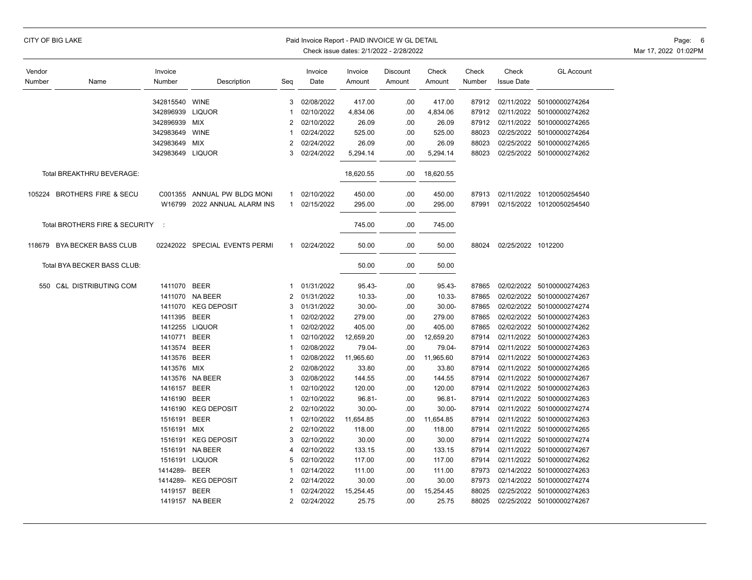| Vendor Number | Name | Invoice Number | Description | Seq | Invoice Date | Invoice Amount | Discount Amount | Check Amount | Check Number | Check Issue Date | GL Account |
|---|---|---|---|---|---|---|---|---|---|---|---|
| | | 342815540 | WINE | 3 | 02/08/2022 | 417.00 | .00 | 417.00 | 87912 | 02/11/2022 | 50100000274264 |
| | | 342896939 | LIQUOR | 1 | 02/10/2022 | 4,834.06 | .00 | 4,834.06 | 87912 | 02/11/2022 | 50100000274262 |
| | | 342896939 | MIX | 2 | 02/10/2022 | 26.09 | .00 | 26.09 | 87912 | 02/11/2022 | 50100000274265 |
| | | 342983649 | WINE | 1 | 02/24/2022 | 525.00 | .00 | 525.00 | 88023 | 02/25/2022 | 50100000274264 |
| | | 342983649 | MIX | 2 | 02/24/2022 | 26.09 | .00 | 26.09 | 88023 | 02/25/2022 | 50100000274265 |
| | | 342983649 | LIQUOR | 3 | 02/24/2022 | 5,294.14 | .00 | 5,294.14 | 88023 | 02/25/2022 | 50100000274262 |
| | Total BREAKTHRU BEVERAGE: | | | | | 18,620.55 | .00 | 18,620.55 | | | |
| 105224 | BROTHERS FIRE & SECU | C001355 | ANNUAL PW BLDG MONI | 1 | 02/10/2022 | 450.00 | .00 | 450.00 | 87913 | 02/11/2022 | 10120050254540 |
| | | W16799 | 2022 ANNUAL ALARM INS | 1 | 02/15/2022 | 295.00 | .00 | 295.00 | 87991 | 02/15/2022 | 10120050254540 |
| | Total BROTHERS FIRE & SECURITY : | | | | | 745.00 | .00 | 745.00 | | | |
| 118679 | BYA BECKER BASS CLUB | 02242022 | SPECIAL EVENTS PERMI | 1 | 02/24/2022 | 50.00 | .00 | 50.00 | 88024 | 02/25/2022 | 1012200 |
| | Total BYA BECKER BASS CLUB: | | | | | 50.00 | .00 | 50.00 | | | |
| 550 | C&L DISTRIBUTING COM | 1411070 | BEER | 1 | 01/31/2022 | 95.43- | .00 | 95.43- | 87865 | 02/02/2022 | 50100000274263 |
| | | 1411070 | NA BEER | 2 | 01/31/2022 | 10.33- | .00 | 10.33- | 87865 | 02/02/2022 | 50100000274267 |
| | | 1411070 | KEG DEPOSIT | 3 | 01/31/2022 | 30.00- | .00 | 30.00- | 87865 | 02/02/2022 | 50100000274274 |
| | | 1411395 | BEER | 1 | 02/02/2022 | 279.00 | .00 | 279.00 | 87865 | 02/02/2022 | 50100000274263 |
| | | 1412255 | LIQUOR | 1 | 02/02/2022 | 405.00 | .00 | 405.00 | 87865 | 02/02/2022 | 50100000274262 |
| | | 1410771 | BEER | 1 | 02/10/2022 | 12,659.20 | .00 | 12,659.20 | 87914 | 02/11/2022 | 50100000274263 |
| | | 1413574 | BEER | 1 | 02/08/2022 | 79.04- | .00 | 79.04- | 87914 | 02/11/2022 | 50100000274263 |
| | | 1413576 | BEER | 1 | 02/08/2022 | 11,965.60 | .00 | 11,965.60 | 87914 | 02/11/2022 | 50100000274263 |
| | | 1413576 | MIX | 2 | 02/08/2022 | 33.80 | .00 | 33.80 | 87914 | 02/11/2022 | 50100000274265 |
| | | 1413576 | NA BEER | 3 | 02/08/2022 | 144.55 | .00 | 144.55 | 87914 | 02/11/2022 | 50100000274267 |
| | | 1416157 | BEER | 1 | 02/10/2022 | 120.00 | .00 | 120.00 | 87914 | 02/11/2022 | 50100000274263 |
| | | 1416190 | BEER | 1 | 02/10/2022 | 96.81- | .00 | 96.81- | 87914 | 02/11/2022 | 50100000274263 |
| | | 1416190 | KEG DEPOSIT | 2 | 02/10/2022 | 30.00- | .00 | 30.00- | 87914 | 02/11/2022 | 50100000274274 |
| | | 1516191 | BEER | 1 | 02/10/2022 | 11,654.85 | .00 | 11,654.85 | 87914 | 02/11/2022 | 50100000274263 |
| | | 1516191 | MIX | 2 | 02/10/2022 | 118.00 | .00 | 118.00 | 87914 | 02/11/2022 | 50100000274265 |
| | | 1516191 | KEG DEPOSIT | 3 | 02/10/2022 | 30.00 | .00 | 30.00 | 87914 | 02/11/2022 | 50100000274274 |
| | | 1516191 | NA BEER | 4 | 02/10/2022 | 133.15 | .00 | 133.15 | 87914 | 02/11/2022 | 50100000274267 |
| | | 1516191 | LIQUOR | 5 | 02/10/2022 | 117.00 | .00 | 117.00 | 87914 | 02/11/2022 | 50100000274262 |
| | | 1414289- | BEER | 1 | 02/14/2022 | 111.00 | .00 | 111.00 | 87973 | 02/14/2022 | 50100000274263 |
| | | 1414289- | KEG DEPOSIT | 2 | 02/14/2022 | 30.00 | .00 | 30.00 | 87973 | 02/14/2022 | 50100000274274 |
| | | 1419157 | BEER | 1 | 02/24/2022 | 15,254.45 | .00 | 15,254.45 | 88025 | 02/25/2022 | 50100000274263 |
| | | 1419157 | NA BEER | 2 | 02/24/2022 | 25.75 | .00 | 25.75 | 88025 | 02/25/2022 | 50100000274267 |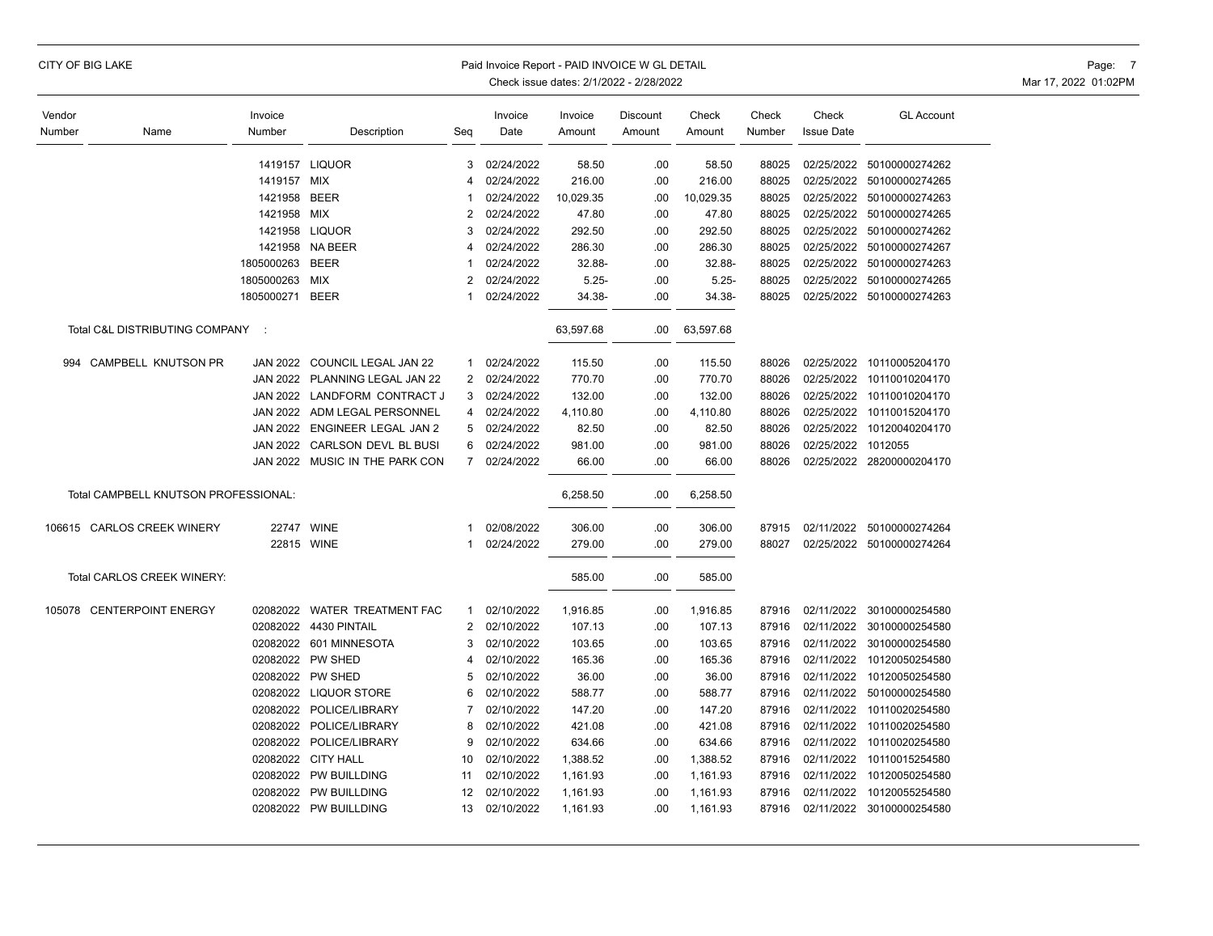| Vendor Number | Name | Invoice Number | Description | Seq | Invoice Date | Invoice Amount | Discount Amount | Check Amount | Check Number | Check Issue Date | GL Account |
|---|---|---|---|---|---|---|---|---|---|---|---|
| | | 1419157 | LIQUOR | 3 | 02/24/2022 | 58.50 | .00 | 58.50 | 88025 | 02/25/2022 | 50100000274262 |
| | | 1419157 | MIX | 4 | 02/24/2022 | 216.00 | .00 | 216.00 | 88025 | 02/25/2022 | 50100000274265 |
| | | 1421958 | BEER | 1 | 02/24/2022 | 10,029.35 | .00 | 10,029.35 | 88025 | 02/25/2022 | 50100000274263 |
| | | 1421958 | MIX | 2 | 02/24/2022 | 47.80 | .00 | 47.80 | 88025 | 02/25/2022 | 50100000274265 |
| | | 1421958 | LIQUOR | 3 | 02/24/2022 | 292.50 | .00 | 292.50 | 88025 | 02/25/2022 | 50100000274262 |
| | | 1421958 | NA BEER | 4 | 02/24/2022 | 286.30 | .00 | 286.30 | 88025 | 02/25/2022 | 50100000274267 |
| | | 1805000263 | BEER | 1 | 02/24/2022 | 32.88- | .00 | 32.88- | 88025 | 02/25/2022 | 50100000274263 |
| | | 1805000263 | MIX | 2 | 02/24/2022 | 5.25- | .00 | 5.25- | 88025 | 02/25/2022 | 50100000274265 |
| | | 1805000271 | BEER | 1 | 02/24/2022 | 34.38- | .00 | 34.38- | 88025 | 02/25/2022 | 50100000274263 |
| | Total C&L DISTRIBUTING COMPANY : | | | | | 63,597.68 | .00 | 63,597.68 | | | |
| 994 | CAMPBELL KNUTSON PR | JAN 2022 | COUNCIL LEGAL JAN 22 | 1 | 02/24/2022 | 115.50 | .00 | 115.50 | 88026 | 02/25/2022 | 10110005204170 |
| | | JAN 2022 | PLANNING LEGAL JAN 22 | 2 | 02/24/2022 | 770.70 | .00 | 770.70 | 88026 | 02/25/2022 | 10110010204170 |
| | | JAN 2022 | LANDFORM CONTRACT J | 3 | 02/24/2022 | 132.00 | .00 | 132.00 | 88026 | 02/25/2022 | 10110010204170 |
| | | JAN 2022 | ADM LEGAL PERSONNEL | 4 | 02/24/2022 | 4,110.80 | .00 | 4,110.80 | 88026 | 02/25/2022 | 10110015204170 |
| | | JAN 2022 | ENGINEER LEGAL JAN 2 | 5 | 02/24/2022 | 82.50 | .00 | 82.50 | 88026 | 02/25/2022 | 10120040204170 |
| | | JAN 2022 | CARLSON DEVL BL BUSI | 6 | 02/24/2022 | 981.00 | .00 | 981.00 | 88026 | 02/25/2022 | 1012055 |
| | | JAN 2022 | MUSIC IN THE PARK CON | 7 | 02/24/2022 | 66.00 | .00 | 66.00 | 88026 | 02/25/2022 | 28200000204170 |
| | Total CAMPBELL KNUTSON PROFESSIONAL: | | | | | 6,258.50 | .00 | 6,258.50 | | | |
| 106615 | CARLOS CREEK WINERY | 22747 | WINE | 1 | 02/08/2022 | 306.00 | .00 | 306.00 | 87915 | 02/11/2022 | 50100000274264 |
| | | 22815 | WINE | 1 | 02/24/2022 | 279.00 | .00 | 279.00 | 88027 | 02/25/2022 | 50100000274264 |
| | Total CARLOS CREEK WINERY: | | | | | 585.00 | .00 | 585.00 | | | |
| 105078 | CENTERPOINT ENERGY | 02082022 | WATER TREATMENT FAC | 1 | 02/10/2022 | 1,916.85 | .00 | 1,916.85 | 87916 | 02/11/2022 | 30100000254580 |
| | | 02082022 | 4430 PINTAIL | 2 | 02/10/2022 | 107.13 | .00 | 107.13 | 87916 | 02/11/2022 | 30100000254580 |
| | | 02082022 | 601 MINNESOTA | 3 | 02/10/2022 | 103.65 | .00 | 103.65 | 87916 | 02/11/2022 | 30100000254580 |
| | | 02082022 | PW SHED | 4 | 02/10/2022 | 165.36 | .00 | 165.36 | 87916 | 02/11/2022 | 10120050254580 |
| | | 02082022 | PW SHED | 5 | 02/10/2022 | 36.00 | .00 | 36.00 | 87916 | 02/11/2022 | 10120050254580 |
| | | 02082022 | LIQUOR STORE | 6 | 02/10/2022 | 588.77 | .00 | 588.77 | 87916 | 02/11/2022 | 50100000254580 |
| | | 02082022 | POLICE/LIBRARY | 7 | 02/10/2022 | 147.20 | .00 | 147.20 | 87916 | 02/11/2022 | 10110020254580 |
| | | 02082022 | POLICE/LIBRARY | 8 | 02/10/2022 | 421.08 | .00 | 421.08 | 87916 | 02/11/2022 | 10110020254580 |
| | | 02082022 | POLICE/LIBRARY | 9 | 02/10/2022 | 634.66 | .00 | 634.66 | 87916 | 02/11/2022 | 10110020254580 |
| | | 02082022 | CITY HALL | 10 | 02/10/2022 | 1,388.52 | .00 | 1,388.52 | 87916 | 02/11/2022 | 10110015254580 |
| | | 02082022 | PW BUILLDING | 11 | 02/10/2022 | 1,161.93 | .00 | 1,161.93 | 87916 | 02/11/2022 | 10120050254580 |
| | | 02082022 | PW BUILLDING | 12 | 02/10/2022 | 1,161.93 | .00 | 1,161.93 | 87916 | 02/11/2022 | 10120055254580 |
| | | 02082022 | PW BUILLDING | 13 | 02/10/2022 | 1,161.93 | .00 | 1,161.93 | 87916 | 02/11/2022 | 30100000254580 |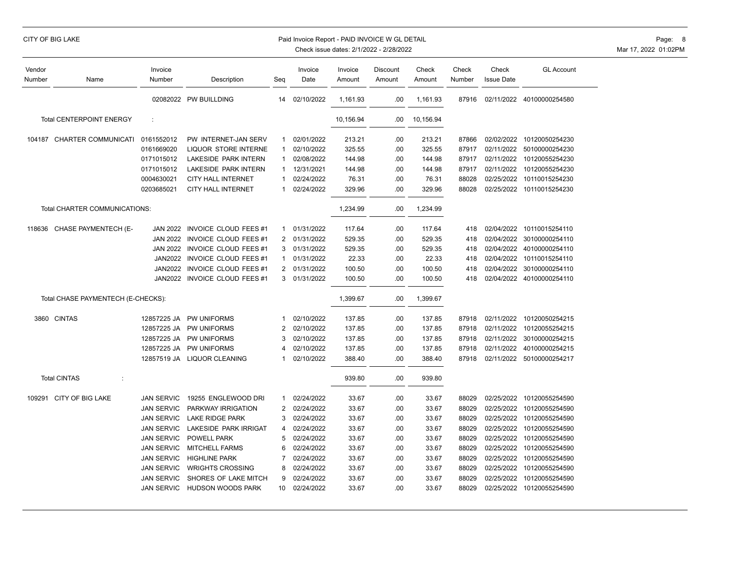| Vendor Number | Name | Invoice Number | Description | Seq | Invoice Date | Invoice Amount | Discount Amount | Check Amount | Check Number | Check Issue Date | GL Account |
|---|---|---|---|---|---|---|---|---|---|---|---|
| | | 02082022 | PW BUILLDING | 14 | 02/10/2022 | 1,161.93 | .00 | 1,161.93 | 87916 | 02/11/2022 | 40100000254580 |
| | Total CENTERPOINT ENERGY : | | | | | 10,156.94 | .00 | 10,156.94 | | | |
| 104187 | CHARTER COMMUNICATI | 0161552012 | PW INTERNET-JAN SERV | 1 | 02/01/2022 | 213.21 | .00 | 213.21 | 87866 | 02/02/2022 | 10120050254230 |
| | | 0161669020 | LIQUOR STORE INTERNE | 1 | 02/10/2022 | 325.55 | .00 | 325.55 | 87917 | 02/11/2022 | 50100000254230 |
| | | 0171015012 | LAKESIDE PARK INTERN | 1 | 02/08/2022 | 144.98 | .00 | 144.98 | 87917 | 02/11/2022 | 10120055254230 |
| | | 0171015012 | LAKESIDE PARK INTERN | 1 | 12/31/2021 | 144.98 | .00 | 144.98 | 87917 | 02/11/2022 | 10120055254230 |
| | | 0004630021 | CITY HALL INTERNET | 1 | 02/24/2022 | 76.31 | .00 | 76.31 | 88028 | 02/25/2022 | 10110015254230 |
| | | 0203685021 | CITY HALL INTERNET | 1 | 02/24/2022 | 329.96 | .00 | 329.96 | 88028 | 02/25/2022 | 10110015254230 |
| | Total CHARTER COMMUNICATIONS: | | | | | 1,234.99 | .00 | 1,234.99 | | | |
| 118636 | CHASE PAYMENTECH (E- | JAN 2022 | INVOICE CLOUD FEES #1 | 1 | 01/31/2022 | 117.64 | .00 | 117.64 | 418 | 02/04/2022 | 10110015254110 |
| | | JAN 2022 | INVOICE CLOUD FEES #1 | 2 | 01/31/2022 | 529.35 | .00 | 529.35 | 418 | 02/04/2022 | 30100000254110 |
| | | JAN 2022 | INVOICE CLOUD FEES #1 | 3 | 01/31/2022 | 529.35 | .00 | 529.35 | 418 | 02/04/2022 | 40100000254110 |
| | | JAN2022 | INVOICE CLOUD FEES #1 | 1 | 01/31/2022 | 22.33 | .00 | 22.33 | 418 | 02/04/2022 | 10110015254110 |
| | | JAN2022 | INVOICE CLOUD FEES #1 | 2 | 01/31/2022 | 100.50 | .00 | 100.50 | 418 | 02/04/2022 | 30100000254110 |
| | | JAN2022 | INVOICE CLOUD FEES #1 | 3 | 01/31/2022 | 100.50 | .00 | 100.50 | 418 | 02/04/2022 | 40100000254110 |
| | Total CHASE PAYMENTECH (E-CHECKS): | | | | | 1,399.67 | .00 | 1,399.67 | | | |
| 3860 | CINTAS | 12857225 JA | PW UNIFORMS | 1 | 02/10/2022 | 137.85 | .00 | 137.85 | 87918 | 02/11/2022 | 10120050254215 |
| | | 12857225 JA | PW UNIFORMS | 2 | 02/10/2022 | 137.85 | .00 | 137.85 | 87918 | 02/11/2022 | 10120055254215 |
| | | 12857225 JA | PW UNIFORMS | 3 | 02/10/2022 | 137.85 | .00 | 137.85 | 87918 | 02/11/2022 | 30100000254215 |
| | | 12857225 JA | PW UNIFORMS | 4 | 02/10/2022 | 137.85 | .00 | 137.85 | 87918 | 02/11/2022 | 40100000254215 |
| | | 12857519 JA | LIQUOR CLEANING | 1 | 02/10/2022 | 388.40 | .00 | 388.40 | 87918 | 02/11/2022 | 50100000254217 |
| | Total CINTAS : | | | | | 939.80 | .00 | 939.80 | | | |
| 109291 | CITY OF BIG LAKE | JAN SERVIC | 19255 ENGLEWOOD DRI | 1 | 02/24/2022 | 33.67 | .00 | 33.67 | 88029 | 02/25/2022 | 10120055254590 |
| | | JAN SERVIC | PARKWAY IRRIGATION | 2 | 02/24/2022 | 33.67 | .00 | 33.67 | 88029 | 02/25/2022 | 10120055254590 |
| | | JAN SERVIC | LAKE RIDGE PARK | 3 | 02/24/2022 | 33.67 | .00 | 33.67 | 88029 | 02/25/2022 | 10120055254590 |
| | | JAN SERVIC | LAKESIDE PARK IRRIGAT | 4 | 02/24/2022 | 33.67 | .00 | 33.67 | 88029 | 02/25/2022 | 10120055254590 |
| | | JAN SERVIC | POWELL PARK | 5 | 02/24/2022 | 33.67 | .00 | 33.67 | 88029 | 02/25/2022 | 10120055254590 |
| | | JAN SERVIC | MITCHELL FARMS | 6 | 02/24/2022 | 33.67 | .00 | 33.67 | 88029 | 02/25/2022 | 10120055254590 |
| | | JAN SERVIC | HIGHLINE PARK | 7 | 02/24/2022 | 33.67 | .00 | 33.67 | 88029 | 02/25/2022 | 10120055254590 |
| | | JAN SERVIC | WRIGHTS CROSSING | 8 | 02/24/2022 | 33.67 | .00 | 33.67 | 88029 | 02/25/2022 | 10120055254590 |
| | | JAN SERVIC | SHORES OF LAKE MITCH | 9 | 02/24/2022 | 33.67 | .00 | 33.67 | 88029 | 02/25/2022 | 10120055254590 |
| | | JAN SERVIC | HUDSON WOODS PARK | 10 | 02/24/2022 | 33.67 | .00 | 33.67 | 88029 | 02/25/2022 | 10120055254590 |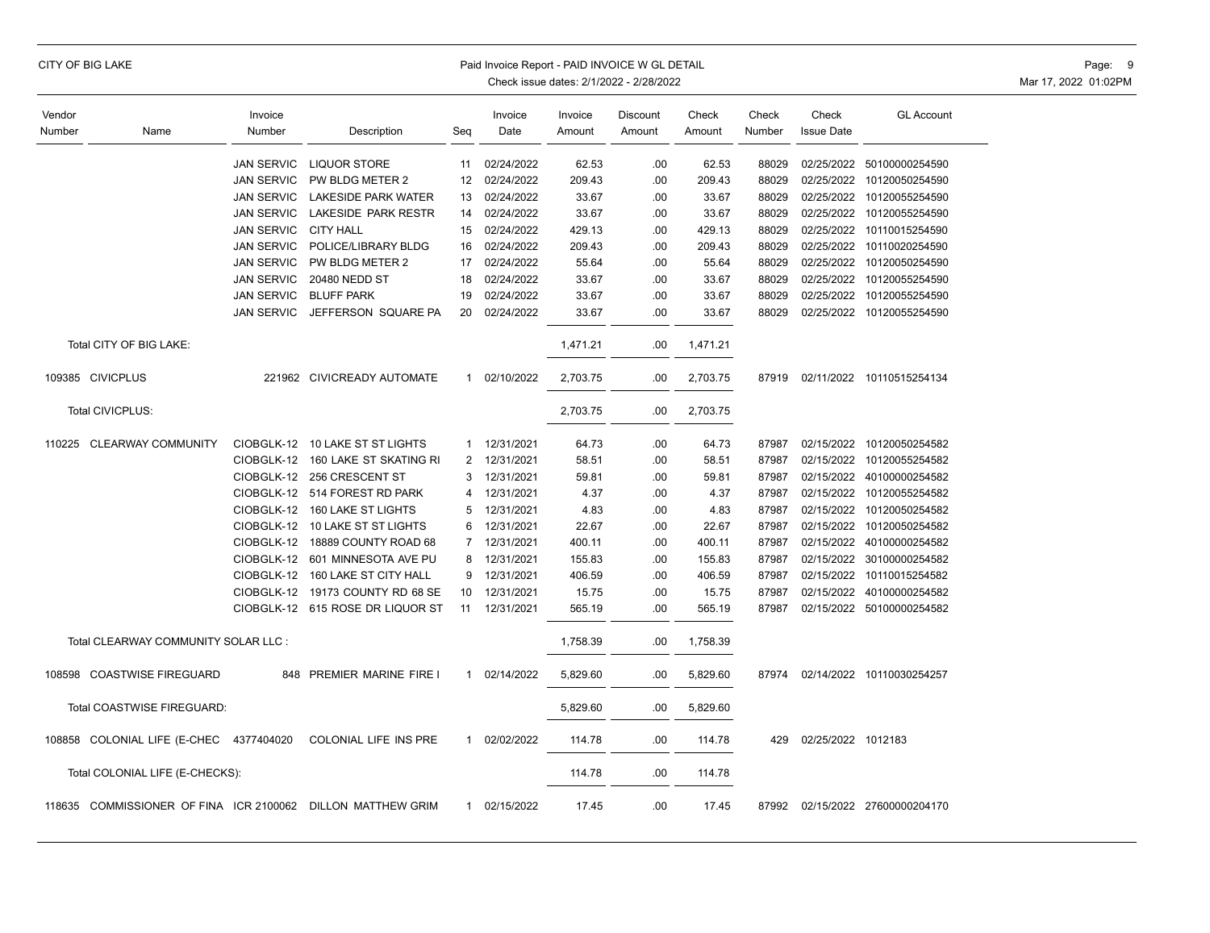| Vendor Number | Name | Invoice Number | Description | Seq | Invoice Date | Invoice Amount | Discount Amount | Check Amount | Check Number | Check Issue Date | GL Account |
|---|---|---|---|---|---|---|---|---|---|---|---|
| | | JAN SERVIC | LIQUOR STORE | 11 | 02/24/2022 | 62.53 | .00 | 62.53 | 88029 | 02/25/2022 | 50100000254590 |
| | | JAN SERVIC | PW BLDG METER 2 | 12 | 02/24/2022 | 209.43 | .00 | 209.43 | 88029 | 02/25/2022 | 10120050254590 |
| | | JAN SERVIC | LAKESIDE PARK WATER | 13 | 02/24/2022 | 33.67 | .00 | 33.67 | 88029 | 02/25/2022 | 10120055254590 |
| | | JAN SERVIC | LAKESIDE PARK RESTR | 14 | 02/24/2022 | 33.67 | .00 | 33.67 | 88029 | 02/25/2022 | 10120055254590 |
| | | JAN SERVIC | CITY HALL | 15 | 02/24/2022 | 429.13 | .00 | 429.13 | 88029 | 02/25/2022 | 10110015254590 |
| | | JAN SERVIC | POLICE/LIBRARY BLDG | 16 | 02/24/2022 | 209.43 | .00 | 209.43 | 88029 | 02/25/2022 | 10110020254590 |
| | | JAN SERVIC | PW BLDG METER 2 | 17 | 02/24/2022 | 55.64 | .00 | 55.64 | 88029 | 02/25/2022 | 10120050254590 |
| | | JAN SERVIC | 20480 NEDD ST | 18 | 02/24/2022 | 33.67 | .00 | 33.67 | 88029 | 02/25/2022 | 10120055254590 |
| | | JAN SERVIC | BLUFF PARK | 19 | 02/24/2022 | 33.67 | .00 | 33.67 | 88029 | 02/25/2022 | 10120055254590 |
| | | JAN SERVIC | JEFFERSON SQUARE PA | 20 | 02/24/2022 | 33.67 | .00 | 33.67 | 88029 | 02/25/2022 | 10120055254590 |
| | Total CITY OF BIG LAKE: | | | | | 1,471.21 | .00 | 1,471.21 | | | |
| 109385 | CIVICPLUS | 221962 | CIVICREADY AUTOMATE | 1 | 02/10/2022 | 2,703.75 | .00 | 2,703.75 | 87919 | 02/11/2022 | 10110515254134 |
| | Total CIVICPLUS: | | | | | 2,703.75 | .00 | 2,703.75 | | | |
| 110225 | CLEARWAY COMMUNITY | CIOBGLK-12 | 10 LAKE ST ST LIGHTS | 1 | 12/31/2021 | 64.73 | .00 | 64.73 | 87987 | 02/15/2022 | 10120050254582 |
| | | CIOBGLK-12 | 160 LAKE ST SKATING RI | 2 | 12/31/2021 | 58.51 | .00 | 58.51 | 87987 | 02/15/2022 | 10120055254582 |
| | | CIOBGLK-12 | 256 CRESCENT ST | 3 | 12/31/2021 | 59.81 | .00 | 59.81 | 87987 | 02/15/2022 | 40100000254582 |
| | | CIOBGLK-12 | 514 FOREST RD PARK | 4 | 12/31/2021 | 4.37 | .00 | 4.37 | 87987 | 02/15/2022 | 10120055254582 |
| | | CIOBGLK-12 | 160 LAKE ST LIGHTS | 5 | 12/31/2021 | 4.83 | .00 | 4.83 | 87987 | 02/15/2022 | 10120050254582 |
| | | CIOBGLK-12 | 10 LAKE ST ST LIGHTS | 6 | 12/31/2021 | 22.67 | .00 | 22.67 | 87987 | 02/15/2022 | 10120050254582 |
| | | CIOBGLK-12 | 18889 COUNTY ROAD 68 | 7 | 12/31/2021 | 400.11 | .00 | 400.11 | 87987 | 02/15/2022 | 40100000254582 |
| | | CIOBGLK-12 | 601 MINNESOTA AVE PU | 8 | 12/31/2021 | 155.83 | .00 | 155.83 | 87987 | 02/15/2022 | 30100000254582 |
| | | CIOBGLK-12 | 160 LAKE ST CITY HALL | 9 | 12/31/2021 | 406.59 | .00 | 406.59 | 87987 | 02/15/2022 | 10110015254582 |
| | | CIOBGLK-12 | 19173 COUNTY RD 68 SE | 10 | 12/31/2021 | 15.75 | .00 | 15.75 | 87987 | 02/15/2022 | 40100000254582 |
| | | CIOBGLK-12 | 615 ROSE DR LIQUOR ST | 11 | 12/31/2021 | 565.19 | .00 | 565.19 | 87987 | 02/15/2022 | 50100000254582 |
| | Total CLEARWAY COMMUNITY SOLAR LLC : | | | | | 1,758.39 | .00 | 1,758.39 | | | |
| 108598 | COASTWISE FIREGUARD | 848 | PREMIER MARINE FIRE I | 1 | 02/14/2022 | 5,829.60 | .00 | 5,829.60 | 87974 | 02/14/2022 | 10110030254257 |
| | Total COASTWISE FIREGUARD: | | | | | 5,829.60 | .00 | 5,829.60 | | | |
| 108858 | COLONIAL LIFE (E-CHEC | 4377404020 | COLONIAL LIFE INS PRE | 1 | 02/02/2022 | 114.78 | .00 | 114.78 | 429 | 02/25/2022 | 1012183 |
| | Total COLONIAL LIFE (E-CHECKS): | | | | | 114.78 | .00 | 114.78 | | | |
| 118635 | COMMISSIONER OF FINA | ICR 2100062 | DILLON MATTHEW GRIM | 1 | 02/15/2022 | 17.45 | .00 | 17.45 | 87992 | 02/15/2022 | 27600000204170 |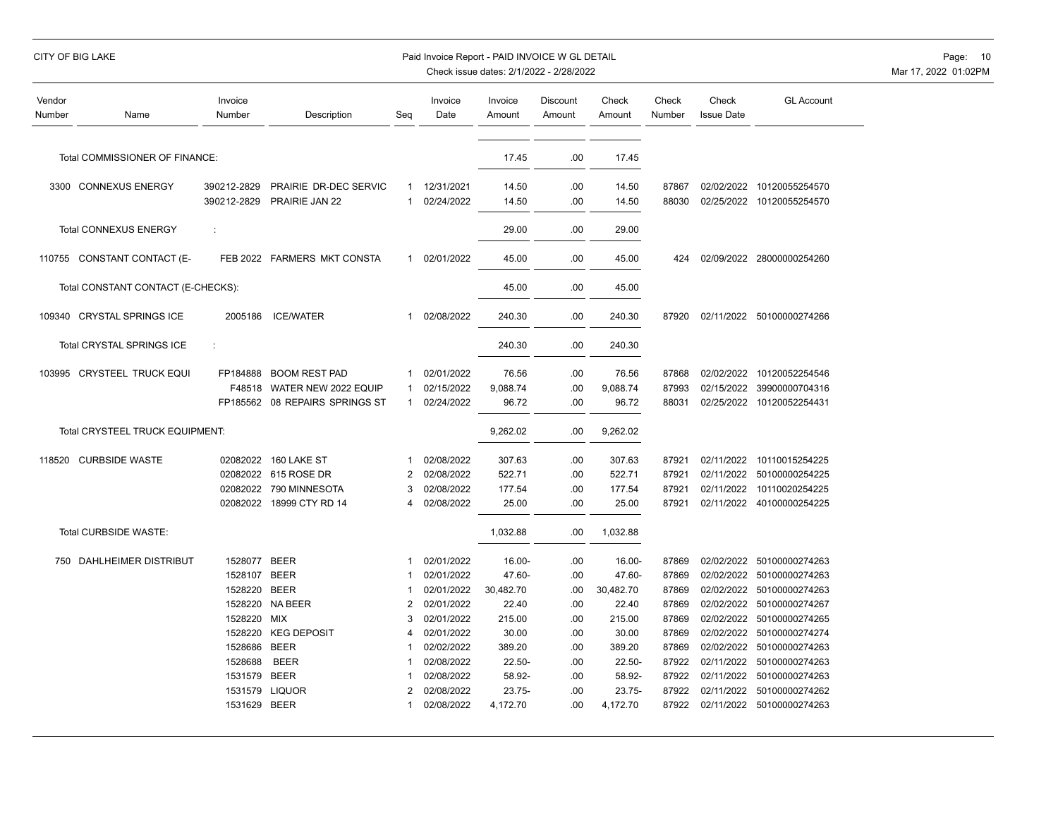| Vendor Number | Name | Invoice Number | Description | Seq | Invoice Date | Invoice Amount | Discount Amount | Check Amount | Check Number | Check Issue Date | GL Account |
|---|---|---|---|---|---|---|---|---|---|---|---|
| | Total COMMISSIONER OF FINANCE: | | | | | 17.45 | .00 | 17.45 | | | |
| 3300 | CONNEXUS ENERGY | 390212-2829 | PRAIRIE DR-DEC SERVIC | 1 | 12/31/2021 | 14.50 | .00 | 14.50 | 87867 | 02/02/2022 | 10120055254570 |
| | | 390212-2829 | PRAIRIE JAN 22 | 1 | 02/24/2022 | 14.50 | .00 | 14.50 | 88030 | 02/25/2022 | 10120055254570 |
| | Total CONNEXUS ENERGY : | | | | | 29.00 | .00 | 29.00 | | | |
| 110755 | CONSTANT CONTACT (E- | FEB 2022 | FARMERS MKT CONSTA | 1 | 02/01/2022 | 45.00 | .00 | 45.00 | 424 | 02/09/2022 | 28000000254260 |
| | Total CONSTANT CONTACT (E-CHECKS): | | | | | 45.00 | .00 | 45.00 | | | |
| 109340 | CRYSTAL SPRINGS ICE | 2005186 | ICE/WATER | 1 | 02/08/2022 | 240.30 | .00 | 240.30 | 87920 | 02/11/2022 | 50100000274266 |
| | Total CRYSTAL SPRINGS ICE : | | | | | 240.30 | .00 | 240.30 | | | |
| 103995 | CRYSTEEL TRUCK EQUI | FP184888 | BOOM REST PAD | 1 | 02/01/2022 | 76.56 | .00 | 76.56 | 87868 | 02/02/2022 | 10120052254546 |
| | | F48518 | WATER NEW 2022 EQUIP | 1 | 02/15/2022 | 9,088.74 | .00 | 9,088.74 | 87993 | 02/15/2022 | 39900000704316 |
| | | FP185562 | 08 REPAIRS SPRINGS ST | 1 | 02/24/2022 | 96.72 | .00 | 96.72 | 88031 | 02/25/2022 | 10120052254431 |
| | Total CRYSTEEL TRUCK EQUIPMENT: | | | | | 9,262.02 | .00 | 9,262.02 | | | |
| 118520 | CURBSIDE WASTE | 02082022 | 160 LAKE ST | 1 | 02/08/2022 | 307.63 | .00 | 307.63 | 87921 | 02/11/2022 | 10110015254225 |
| | | 02082022 | 615 ROSE DR | 2 | 02/08/2022 | 522.71 | .00 | 522.71 | 87921 | 02/11/2022 | 50100000254225 |
| | | 02082022 | 790 MINNESOTA | 3 | 02/08/2022 | 177.54 | .00 | 177.54 | 87921 | 02/11/2022 | 10110020254225 |
| | | 02082022 | 18999 CTY RD 14 | 4 | 02/08/2022 | 25.00 | .00 | 25.00 | 87921 | 02/11/2022 | 40100000254225 |
| | Total CURBSIDE WASTE: | | | | | 1,032.88 | .00 | 1,032.88 | | | |
| 750 | DAHLHEIMER DISTRIBUT | 1528077 | BEER | 1 | 02/01/2022 | 16.00- | .00 | 16.00- | 87869 | 02/02/2022 | 50100000274263 |
| | | 1528107 | BEER | 1 | 02/01/2022 | 47.60- | .00 | 47.60- | 87869 | 02/02/2022 | 50100000274263 |
| | | 1528220 | BEER | 1 | 02/01/2022 | 30,482.70 | .00 | 30,482.70 | 87869 | 02/02/2022 | 50100000274263 |
| | | 1528220 | NA BEER | 2 | 02/01/2022 | 22.40 | .00 | 22.40 | 87869 | 02/02/2022 | 50100000274267 |
| | | 1528220 | MIX | 3 | 02/01/2022 | 215.00 | .00 | 215.00 | 87869 | 02/02/2022 | 50100000274265 |
| | | 1528220 | KEG DEPOSIT | 4 | 02/01/2022 | 30.00 | .00 | 30.00 | 87869 | 02/02/2022 | 50100000274274 |
| | | 1528686 | BEER | 1 | 02/02/2022 | 389.20 | .00 | 389.20 | 87869 | 02/02/2022 | 50100000274263 |
| | | 1528688 | BEER | 1 | 02/08/2022 | 22.50- | .00 | 22.50- | 87922 | 02/11/2022 | 50100000274263 |
| | | 1531579 | BEER | 1 | 02/08/2022 | 58.92- | .00 | 58.92- | 87922 | 02/11/2022 | 50100000274263 |
| | | 1531579 | LIQUOR | 2 | 02/08/2022 | 23.75- | .00 | 23.75- | 87922 | 02/11/2022 | 50100000274262 |
| | | 1531629 | BEER | 1 | 02/08/2022 | 4,172.70 | .00 | 4,172.70 | 87922 | 02/11/2022 | 50100000274263 |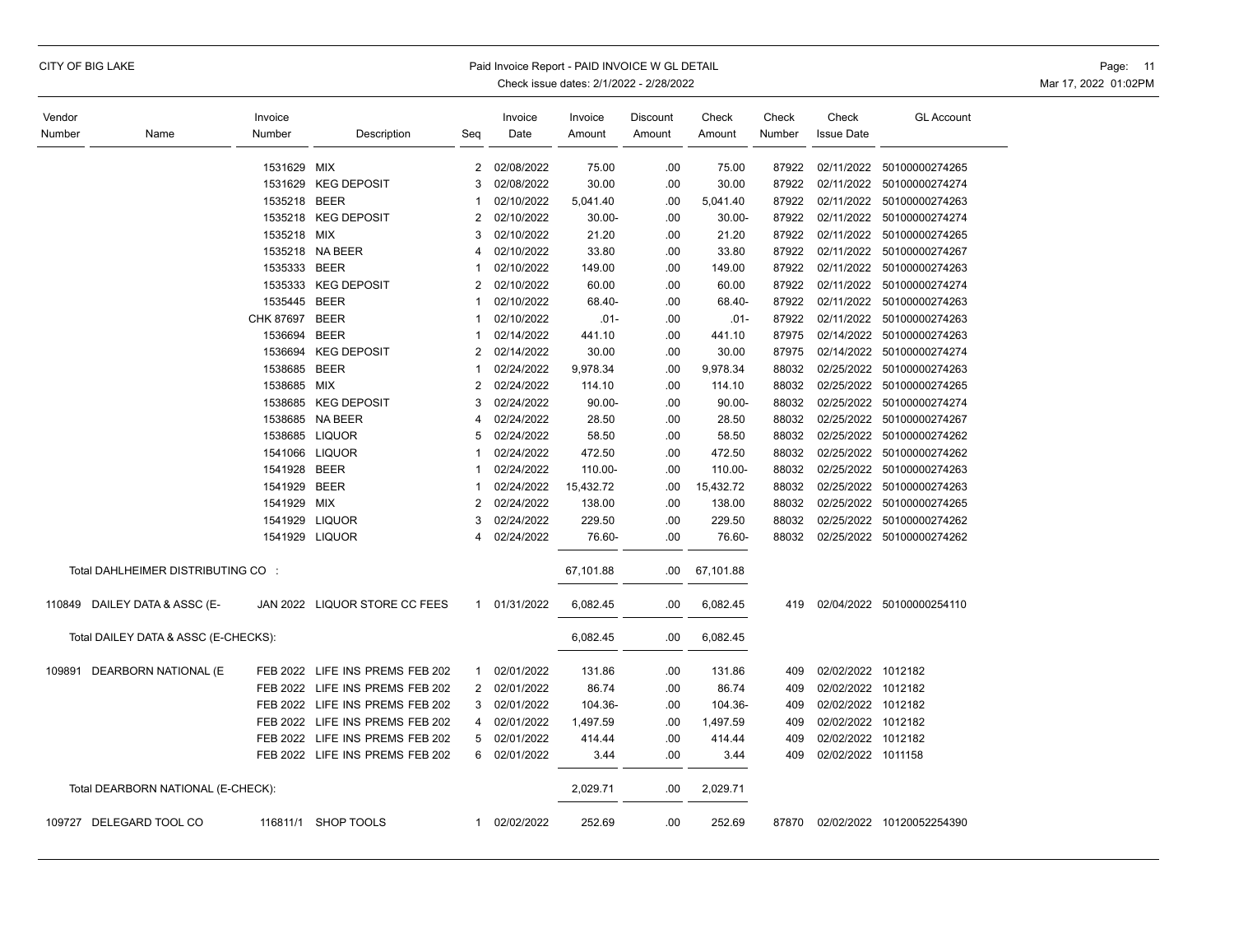| Vendor Number | Name | Invoice Number | Description | Seq | Invoice Date | Invoice Amount | Discount Amount | Check Amount | Check Number | Check Issue Date | GL Account |
|---|---|---|---|---|---|---|---|---|---|---|---|
| | | 1531629 | MIX | 2 | 02/08/2022 | 75.00 | .00 | 75.00 | 87922 | 02/11/2022 | 50100000274265 |
| | | 1531629 | KEG DEPOSIT | 3 | 02/08/2022 | 30.00 | .00 | 30.00 | 87922 | 02/11/2022 | 50100000274274 |
| | | 1535218 | BEER | 1 | 02/10/2022 | 5,041.40 | .00 | 5,041.40 | 87922 | 02/11/2022 | 50100000274263 |
| | | 1535218 | KEG DEPOSIT | 2 | 02/10/2022 | 30.00- | .00 | 30.00- | 87922 | 02/11/2022 | 50100000274274 |
| | | 1535218 | MIX | 3 | 02/10/2022 | 21.20 | .00 | 21.20 | 87922 | 02/11/2022 | 50100000274265 |
| | | 1535218 | NA BEER | 4 | 02/10/2022 | 33.80 | .00 | 33.80 | 87922 | 02/11/2022 | 50100000274267 |
| | | 1535333 | BEER | 1 | 02/10/2022 | 149.00 | .00 | 149.00 | 87922 | 02/11/2022 | 50100000274263 |
| | | 1535333 | KEG DEPOSIT | 2 | 02/10/2022 | 60.00 | .00 | 60.00 | 87922 | 02/11/2022 | 50100000274274 |
| | | 1535445 | BEER | 1 | 02/10/2022 | 68.40- | .00 | 68.40- | 87922 | 02/11/2022 | 50100000274263 |
| | | CHK 87697 | BEER | 1 | 02/10/2022 | .01- | .00 | .01- | 87922 | 02/11/2022 | 50100000274263 |
| | | 1536694 | BEER | 1 | 02/14/2022 | 441.10 | .00 | 441.10 | 87975 | 02/14/2022 | 50100000274263 |
| | | 1536694 | KEG DEPOSIT | 2 | 02/14/2022 | 30.00 | .00 | 30.00 | 87975 | 02/14/2022 | 50100000274274 |
| | | 1538685 | BEER | 1 | 02/24/2022 | 9,978.34 | .00 | 9,978.34 | 88032 | 02/25/2022 | 50100000274263 |
| | | 1538685 | MIX | 2 | 02/24/2022 | 114.10 | .00 | 114.10 | 88032 | 02/25/2022 | 50100000274265 |
| | | 1538685 | KEG DEPOSIT | 3 | 02/24/2022 | 90.00- | .00 | 90.00- | 88032 | 02/25/2022 | 50100000274274 |
| | | 1538685 | NA BEER | 4 | 02/24/2022 | 28.50 | .00 | 28.50 | 88032 | 02/25/2022 | 50100000274267 |
| | | 1538685 | LIQUOR | 5 | 02/24/2022 | 58.50 | .00 | 58.50 | 88032 | 02/25/2022 | 50100000274262 |
| | | 1541066 | LIQUOR | 1 | 02/24/2022 | 472.50 | .00 | 472.50 | 88032 | 02/25/2022 | 50100000274262 |
| | | 1541928 | BEER | 1 | 02/24/2022 | 110.00- | .00 | 110.00- | 88032 | 02/25/2022 | 50100000274263 |
| | | 1541929 | BEER | 1 | 02/24/2022 | 15,432.72 | .00 | 15,432.72 | 88032 | 02/25/2022 | 50100000274263 |
| | | 1541929 | MIX | 2 | 02/24/2022 | 138.00 | .00 | 138.00 | 88032 | 02/25/2022 | 50100000274265 |
| | | 1541929 | LIQUOR | 3 | 02/24/2022 | 229.50 | .00 | 229.50 | 88032 | 02/25/2022 | 50100000274262 |
| | | 1541929 | LIQUOR | 4 | 02/24/2022 | 76.60- | .00 | 76.60- | 88032 | 02/25/2022 | 50100000274262 |
| | Total DAHLHEIMER DISTRIBUTING CO : | | | | | 67,101.88 | .00 | 67,101.88 | | | |
| 110849 | DAILEY DATA & ASSC (E- | JAN 2022 | LIQUOR STORE CC FEES | 1 | 01/31/2022 | 6,082.45 | .00 | 6,082.45 | 419 | 02/04/2022 | 50100000254110 |
| | Total DAILEY DATA & ASSC (E-CHECKS): | | | | | 6,082.45 | .00 | 6,082.45 | | | |
| 109891 | DEARBORN NATIONAL (E | FEB 2022 | LIFE INS PREMS FEB 202 | 1 | 02/01/2022 | 131.86 | .00 | 131.86 | 409 | 02/02/2022 | 1012182 |
| | | FEB 2022 | LIFE INS PREMS FEB 202 | 2 | 02/01/2022 | 86.74 | .00 | 86.74 | 409 | 02/02/2022 | 1012182 |
| | | FEB 2022 | LIFE INS PREMS FEB 202 | 3 | 02/01/2022 | 104.36- | .00 | 104.36- | 409 | 02/02/2022 | 1012182 |
| | | FEB 2022 | LIFE INS PREMS FEB 202 | 4 | 02/01/2022 | 1,497.59 | .00 | 1,497.59 | 409 | 02/02/2022 | 1012182 |
| | | FEB 2022 | LIFE INS PREMS FEB 202 | 5 | 02/01/2022 | 414.44 | .00 | 414.44 | 409 | 02/02/2022 | 1012182 |
| | | FEB 2022 | LIFE INS PREMS FEB 202 | 6 | 02/01/2022 | 3.44 | .00 | 3.44 | 409 | 02/02/2022 | 1011158 |
| | Total DEARBORN NATIONAL (E-CHECK): | | | | | 2,029.71 | .00 | 2,029.71 | | | |
| 109727 | DELEGARD TOOL CO | 116811/1 | SHOP TOOLS | 1 | 02/02/2022 | 252.69 | .00 | 252.69 | 87870 | 02/02/2022 | 10120052254390 |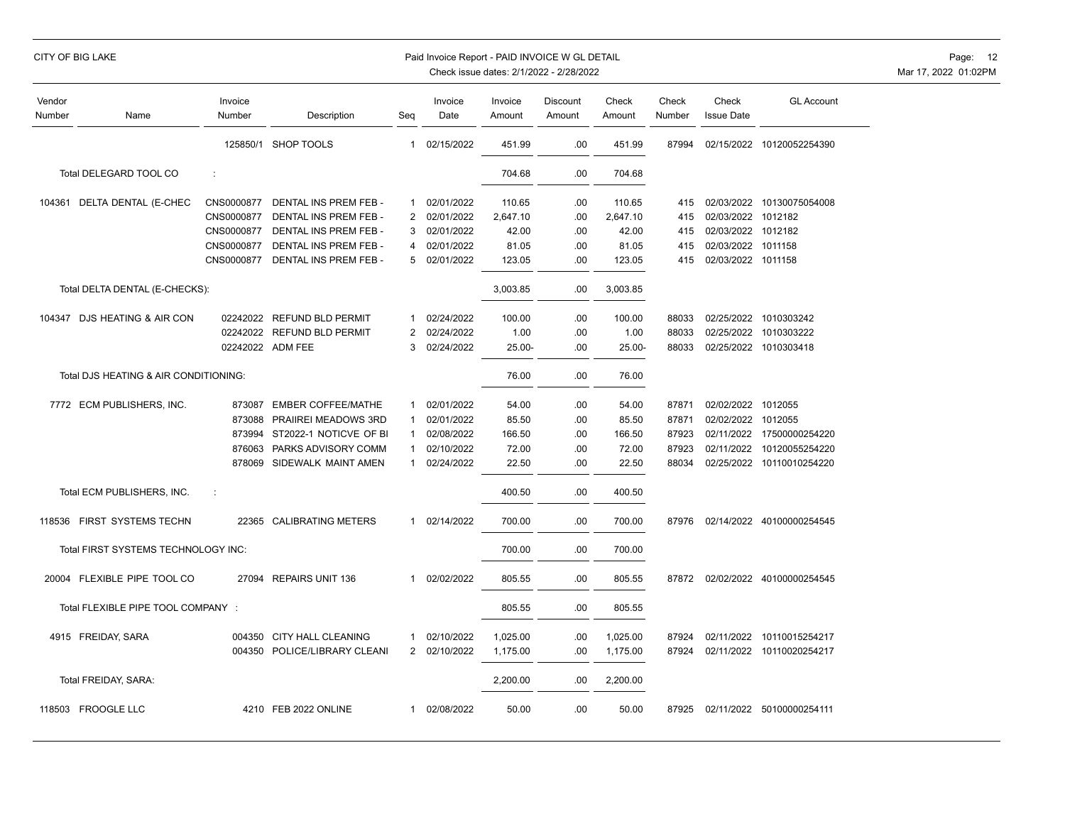CITY OF BIG LAKE

Paid Invoice Report - PAID INVOICE W GL DETAIL

Check issue dates: 2/1/2022 - 2/28/2022

| Vendor Number | Name | Invoice Number | Description | Seq | Invoice Date | Invoice Amount | Discount Amount | Check Amount | Check Number | Check Issue Date | GL Account |
|---|---|---|---|---|---|---|---|---|---|---|---|
| | | 125850/1 | SHOP TOOLS | 1 | 02/15/2022 | 451.99 | .00 | 451.99 | 87994 | 02/15/2022 | 10120052254390 |
| | Total DELEGARD TOOL CO : | | | | | 704.68 | .00 | 704.68 | | | |
| 104361 | DELTA DENTAL (E-CHEC | CNS0000877 | DENTAL INS PREM FEB - | 1 | 02/01/2022 | 110.65 | .00 | 110.65 | 415 | 02/03/2022 | 10130075054008 |
| | | CNS0000877 | DENTAL INS PREM FEB - | 2 | 02/01/2022 | 2,647.10 | .00 | 2,647.10 | 415 | 02/03/2022 | 1012182 |
| | | CNS0000877 | DENTAL INS PREM FEB - | 3 | 02/01/2022 | 42.00 | .00 | 42.00 | 415 | 02/03/2022 | 1012182 |
| | | CNS0000877 | DENTAL INS PREM FEB - | 4 | 02/01/2022 | 81.05 | .00 | 81.05 | 415 | 02/03/2022 | 1011158 |
| | | CNS0000877 | DENTAL INS PREM FEB - | 5 | 02/01/2022 | 123.05 | .00 | 123.05 | 415 | 02/03/2022 | 1011158 |
| | Total DELTA DENTAL (E-CHECKS): | | | | | 3,003.85 | .00 | 3,003.85 | | | |
| 104347 | DJS HEATING & AIR CON | 02242022 | REFUND BLD PERMIT | 1 | 02/24/2022 | 100.00 | .00 | 100.00 | 88033 | 02/25/2022 | 1010303242 |
| | | 02242022 | REFUND BLD PERMIT | 2 | 02/24/2022 | 1.00 | .00 | 1.00 | 88033 | 02/25/2022 | 1010303222 |
| | | 02242022 | ADM FEE | 3 | 02/24/2022 | 25.00- | .00 | 25.00- | 88033 | 02/25/2022 | 1010303418 |
| | Total DJS HEATING & AIR CONDITIONING: | | | | | 76.00 | .00 | 76.00 | | | |
| 7772 | ECM PUBLISHERS, INC. | 873087 | EMBER COFFEE/MATHE | 1 | 02/01/2022 | 54.00 | .00 | 54.00 | 87871 | 02/02/2022 | 1012055 |
| | | 873088 | PRAIIREI MEADOWS 3RD | 1 | 02/01/2022 | 85.50 | .00 | 85.50 | 87871 | 02/02/2022 | 1012055 |
| | | 873994 | ST2022-1 NOTICVE OF BI | 1 | 02/08/2022 | 166.50 | .00 | 166.50 | 87923 | 02/11/2022 | 17500000254220 |
| | | 876063 | PARKS ADVISORY COMM | 1 | 02/10/2022 | 72.00 | .00 | 72.00 | 87923 | 02/11/2022 | 10120055254220 |
| | | 878069 | SIDEWALK MAINT AMEN | 1 | 02/24/2022 | 22.50 | .00 | 22.50 | 88034 | 02/25/2022 | 10110010254220 |
| | Total ECM PUBLISHERS, INC. : | | | | | 400.50 | .00 | 400.50 | | | |
| 118536 | FIRST SYSTEMS TECHN | 22365 | CALIBRATING METERS | 1 | 02/14/2022 | 700.00 | .00 | 700.00 | 87976 | 02/14/2022 | 40100000254545 |
| | Total FIRST SYSTEMS TECHNOLOGY INC: | | | | | 700.00 | .00 | 700.00 | | | |
| 20004 | FLEXIBLE PIPE TOOL CO | 27094 | REPAIRS UNIT 136 | 1 | 02/02/2022 | 805.55 | .00 | 805.55 | 87872 | 02/02/2022 | 40100000254545 |
| | Total FLEXIBLE PIPE TOOL COMPANY : | | | | | 805.55 | .00 | 805.55 | | | |
| 4915 | FREIDAY, SARA | 004350 | CITY HALL CLEANING | 1 | 02/10/2022 | 1,025.00 | .00 | 1,025.00 | 87924 | 02/11/2022 | 10110015254217 |
| | | 004350 | POLICE/LIBRARY CLEANI | 2 | 02/10/2022 | 1,175.00 | .00 | 1,175.00 | 87924 | 02/11/2022 | 10110020254217 |
| | Total FREIDAY, SARA: | | | | | 2,200.00 | .00 | 2,200.00 | | | |
| 118503 | FROOGLE LLC | 4210 | FEB 2022 ONLINE | 1 | 02/08/2022 | 50.00 | .00 | 50.00 | 87925 | 02/11/2022 | 50100000254111 |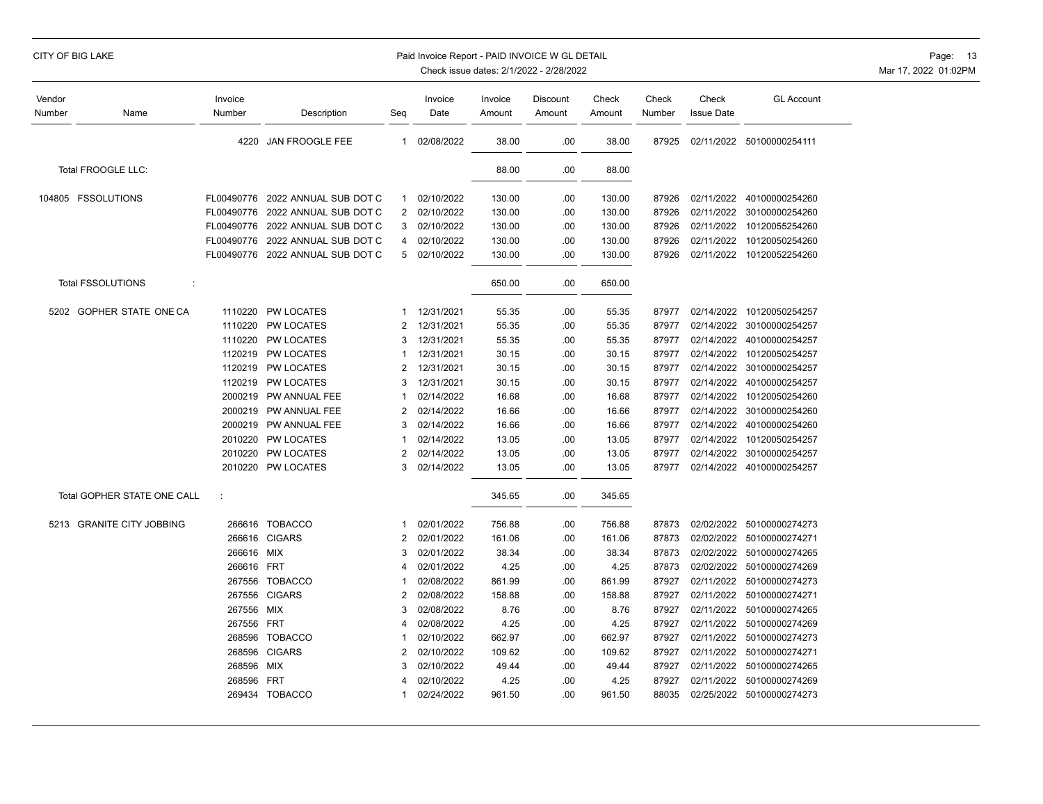CITY OF BIG LAKE

Paid Invoice Report - PAID INVOICE W GL DETAIL
Check issue dates: 2/1/2022 - 2/28/2022

| Vendor Number | Name | Invoice Number | Description | Seq | Invoice Date | Invoice Amount | Discount Amount | Check Amount | Check Number | Check Issue Date | GL Account |
|---|---|---|---|---|---|---|---|---|---|---|---|
| | | 4220 | JAN FROOGLE FEE | 1 | 02/08/2022 | 38.00 | .00 | 38.00 | 87925 | 02/11/2022 | 50100000254111 |
| | Total FROOGLE LLC: | | | | | 88.00 | .00 | 88.00 | | | |
| 104805 | FSSOLUTIONS | FL00490776 | 2022 ANNUAL SUB DOT C | 1 | 02/10/2022 | 130.00 | .00 | 130.00 | 87926 | 02/11/2022 | 40100000254260 |
| | | FL00490776 | 2022 ANNUAL SUB DOT C | 2 | 02/10/2022 | 130.00 | .00 | 130.00 | 87926 | 02/11/2022 | 30100000254260 |
| | | FL00490776 | 2022 ANNUAL SUB DOT C | 3 | 02/10/2022 | 130.00 | .00 | 130.00 | 87926 | 02/11/2022 | 10120055254260 |
| | | FL00490776 | 2022 ANNUAL SUB DOT C | 4 | 02/10/2022 | 130.00 | .00 | 130.00 | 87926 | 02/11/2022 | 10120050254260 |
| | | FL00490776 | 2022 ANNUAL SUB DOT C | 5 | 02/10/2022 | 130.00 | .00 | 130.00 | 87926 | 02/11/2022 | 10120052254260 |
| | Total FSSOLUTIONS : | | | | | 650.00 | .00 | 650.00 | | | |
| 5202 | GOPHER STATE ONE CA | 1110220 | PW LOCATES | 1 | 12/31/2021 | 55.35 | .00 | 55.35 | 87977 | 02/14/2022 | 10120050254257 |
| | | 1110220 | PW LOCATES | 2 | 12/31/2021 | 55.35 | .00 | 55.35 | 87977 | 02/14/2022 | 30100000254257 |
| | | 1110220 | PW LOCATES | 3 | 12/31/2021 | 55.35 | .00 | 55.35 | 87977 | 02/14/2022 | 40100000254257 |
| | | 1120219 | PW LOCATES | 1 | 12/31/2021 | 30.15 | .00 | 30.15 | 87977 | 02/14/2022 | 10120050254257 |
| | | 1120219 | PW LOCATES | 2 | 12/31/2021 | 30.15 | .00 | 30.15 | 87977 | 02/14/2022 | 30100000254257 |
| | | 1120219 | PW LOCATES | 3 | 12/31/2021 | 30.15 | .00 | 30.15 | 87977 | 02/14/2022 | 40100000254257 |
| | | 2000219 | PW ANNUAL FEE | 1 | 02/14/2022 | 16.68 | .00 | 16.68 | 87977 | 02/14/2022 | 10120050254260 |
| | | 2000219 | PW ANNUAL FEE | 2 | 02/14/2022 | 16.66 | .00 | 16.66 | 87977 | 02/14/2022 | 30100000254260 |
| | | 2000219 | PW ANNUAL FEE | 3 | 02/14/2022 | 16.66 | .00 | 16.66 | 87977 | 02/14/2022 | 40100000254260 |
| | | 2010220 | PW LOCATES | 1 | 02/14/2022 | 13.05 | .00 | 13.05 | 87977 | 02/14/2022 | 10120050254257 |
| | | 2010220 | PW LOCATES | 2 | 02/14/2022 | 13.05 | .00 | 13.05 | 87977 | 02/14/2022 | 30100000254257 |
| | | 2010220 | PW LOCATES | 3 | 02/14/2022 | 13.05 | .00 | 13.05 | 87977 | 02/14/2022 | 40100000254257 |
| | Total GOPHER STATE ONE CALL : | | | | | 345.65 | .00 | 345.65 | | | |
| 5213 | GRANITE CITY JOBBING | 266616 | TOBACCO | 1 | 02/01/2022 | 756.88 | .00 | 756.88 | 87873 | 02/02/2022 | 50100000274273 |
| | | 266616 | CIGARS | 2 | 02/01/2022 | 161.06 | .00 | 161.06 | 87873 | 02/02/2022 | 50100000274271 |
| | | 266616 | MIX | 3 | 02/01/2022 | 38.34 | .00 | 38.34 | 87873 | 02/02/2022 | 50100000274265 |
| | | 266616 | FRT | 4 | 02/01/2022 | 4.25 | .00 | 4.25 | 87873 | 02/02/2022 | 50100000274269 |
| | | 267556 | TOBACCO | 1 | 02/08/2022 | 861.99 | .00 | 861.99 | 87927 | 02/11/2022 | 50100000274273 |
| | | 267556 | CIGARS | 2 | 02/08/2022 | 158.88 | .00 | 158.88 | 87927 | 02/11/2022 | 50100000274271 |
| | | 267556 | MIX | 3 | 02/08/2022 | 8.76 | .00 | 8.76 | 87927 | 02/11/2022 | 50100000274265 |
| | | 267556 | FRT | 4 | 02/08/2022 | 4.25 | .00 | 4.25 | 87927 | 02/11/2022 | 50100000274269 |
| | | 268596 | TOBACCO | 1 | 02/10/2022 | 662.97 | .00 | 662.97 | 87927 | 02/11/2022 | 50100000274273 |
| | | 268596 | CIGARS | 2 | 02/10/2022 | 109.62 | .00 | 109.62 | 87927 | 02/11/2022 | 50100000274271 |
| | | 268596 | MIX | 3 | 02/10/2022 | 49.44 | .00 | 49.44 | 87927 | 02/11/2022 | 50100000274265 |
| | | 268596 | FRT | 4 | 02/10/2022 | 4.25 | .00 | 4.25 | 87927 | 02/11/2022 | 50100000274269 |
| | | 269434 | TOBACCO | 1 | 02/24/2022 | 961.50 | .00 | 961.50 | 88035 | 02/25/2022 | 50100000274273 |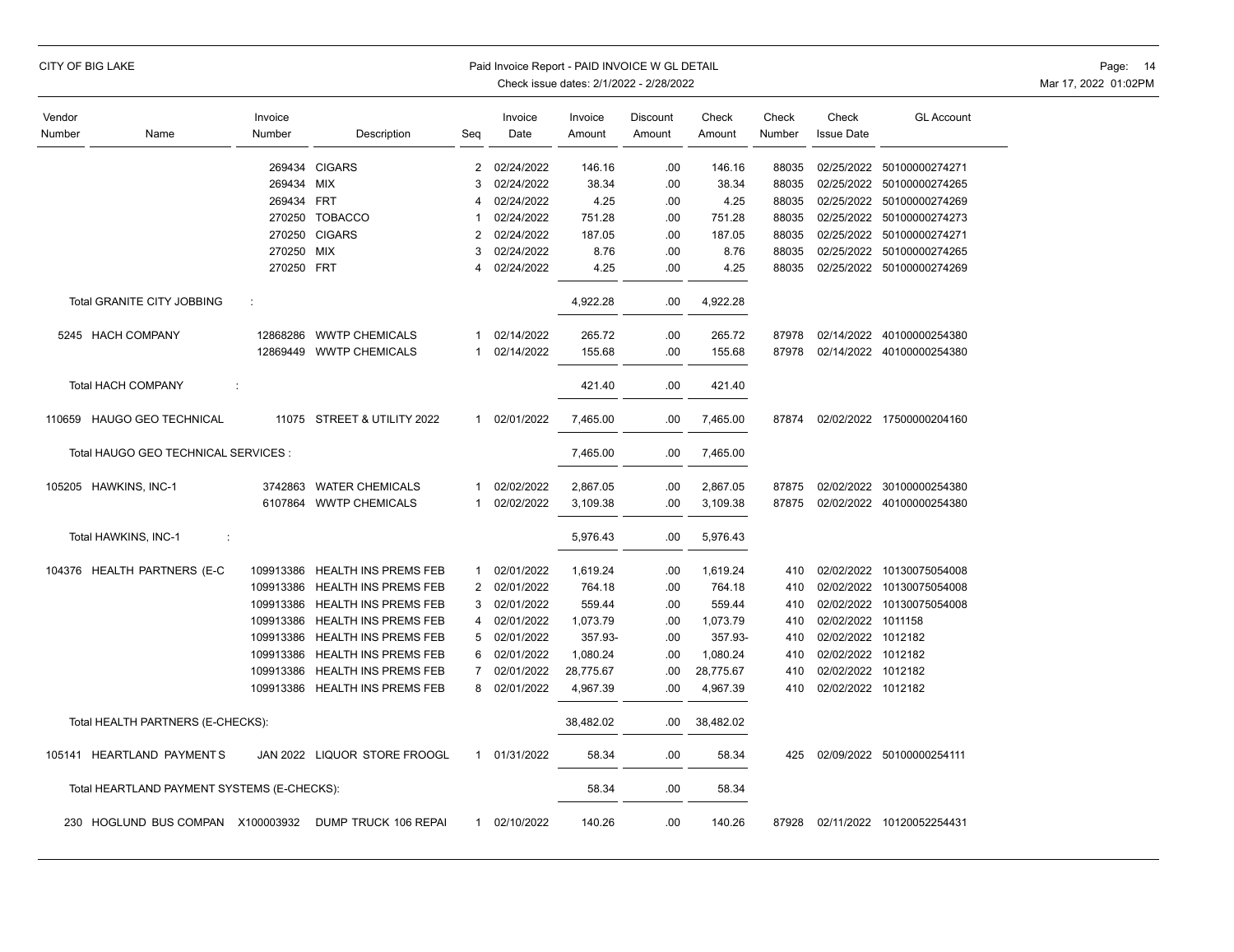CITY OF BIG LAKE

Paid Invoice Report - PAID INVOICE W GL DETAIL

Check issue dates: 2/1/2022 - 2/28/2022

| Vendor Number | Name | Invoice Number | Description | Seq | Invoice Date | Invoice Amount | Discount Amount | Check Amount | Check Number | Check Issue Date | GL Account |
|---|---|---|---|---|---|---|---|---|---|---|---|
| | | 269434 | CIGARS | 2 | 02/24/2022 | 146.16 | .00 | 146.16 | 88035 | 02/25/2022 | 50100000274271 |
| | | 269434 | MIX | 3 | 02/24/2022 | 38.34 | .00 | 38.34 | 88035 | 02/25/2022 | 50100000274265 |
| | | 269434 | FRT | 4 | 02/24/2022 | 4.25 | .00 | 4.25 | 88035 | 02/25/2022 | 50100000274269 |
| | | 270250 | TOBACCO | 1 | 02/24/2022 | 751.28 | .00 | 751.28 | 88035 | 02/25/2022 | 50100000274273 |
| | | 270250 | CIGARS | 2 | 02/24/2022 | 187.05 | .00 | 187.05 | 88035 | 02/25/2022 | 50100000274271 |
| | | 270250 | MIX | 3 | 02/24/2022 | 8.76 | .00 | 8.76 | 88035 | 02/25/2022 | 50100000274265 |
| | | 270250 | FRT | 4 | 02/24/2022 | 4.25 | .00 | 4.25 | 88035 | 02/25/2022 | 50100000274269 |
| | Total GRANITE CITY JOBBING : | | | | | 4,922.28 | .00 | 4,922.28 | | | |
| 5245 | HACH COMPANY | 12868286 | WWTP CHEMICALS | 1 | 02/14/2022 | 265.72 | .00 | 265.72 | 87978 | 02/14/2022 | 40100000254380 |
| | | 12869449 | WWTP CHEMICALS | 1 | 02/14/2022 | 155.68 | .00 | 155.68 | 87978 | 02/14/2022 | 40100000254380 |
| | Total HACH COMPANY : | | | | | 421.40 | .00 | 421.40 | | | |
| 110659 | HAUGO GEO TECHNICAL | 11075 | STREET & UTILITY 2022 | 1 | 02/01/2022 | 7,465.00 | .00 | 7,465.00 | 87874 | 02/02/2022 | 17500000204160 |
| | Total HAUGO GEO TECHNICAL SERVICES : | | | | | 7,465.00 | .00 | 7,465.00 | | | |
| 105205 | HAWKINS, INC-1 | 3742863 | WATER CHEMICALS | 1 | 02/02/2022 | 2,867.05 | .00 | 2,867.05 | 87875 | 02/02/2022 | 30100000254380 |
| | | 6107864 | WWTP CHEMICALS | 1 | 02/02/2022 | 3,109.38 | .00 | 3,109.38 | 87875 | 02/02/2022 | 40100000254380 |
| | Total HAWKINS, INC-1 : | | | | | 5,976.43 | .00 | 5,976.43 | | | |
| 104376 | HEALTH PARTNERS (E-C | 109913386 | HEALTH INS PREMS FEB | 1 | 02/01/2022 | 1,619.24 | .00 | 1,619.24 | 410 | 02/02/2022 | 10130075054008 |
| | | 109913386 | HEALTH INS PREMS FEB | 2 | 02/01/2022 | 764.18 | .00 | 764.18 | 410 | 02/02/2022 | 10130075054008 |
| | | 109913386 | HEALTH INS PREMS FEB | 3 | 02/01/2022 | 559.44 | .00 | 559.44 | 410 | 02/02/2022 | 10130075054008 |
| | | 109913386 | HEALTH INS PREMS FEB | 4 | 02/01/2022 | 1,073.79 | .00 | 1,073.79 | 410 | 02/02/2022 | 1011158 |
| | | 109913386 | HEALTH INS PREMS FEB | 5 | 02/01/2022 | 357.93- | .00 | 357.93- | 410 | 02/02/2022 | 1012182 |
| | | 109913386 | HEALTH INS PREMS FEB | 6 | 02/01/2022 | 1,080.24 | .00 | 1,080.24 | 410 | 02/02/2022 | 1012182 |
| | | 109913386 | HEALTH INS PREMS FEB | 7 | 02/01/2022 | 28,775.67 | .00 | 28,775.67 | 410 | 02/02/2022 | 1012182 |
| | | 109913386 | HEALTH INS PREMS FEB | 8 | 02/01/2022 | 4,967.39 | .00 | 4,967.39 | 410 | 02/02/2022 | 1012182 |
| | Total HEALTH PARTNERS (E-CHECKS): | | | | | 38,482.02 | .00 | 38,482.02 | | | |
| 105141 | HEARTLAND PAYMENT S | JAN 2022 | LIQUOR STORE FROOGL | 1 | 01/31/2022 | 58.34 | .00 | 58.34 | 425 | 02/09/2022 | 50100000254111 |
| | Total HEARTLAND PAYMENT SYSTEMS (E-CHECKS): | | | | | 58.34 | .00 | 58.34 | | | |
| 230 | HOGLUND BUS COMPAN | X100003932 | DUMP TRUCK 106 REPAI | 1 | 02/10/2022 | 140.26 | .00 | 140.26 | 87928 | 02/11/2022 | 10120052254431 |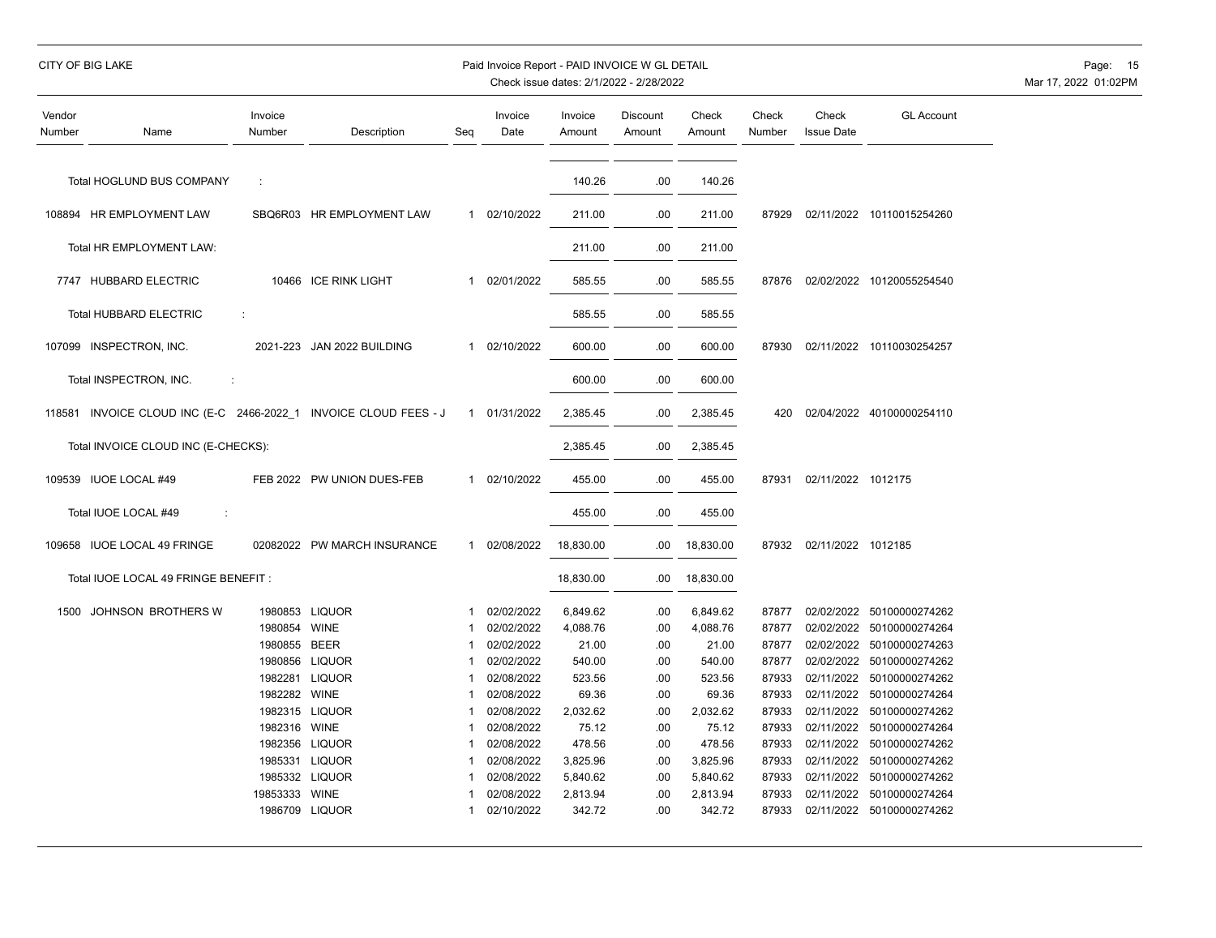CITY OF BIG LAKE

Paid Invoice Report - PAID INVOICE W GL DETAIL
Check issue dates: 2/1/2022 - 2/28/2022

| Vendor Number | Name | Invoice Number | Description | Seq | Invoice Date | Invoice Amount | Discount Amount | Check Amount | Check Number | Check Issue Date | GL Account |
|---|---|---|---|---|---|---|---|---|---|---|---|
| | Total HOGLUND BUS COMPANY | : | | | | 140.26 | .00 | 140.26 | | | |
| 108894 | HR EMPLOYMENT LAW | SBQ6R03 | HR EMPLOYMENT LAW | 1 | 02/10/2022 | 211.00 | .00 | 211.00 | 87929 | 02/11/2022 | 10110015254260 |
| | Total HR EMPLOYMENT LAW: | | | | | 211.00 | .00 | 211.00 | | | |
| 7747 | HUBBARD ELECTRIC | 10466 | ICE RINK LIGHT | 1 | 02/01/2022 | 585.55 | .00 | 585.55 | 87876 | 02/02/2022 | 10120055254540 |
| | Total HUBBARD ELECTRIC | : | | | | 585.55 | .00 | 585.55 | | | |
| 107099 | INSPECTRON, INC. | 2021-223 | JAN 2022 BUILDING | 1 | 02/10/2022 | 600.00 | .00 | 600.00 | 87930 | 02/11/2022 | 10110030254257 |
| | Total INSPECTRON, INC. | : | | | | 600.00 | .00 | 600.00 | | | |
| 118581 | INVOICE CLOUD INC (E-C | 2466-2022_1 | INVOICE CLOUD FEES - J | 1 | 01/31/2022 | 2,385.45 | .00 | 2,385.45 | 420 | 02/04/2022 | 40100000254110 |
| | Total INVOICE CLOUD INC (E-CHECKS): | | | | | 2,385.45 | .00 | 2,385.45 | | | |
| 109539 | IUOE LOCAL #49 | FEB 2022 | PW UNION DUES-FEB | 1 | 02/10/2022 | 455.00 | .00 | 455.00 | 87931 | 02/11/2022 | 1012175 |
| | Total IUOE LOCAL #49 | : | | | | 455.00 | .00 | 455.00 | | | |
| 109658 | IUOE LOCAL 49 FRINGE | 02082022 | PW MARCH INSURANCE | 1 | 02/08/2022 | 18,830.00 | .00 | 18,830.00 | 87932 | 02/11/2022 | 1012185 |
| | Total IUOE LOCAL 49 FRINGE BENEFIT : | | | | | 18,830.00 | .00 | 18,830.00 | | | |
| 1500 | JOHNSON BROTHERS W | 1980853 | LIQUOR | 1 | 02/02/2022 | 6,849.62 | .00 | 6,849.62 | 87877 | 02/02/2022 | 50100000274262 |
| | | 1980854 | WINE | 1 | 02/02/2022 | 4,088.76 | .00 | 4,088.76 | 87877 | 02/02/2022 | 50100000274264 |
| | | 1980855 | BEER | 1 | 02/02/2022 | 21.00 | .00 | 21.00 | 87877 | 02/02/2022 | 50100000274263 |
| | | 1980856 | LIQUOR | 1 | 02/02/2022 | 540.00 | .00 | 540.00 | 87877 | 02/02/2022 | 50100000274262 |
| | | 1982281 | LIQUOR | 1 | 02/08/2022 | 523.56 | .00 | 523.56 | 87933 | 02/11/2022 | 50100000274262 |
| | | 1982282 | WINE | 1 | 02/08/2022 | 69.36 | .00 | 69.36 | 87933 | 02/11/2022 | 50100000274264 |
| | | 1982315 | LIQUOR | 1 | 02/08/2022 | 2,032.62 | .00 | 2,032.62 | 87933 | 02/11/2022 | 50100000274262 |
| | | 1982316 | WINE | 1 | 02/08/2022 | 75.12 | .00 | 75.12 | 87933 | 02/11/2022 | 50100000274264 |
| | | 1982356 | LIQUOR | 1 | 02/08/2022 | 478.56 | .00 | 478.56 | 87933 | 02/11/2022 | 50100000274262 |
| | | 1985331 | LIQUOR | 1 | 02/08/2022 | 3,825.96 | .00 | 3,825.96 | 87933 | 02/11/2022 | 50100000274262 |
| | | 1985332 | LIQUOR | 1 | 02/08/2022 | 5,840.62 | .00 | 5,840.62 | 87933 | 02/11/2022 | 50100000274262 |
| | | 19853333 | WINE | 1 | 02/08/2022 | 2,813.94 | .00 | 2,813.94 | 87933 | 02/11/2022 | 50100000274264 |
| | | 1986709 | LIQUOR | 1 | 02/10/2022 | 342.72 | .00 | 342.72 | 87933 | 02/11/2022 | 50100000274262 |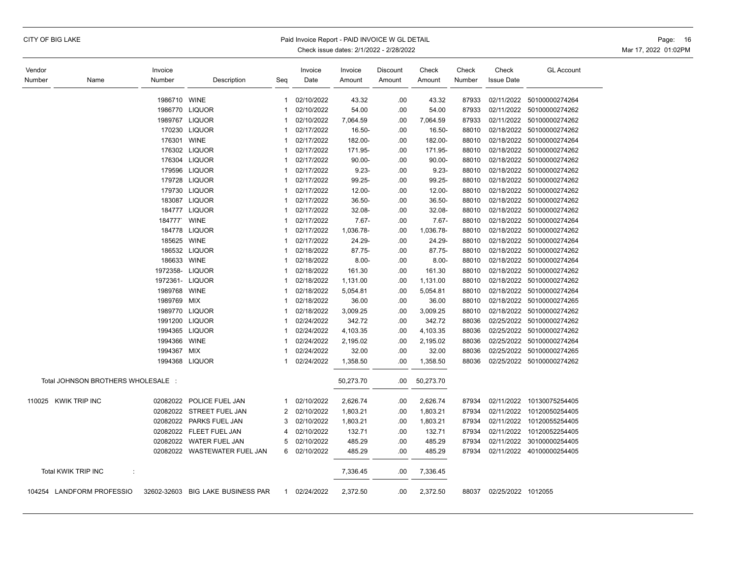| Vendor Number | Name | Invoice Number | Description | Seq | Invoice Date | Invoice Amount | Discount Amount | Check Amount | Check Number | Check Issue Date | GL Account |
|---|---|---|---|---|---|---|---|---|---|---|---|
| | | 1986710 | WINE | 1 | 02/10/2022 | 43.32 | .00 | 43.32 | 87933 | 02/11/2022 | 50100000274264 |
| | | 1986770 | LIQUOR | 1 | 02/10/2022 | 54.00 | .00 | 54.00 | 87933 | 02/11/2022 | 50100000274262 |
| | | 1989767 | LIQUOR | 1 | 02/10/2022 | 7,064.59 | .00 | 7,064.59 | 87933 | 02/11/2022 | 50100000274262 |
| | | 170230 | LIQUOR | 1 | 02/17/2022 | 16.50- | .00 | 16.50- | 88010 | 02/18/2022 | 50100000274262 |
| | | 176301 | WINE | 1 | 02/17/2022 | 182.00- | .00 | 182.00- | 88010 | 02/18/2022 | 50100000274264 |
| | | 176302 | LIQUOR | 1 | 02/17/2022 | 171.95- | .00 | 171.95- | 88010 | 02/18/2022 | 50100000274262 |
| | | 176304 | LIQUOR | 1 | 02/17/2022 | 90.00- | .00 | 90.00- | 88010 | 02/18/2022 | 50100000274262 |
| | | 179596 | LIQUOR | 1 | 02/17/2022 | 9.23- | .00 | 9.23- | 88010 | 02/18/2022 | 50100000274262 |
| | | 179728 | LIQUOR | 1 | 02/17/2022 | 99.25- | .00 | 99.25- | 88010 | 02/18/2022 | 50100000274262 |
| | | 179730 | LIQUOR | 1 | 02/17/2022 | 12.00- | .00 | 12.00- | 88010 | 02/18/2022 | 50100000274262 |
| | | 183087 | LIQUOR | 1 | 02/17/2022 | 36.50- | .00 | 36.50- | 88010 | 02/18/2022 | 50100000274262 |
| | | 184777 | LIQUOR | 1 | 02/17/2022 | 32.08- | .00 | 32.08- | 88010 | 02/18/2022 | 50100000274262 |
| | | 184777` | WINE | 1 | 02/17/2022 | 7.67- | .00 | 7.67- | 88010 | 02/18/2022 | 50100000274264 |
| | | 184778 | LIQUOR | 1 | 02/17/2022 | 1,036.78- | .00 | 1,036.78- | 88010 | 02/18/2022 | 50100000274262 |
| | | 185625 | WINE | 1 | 02/17/2022 | 24.29- | .00 | 24.29- | 88010 | 02/18/2022 | 50100000274264 |
| | | 186532 | LIQUOR | 1 | 02/18/2022 | 87.75- | .00 | 87.75- | 88010 | 02/18/2022 | 50100000274262 |
| | | 186633 | WINE | 1 | 02/18/2022 | 8.00- | .00 | 8.00- | 88010 | 02/18/2022 | 50100000274264 |
| | | 1972358- | LIQUOR | 1 | 02/18/2022 | 161.30 | .00 | 161.30 | 88010 | 02/18/2022 | 50100000274262 |
| | | 1972361- | LIQUOR | 1 | 02/18/2022 | 1,131.00 | .00 | 1,131.00 | 88010 | 02/18/2022 | 50100000274262 |
| | | 1989768 | WINE | 1 | 02/18/2022 | 5,054.81 | .00 | 5,054.81 | 88010 | 02/18/2022 | 50100000274264 |
| | | 1989769 | MIX | 1 | 02/18/2022 | 36.00 | .00 | 36.00 | 88010 | 02/18/2022 | 50100000274265 |
| | | 1989770 | LIQUOR | 1 | 02/18/2022 | 3,009.25 | .00 | 3,009.25 | 88010 | 02/18/2022 | 50100000274262 |
| | | 1991200 | LIQUOR | 1 | 02/24/2022 | 342.72 | .00 | 342.72 | 88036 | 02/25/2022 | 50100000274262 |
| | | 1994365 | LIQUOR | 1 | 02/24/2022 | 4,103.35 | .00 | 4,103.35 | 88036 | 02/25/2022 | 50100000274262 |
| | | 1994366 | WINE | 1 | 02/24/2022 | 2,195.02 | .00 | 2,195.02 | 88036 | 02/25/2022 | 50100000274264 |
| | | 1994367 | MIX | 1 | 02/24/2022 | 32.00 | .00 | 32.00 | 88036 | 02/25/2022 | 50100000274265 |
| | | 1994368 | LIQUOR | 1 | 02/24/2022 | 1,358.50 | .00 | 1,358.50 | 88036 | 02/25/2022 | 50100000274262 |
| | Total JOHNSON BROTHERS WHOLESALE : | | | | | 50,273.70 | .00 | 50,273.70 | | | |
| 110025 | KWIK TRIP INC | 02082022 | POLICE FUEL JAN | 1 | 02/10/2022 | 2,626.74 | .00 | 2,626.74 | 87934 | 02/11/2022 | 10130075254405 |
| | | 02082022 | STREET FUEL JAN | 2 | 02/10/2022 | 1,803.21 | .00 | 1,803.21 | 87934 | 02/11/2022 | 10120050254405 |
| | | 02082022 | PARKS FUEL JAN | 3 | 02/10/2022 | 1,803.21 | .00 | 1,803.21 | 87934 | 02/11/2022 | 10120055254405 |
| | | 02082022 | FLEET FUEL JAN | 4 | 02/10/2022 | 132.71 | .00 | 132.71 | 87934 | 02/11/2022 | 10120052254405 |
| | | 02082022 | WATER FUEL JAN | 5 | 02/10/2022 | 485.29 | .00 | 485.29 | 87934 | 02/11/2022 | 30100000254405 |
| | | 02082022 | WASTEWATER FUEL JAN | 6 | 02/10/2022 | 485.29 | .00 | 485.29 | 87934 | 02/11/2022 | 40100000254405 |
| | Total KWIK TRIP INC : | | | | | 7,336.45 | .00 | 7,336.45 | | | |
| 104254 | LANDFORM PROFESSIO | 32602-32603 | BIG LAKE BUSINESS PAR | 1 | 02/24/2022 | 2,372.50 | .00 | 2,372.50 | 88037 | 02/25/2022 | 1012055 |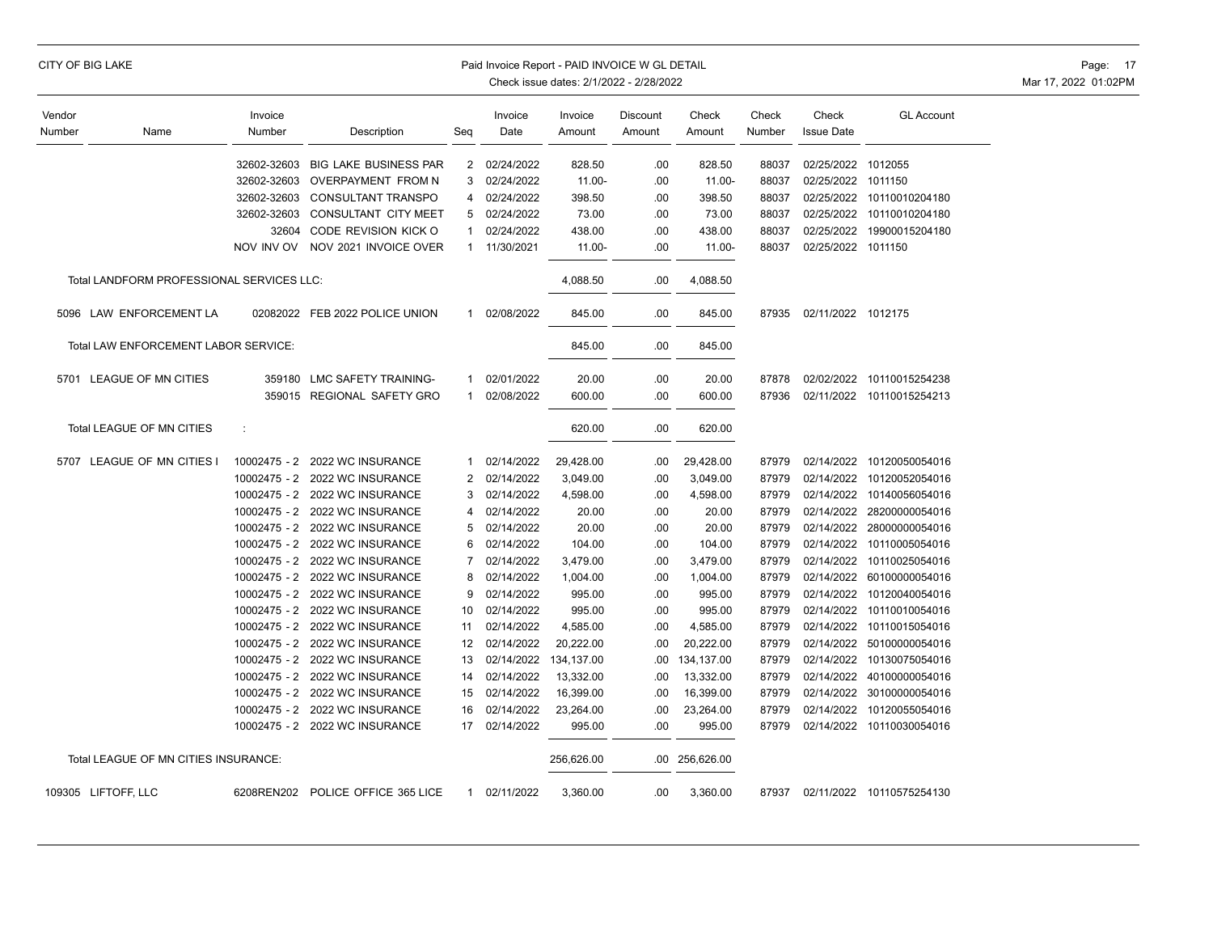| Vendor Number | Name | Invoice Number | Description | Seq | Invoice Date | Invoice Amount | Discount Amount | Check Amount | Check Number | Check Issue Date | GL Account |
|---|---|---|---|---|---|---|---|---|---|---|---|
| | | 32602-32603 | BIG LAKE BUSINESS PAR | 2 | 02/24/2022 | 828.50 | .00 | 828.50 | 88037 | 02/25/2022 | 1012055 |
| | | 32602-32603 | OVERPAYMENT FROM N | 3 | 02/24/2022 | 11.00- | .00 | 11.00- | 88037 | 02/25/2022 | 1011150 |
| | | 32602-32603 | CONSULTANT TRANSPO | 4 | 02/24/2022 | 398.50 | .00 | 398.50 | 88037 | 02/25/2022 | 10110010204180 |
| | | 32602-32603 | CONSULTANT CITY MEET | 5 | 02/24/2022 | 73.00 | .00 | 73.00 | 88037 | 02/25/2022 | 10110010204180 |
| | | 32604 | CODE REVISION KICK O | 1 | 02/24/2022 | 438.00 | .00 | 438.00 | 88037 | 02/25/2022 | 19900015204180 |
| | | NOV INV OV | NOV 2021 INVOICE OVER | 1 | 11/30/2021 | 11.00- | .00 | 11.00- | 88037 | 02/25/2022 | 1011150 |
| | Total LANDFORM PROFESSIONAL SERVICES LLC: | | | | | 4,088.50 | .00 | 4,088.50 | | | |
| 5096 | LAW ENFORCEMENT LA | 02082022 | FEB 2022 POLICE UNION | 1 | 02/08/2022 | 845.00 | .00 | 845.00 | 87935 | 02/11/2022 | 1012175 |
| | Total LAW ENFORCEMENT LABOR SERVICE: | | | | | 845.00 | .00 | 845.00 | | | |
| 5701 | LEAGUE OF MN CITIES | 359180 | LMC SAFETY TRAINING- | 1 | 02/01/2022 | 20.00 | .00 | 20.00 | 87878 | 02/02/2022 | 10110015254238 |
| | | 359015 | REGIONAL SAFETY GRO | 1 | 02/08/2022 | 600.00 | .00 | 600.00 | 87936 | 02/11/2022 | 10110015254213 |
| | Total LEAGUE OF MN CITIES : | | | | | 620.00 | .00 | 620.00 | | | |
| 5707 | LEAGUE OF MN CITIES I | 10002475 - 2 | 2022 WC INSURANCE | 1 | 02/14/2022 | 29,428.00 | .00 | 29,428.00 | 87979 | 02/14/2022 | 10120050054016 |
| | | 10002475 - 2 | 2022 WC INSURANCE | 2 | 02/14/2022 | 3,049.00 | .00 | 3,049.00 | 87979 | 02/14/2022 | 10120052054016 |
| | | 10002475 - 2 | 2022 WC INSURANCE | 3 | 02/14/2022 | 4,598.00 | .00 | 4,598.00 | 87979 | 02/14/2022 | 10140056054016 |
| | | 10002475 - 2 | 2022 WC INSURANCE | 4 | 02/14/2022 | 20.00 | .00 | 20.00 | 87979 | 02/14/2022 | 28200000054016 |
| | | 10002475 - 2 | 2022 WC INSURANCE | 5 | 02/14/2022 | 20.00 | .00 | 20.00 | 87979 | 02/14/2022 | 28000000054016 |
| | | 10002475 - 2 | 2022 WC INSURANCE | 6 | 02/14/2022 | 104.00 | .00 | 104.00 | 87979 | 02/14/2022 | 10110005054016 |
| | | 10002475 - 2 | 2022 WC INSURANCE | 7 | 02/14/2022 | 3,479.00 | .00 | 3,479.00 | 87979 | 02/14/2022 | 10110025054016 |
| | | 10002475 - 2 | 2022 WC INSURANCE | 8 | 02/14/2022 | 1,004.00 | .00 | 1,004.00 | 87979 | 02/14/2022 | 60100000054016 |
| | | 10002475 - 2 | 2022 WC INSURANCE | 9 | 02/14/2022 | 995.00 | .00 | 995.00 | 87979 | 02/14/2022 | 10120040054016 |
| | | 10002475 - 2 | 2022 WC INSURANCE | 10 | 02/14/2022 | 995.00 | .00 | 995.00 | 87979 | 02/14/2022 | 10110010054016 |
| | | 10002475 - 2 | 2022 WC INSURANCE | 11 | 02/14/2022 | 4,585.00 | .00 | 4,585.00 | 87979 | 02/14/2022 | 10110015054016 |
| | | 10002475 - 2 | 2022 WC INSURANCE | 12 | 02/14/2022 | 20,222.00 | .00 | 20,222.00 | 87979 | 02/14/2022 | 50100000054016 |
| | | 10002475 - 2 | 2022 WC INSURANCE | 13 | 02/14/2022 | 134,137.00 | .00 | 134,137.00 | 87979 | 02/14/2022 | 10130075054016 |
| | | 10002475 - 2 | 2022 WC INSURANCE | 14 | 02/14/2022 | 13,332.00 | .00 | 13,332.00 | 87979 | 02/14/2022 | 40100000054016 |
| | | 10002475 - 2 | 2022 WC INSURANCE | 15 | 02/14/2022 | 16,399.00 | .00 | 16,399.00 | 87979 | 02/14/2022 | 30100000054016 |
| | | 10002475 - 2 | 2022 WC INSURANCE | 16 | 02/14/2022 | 23,264.00 | .00 | 23,264.00 | 87979 | 02/14/2022 | 10120055054016 |
| | | 10002475 - 2 | 2022 WC INSURANCE | 17 | 02/14/2022 | 995.00 | .00 | 995.00 | 87979 | 02/14/2022 | 10110030054016 |
| | Total LEAGUE OF MN CITIES INSURANCE: | | | | | 256,626.00 | .00 | 256,626.00 | | | |
| 109305 | LIFTOFF, LLC | 6208REN202 | POLICE OFFICE 365 LICE | 1 | 02/11/2022 | 3,360.00 | .00 | 3,360.00 | 87937 | 02/11/2022 | 10110575254130 |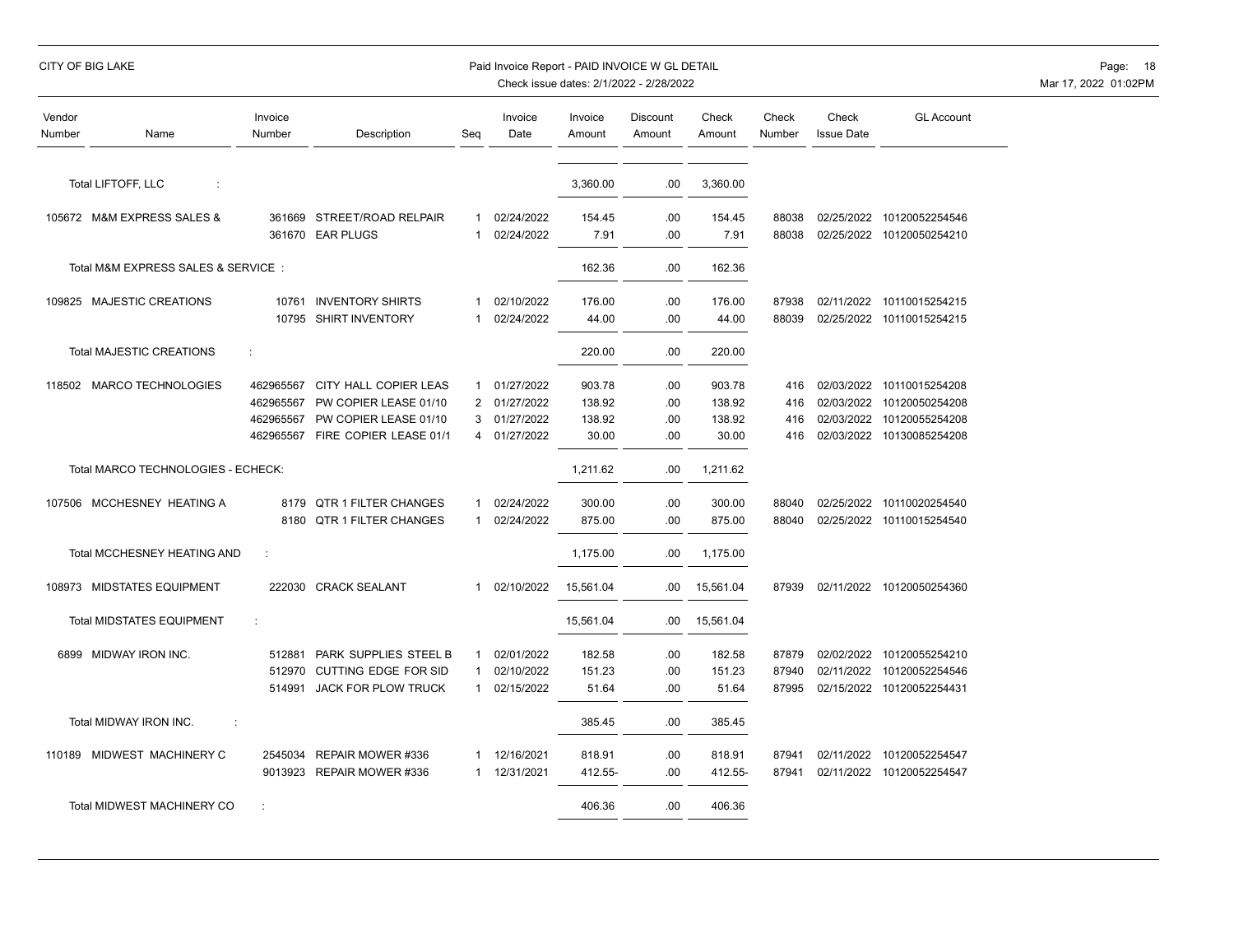CITY OF BIG LAKE

Paid Invoice Report - PAID INVOICE W GL DETAIL

Check issue dates: 2/1/2022 - 2/28/2022

| Vendor Number | Name | Invoice Number | Description | Seq | Invoice Date | Invoice Amount | Discount Amount | Check Amount | Check Number | Check Issue Date | GL Account |
|---|---|---|---|---|---|---|---|---|---|---|---|
| | Total LIFTOFF, LLC : | | | | | 3,360.00 | .00 | 3,360.00 | | | |
| 105672 | M&M EXPRESS SALES & | 361669 | STREET/ROAD RELPAIR | 1 | 02/24/2022 | 154.45 | .00 | 154.45 | 88038 | 02/25/2022 | 10120052254546 |
| | | 361670 | EAR PLUGS | 1 | 02/24/2022 | 7.91 | .00 | 7.91 | 88038 | 02/25/2022 | 10120050254210 |
| | Total M&M EXPRESS SALES & SERVICE : | | | | | 162.36 | .00 | 162.36 | | | |
| 109825 | MAJESTIC CREATIONS | 10761 | INVENTORY SHIRTS | 1 | 02/10/2022 | 176.00 | .00 | 176.00 | 87938 | 02/11/2022 | 10110015254215 |
| | | 10795 | SHIRT INVENTORY | 1 | 02/24/2022 | 44.00 | .00 | 44.00 | 88039 | 02/25/2022 | 10110015254215 |
| | Total MAJESTIC CREATIONS : | | | | | 220.00 | .00 | 220.00 | | | |
| 118502 | MARCO TECHNOLOGIES | 462965567 | CITY HALL COPIER LEAS | 1 | 01/27/2022 | 903.78 | .00 | 903.78 | 416 | 02/03/2022 | 10110015254208 |
| | | 462965567 | PW COPIER LEASE 01/10 | 2 | 01/27/2022 | 138.92 | .00 | 138.92 | 416 | 02/03/2022 | 10120050254208 |
| | | 462965567 | PW COPIER LEASE 01/10 | 3 | 01/27/2022 | 138.92 | .00 | 138.92 | 416 | 02/03/2022 | 10120055254208 |
| | | 462965567 | FIRE COPIER LEASE 01/1 | 4 | 01/27/2022 | 30.00 | .00 | 30.00 | 416 | 02/03/2022 | 10130085254208 |
| | Total MARCO TECHNOLOGIES - ECHECK: | | | | | 1,211.62 | .00 | 1,211.62 | | | |
| 107506 | MCCHESNEY HEATING A | 8179 | QTR 1 FILTER CHANGES | 1 | 02/24/2022 | 300.00 | .00 | 300.00 | 88040 | 02/25/2022 | 10110020254540 |
| | | 8180 | QTR 1 FILTER CHANGES | 1 | 02/24/2022 | 875.00 | .00 | 875.00 | 88040 | 02/25/2022 | 10110015254540 |
| | Total MCCHESNEY HEATING AND : | | | | | 1,175.00 | .00 | 1,175.00 | | | |
| 108973 | MIDSTATES EQUIPMENT | 222030 | CRACK SEALANT | 1 | 02/10/2022 | 15,561.04 | .00 | 15,561.04 | 87939 | 02/11/2022 | 10120050254360 |
| | Total MIDSTATES EQUIPMENT : | | | | | 15,561.04 | .00 | 15,561.04 | | | |
| 6899 | MIDWAY IRON INC. | 512881 | PARK SUPPLIES STEEL B | 1 | 02/01/2022 | 182.58 | .00 | 182.58 | 87879 | 02/02/2022 | 10120055254210 |
| | | 512970 | CUTTING EDGE FOR SID | 1 | 02/10/2022 | 151.23 | .00 | 151.23 | 87940 | 02/11/2022 | 10120052254546 |
| | | 514991 | JACK FOR PLOW TRUCK | 1 | 02/15/2022 | 51.64 | .00 | 51.64 | 87995 | 02/15/2022 | 10120052254431 |
| | Total MIDWAY IRON INC. : | | | | | 385.45 | .00 | 385.45 | | | |
| 110189 | MIDWEST MACHINERY C | 2545034 | REPAIR MOWER #336 | 1 | 12/16/2021 | 818.91 | .00 | 818.91 | 87941 | 02/11/2022 | 10120052254547 |
| | | 9013923 | REPAIR MOWER #336 | 1 | 12/31/2021 | 412.55- | .00 | 412.55- | 87941 | 02/11/2022 | 10120052254547 |
| | Total MIDWEST MACHINERY CO : | | | | | 406.36 | .00 | 406.36 | | | |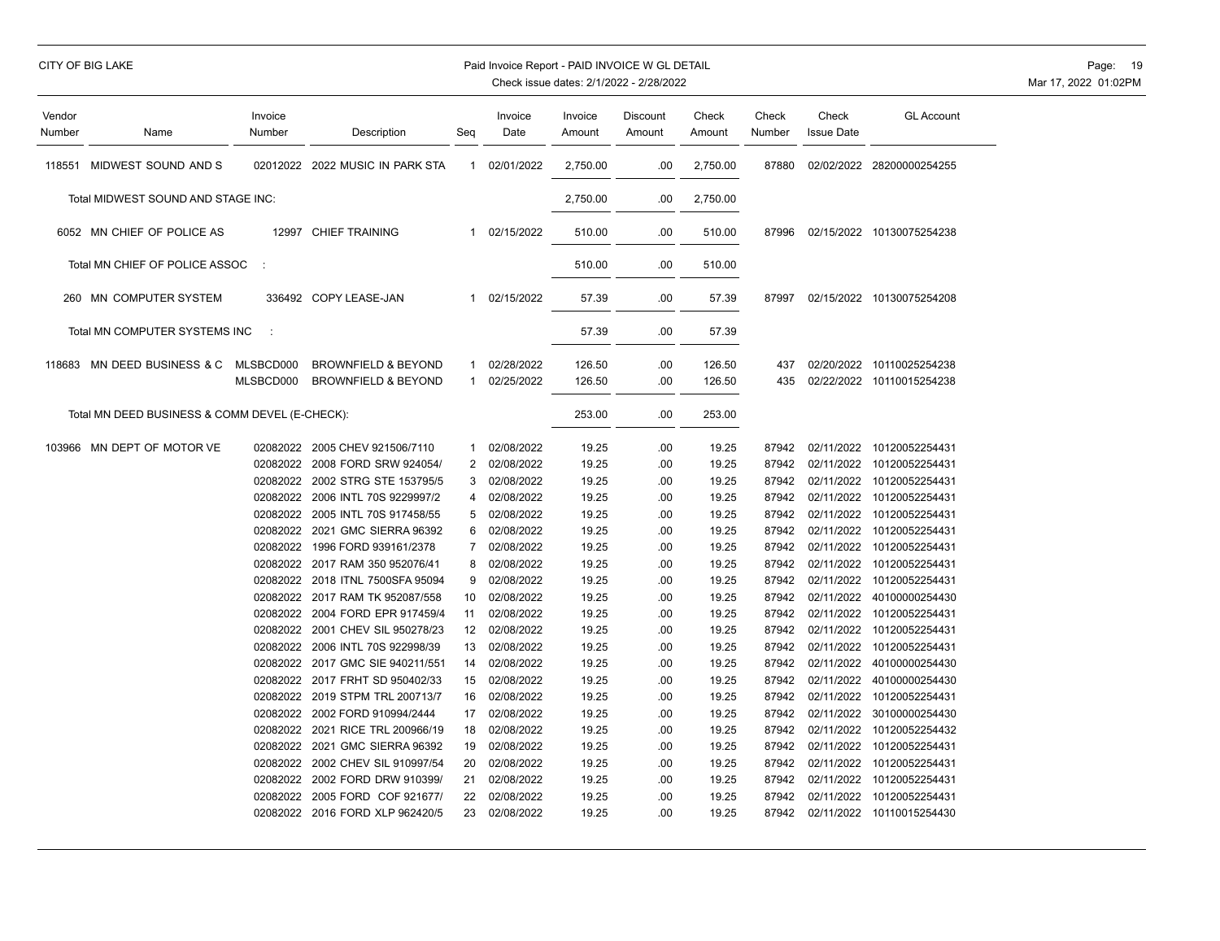CITY OF BIG LAKE

Paid Invoice Report - PAID INVOICE W GL DETAIL

Check issue dates: 2/1/2022 - 2/28/2022

| Vendor Number | Name | Invoice Number | Description | Seq | Invoice Date | Invoice Amount | Discount Amount | Check Amount | Check Number | Check Issue Date | GL Account |
|---|---|---|---|---|---|---|---|---|---|---|---|
| 118551 | MIDWEST SOUND AND S | 02012022 | 2022 MUSIC IN PARK STA | 1 | 02/01/2022 | 2,750.00 | .00 | 2,750.00 | 87880 | 02/02/2022 | 28200000254255 |
| | Total MIDWEST SOUND AND STAGE INC: | | | | | 2,750.00 | .00 | 2,750.00 | | | |
| 6052 | MN CHIEF OF POLICE AS | 12997 | CHIEF TRAINING | 1 | 02/15/2022 | 510.00 | .00 | 510.00 | 87996 | 02/15/2022 | 10130075254238 |
| | Total MN CHIEF OF POLICE ASSOC : | | | | | 510.00 | .00 | 510.00 | | | |
| 260 | MN COMPUTER SYSTEM | 336492 | COPY LEASE-JAN | 1 | 02/15/2022 | 57.39 | .00 | 57.39 | 87997 | 02/15/2022 | 10130075254208 |
| | Total MN COMPUTER SYSTEMS INC : | | | | | 57.39 | .00 | 57.39 | | | |
| 118683 | MN DEED BUSINESS & C | MLSBCD000 | BROWNFIELD & BEYOND | 1 | 02/28/2022 | 126.50 | .00 | 126.50 | 437 | 02/20/2022 | 10110025254238 |
| | | MLSBCD000 | BROWNFIELD & BEYOND | 1 | 02/25/2022 | 126.50 | .00 | 126.50 | 435 | 02/22/2022 | 10110015254238 |
| | Total MN DEED BUSINESS & COMM DEVEL (E-CHECK): | | | | | 253.00 | .00 | 253.00 | | | |
| 103966 | MN DEPT OF MOTOR VE | 02082022 | 2005 CHEV 921506/7110 | 1 | 02/08/2022 | 19.25 | .00 | 19.25 | 87942 | 02/11/2022 | 10120052254431 |
| | | 02082022 | 2008 FORD SRW 924054/ | 2 | 02/08/2022 | 19.25 | .00 | 19.25 | 87942 | 02/11/2022 | 10120052254431 |
| | | 02082022 | 2002 STRG STE 153795/5 | 3 | 02/08/2022 | 19.25 | .00 | 19.25 | 87942 | 02/11/2022 | 10120052254431 |
| | | 02082022 | 2006 INTL 70S 9229997/2 | 4 | 02/08/2022 | 19.25 | .00 | 19.25 | 87942 | 02/11/2022 | 10120052254431 |
| | | 02082022 | 2005 INTL 70S 917458/55 | 5 | 02/08/2022 | 19.25 | .00 | 19.25 | 87942 | 02/11/2022 | 10120052254431 |
| | | 02082022 | 2021 GMC SIERRA 96392 | 6 | 02/08/2022 | 19.25 | .00 | 19.25 | 87942 | 02/11/2022 | 10120052254431 |
| | | 02082022 | 1996 FORD 939161/2378 | 7 | 02/08/2022 | 19.25 | .00 | 19.25 | 87942 | 02/11/2022 | 10120052254431 |
| | | 02082022 | 2017 RAM 350 952076/41 | 8 | 02/08/2022 | 19.25 | .00 | 19.25 | 87942 | 02/11/2022 | 10120052254431 |
| | | 02082022 | 2018 ITNL 7500SFA 95094 | 9 | 02/08/2022 | 19.25 | .00 | 19.25 | 87942 | 02/11/2022 | 10120052254431 |
| | | 02082022 | 2017 RAM TK 952087/558 | 10 | 02/08/2022 | 19.25 | .00 | 19.25 | 87942 | 02/11/2022 | 40100000254430 |
| | | 02082022 | 2004 FORD EPR 917459/4 | 11 | 02/08/2022 | 19.25 | .00 | 19.25 | 87942 | 02/11/2022 | 10120052254431 |
| | | 02082022 | 2001 CHEV SIL 950278/23 | 12 | 02/08/2022 | 19.25 | .00 | 19.25 | 87942 | 02/11/2022 | 10120052254431 |
| | | 02082022 | 2006 INTL 70S 922998/39 | 13 | 02/08/2022 | 19.25 | .00 | 19.25 | 87942 | 02/11/2022 | 10120052254431 |
| | | 02082022 | 2017 GMC SIE 940211/551 | 14 | 02/08/2022 | 19.25 | .00 | 19.25 | 87942 | 02/11/2022 | 40100000254430 |
| | | 02082022 | 2017 FRHT SD 950402/33 | 15 | 02/08/2022 | 19.25 | .00 | 19.25 | 87942 | 02/11/2022 | 40100000254430 |
| | | 02082022 | 2019 STPM TRL 200713/7 | 16 | 02/08/2022 | 19.25 | .00 | 19.25 | 87942 | 02/11/2022 | 10120052254431 |
| | | 02082022 | 2002 FORD 910994/2444 | 17 | 02/08/2022 | 19.25 | .00 | 19.25 | 87942 | 02/11/2022 | 30100000254430 |
| | | 02082022 | 2021 RICE TRL 200966/19 | 18 | 02/08/2022 | 19.25 | .00 | 19.25 | 87942 | 02/11/2022 | 10120052254432 |
| | | 02082022 | 2021 GMC SIERRA 96392 | 19 | 02/08/2022 | 19.25 | .00 | 19.25 | 87942 | 02/11/2022 | 10120052254431 |
| | | 02082022 | 2002 CHEV SIL 910997/54 | 20 | 02/08/2022 | 19.25 | .00 | 19.25 | 87942 | 02/11/2022 | 10120052254431 |
| | | 02082022 | 2002 FORD DRW 910399/ | 21 | 02/08/2022 | 19.25 | .00 | 19.25 | 87942 | 02/11/2022 | 10120052254431 |
| | | 02082022 | 2005 FORD COF 921677/ | 22 | 02/08/2022 | 19.25 | .00 | 19.25 | 87942 | 02/11/2022 | 10120052254431 |
| | | 02082022 | 2016 FORD XLP 962420/5 | 23 | 02/08/2022 | 19.25 | .00 | 19.25 | 87942 | 02/11/2022 | 10110015254430 |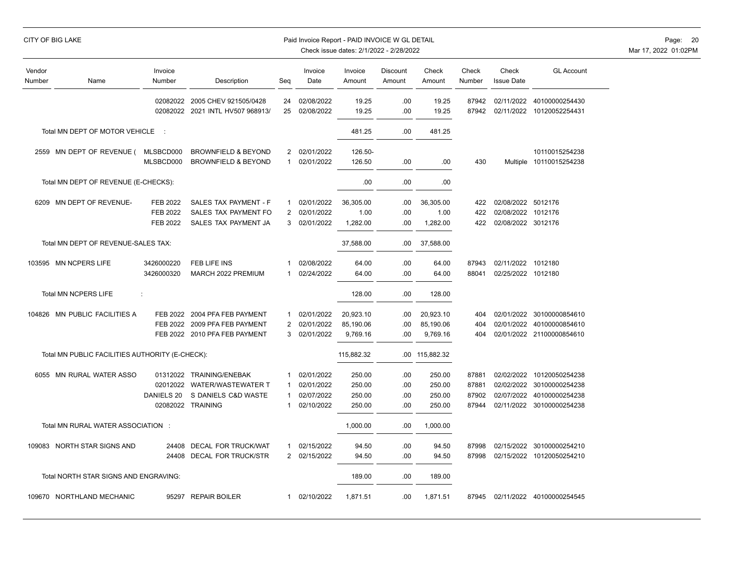CITY OF BIG LAKE

Paid Invoice Report - PAID INVOICE W GL DETAIL

Check issue dates: 2/1/2022 - 2/28/2022

| Vendor Number | Name | Invoice Number | Description | Seq | Invoice Date | Invoice Amount | Discount Amount | Check Amount | Check Number | Check Issue Date | GL Account |
|---|---|---|---|---|---|---|---|---|---|---|---|
| | | 02082022 | 2005 CHEV 921505/0428 | 24 | 02/08/2022 | 19.25 | .00 | 19.25 | 87942 | 02/11/2022 | 40100000254430 |
| | | 02082022 | 2021 INTL HV507 968913/ | 25 | 02/08/2022 | 19.25 | .00 | 19.25 | 87942 | 02/11/2022 | 10120052254431 |
| | Total MN DEPT OF MOTOR VEHICLE : | | | | | 481.25 | .00 | 481.25 | | | |
| 2559 | MN DEPT OF REVENUE ( | MLSBCD000 | BROWNFIELD & BEYOND | 2 | 02/01/2022 | 126.50- | | | | | 10110015254238 |
| | | MLSBCD000 | BROWNFIELD & BEYOND | 1 | 02/01/2022 | 126.50 | .00 | .00 | 430 | Multiple | 10110015254238 |
| | Total MN DEPT OF REVENUE (E-CHECKS): | | | | | .00 | .00 | .00 | | | |
| 6209 | MN DEPT OF REVENUE- | FEB 2022 | SALES TAX PAYMENT - F | 1 | 02/01/2022 | 36,305.00 | .00 | 36,305.00 | 422 | 02/08/2022 | 5012176 |
| | | FEB 2022 | SALES TAX PAYMENT FO | 2 | 02/01/2022 | 1.00 | .00 | 1.00 | 422 | 02/08/2022 | 1012176 |
| | | FEB 2022 | SALES TAX PAYMENT JA | 3 | 02/01/2022 | 1,282.00 | .00 | 1,282.00 | 422 | 02/08/2022 | 3012176 |
| | Total MN DEPT OF REVENUE-SALES TAX: | | | | | 37,588.00 | .00 | 37,588.00 | | | |
| 103595 | MN NCPERS LIFE | 3426000220 | FEB LIFE INS | 1 | 02/08/2022 | 64.00 | .00 | 64.00 | 87943 | 02/11/2022 | 1012180 |
| | | 3426000320 | MARCH 2022 PREMIUM | 1 | 02/24/2022 | 64.00 | .00 | 64.00 | 88041 | 02/25/2022 | 1012180 |
| | Total MN NCPERS LIFE : | | | | | 128.00 | .00 | 128.00 | | | |
| 104826 | MN PUBLIC FACILITIES A | FEB 2022 | 2004 PFA FEB PAYMENT | 1 | 02/01/2022 | 20,923.10 | .00 | 20,923.10 | 404 | 02/01/2022 | 30100000854610 |
| | | FEB 2022 | 2009 PFA FEB PAYMENT | 2 | 02/01/2022 | 85,190.06 | .00 | 85,190.06 | 404 | 02/01/2022 | 40100000854610 |
| | | FEB 2022 | 2010 PFA FEB PAYMENT | 3 | 02/01/2022 | 9,769.16 | .00 | 9,769.16 | 404 | 02/01/2022 | 21100000854610 |
| | Total MN PUBLIC FACILITIES AUTHORITY (E-CHECK): | | | | | 115,882.32 | .00 | 115,882.32 | | | |
| 6055 | MN RURAL WATER ASSO | 01312022 | TRAINING/ENEBAK | 1 | 02/01/2022 | 250.00 | .00 | 250.00 | 87881 | 02/02/2022 | 10120050254238 |
| | | 02012022 | WATER/WASTEWATER T | 1 | 02/01/2022 | 250.00 | .00 | 250.00 | 87881 | 02/02/2022 | 30100000254238 |
| | | DANIELS 20 | S DANIELS C&D WASTE | 1 | 02/07/2022 | 250.00 | .00 | 250.00 | 87902 | 02/07/2022 | 40100000254238 |
| | | 02082022 | TRAINING | 1 | 02/10/2022 | 250.00 | .00 | 250.00 | 87944 | 02/11/2022 | 30100000254238 |
| | Total MN RURAL WATER ASSOCIATION : | | | | | 1,000.00 | .00 | 1,000.00 | | | |
| 109083 | NORTH STAR SIGNS AND | 24408 | DECAL FOR TRUCK/WAT | 1 | 02/15/2022 | 94.50 | .00 | 94.50 | 87998 | 02/15/2022 | 30100000254210 |
| | | 24408 | DECAL FOR TRUCK/STR | 2 | 02/15/2022 | 94.50 | .00 | 94.50 | 87998 | 02/15/2022 | 10120050254210 |
| | Total NORTH STAR SIGNS AND ENGRAVING: | | | | | 189.00 | .00 | 189.00 | | | |
| 109670 | NORTHLAND MECHANIC | 95297 | REPAIR BOILER | 1 | 02/10/2022 | 1,871.51 | .00 | 1,871.51 | 87945 | 02/11/2022 | 40100000254545 |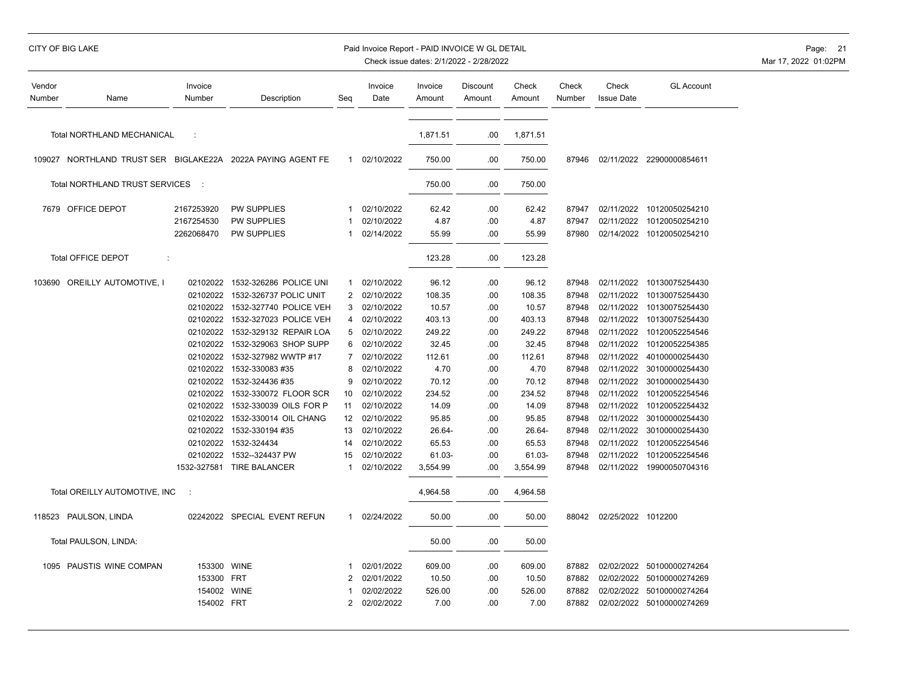CITY OF BIG LAKE

Paid Invoice Report - PAID INVOICE W GL DETAIL

Check issue dates: 2/1/2022 - 2/28/2022

| Vendor Number | Name | Invoice Number | Description | Seq | Invoice Date | Invoice Amount | Discount Amount | Check Amount | Check Number | Check Issue Date | GL Account |
|---|---|---|---|---|---|---|---|---|---|---|---|
| | Total NORTHLAND MECHANICAL | : | | | | 1,871.51 | .00 | 1,871.51 | | | |
| 109027 | NORTHLAND TRUST SER | BIGLAKE22A | 2022A PAYING AGENT FE | 1 | 02/10/2022 | 750.00 | .00 | 750.00 | 87946 | 02/11/2022 | 22900000854611 |
| | Total NORTHLAND TRUST SERVICES | : | | | | 750.00 | .00 | 750.00 | | | |
| 7679 | OFFICE DEPOT | 2167253920 | PW SUPPLIES | 1 | 02/10/2022 | 62.42 | .00 | 62.42 | 87947 | 02/11/2022 | 10120050254210 |
| | | 2167254530 | PW SUPPLIES | 1 | 02/10/2022 | 4.87 | .00 | 4.87 | 87947 | 02/11/2022 | 10120050254210 |
| | | 2262068470 | PW SUPPLIES | 1 | 02/14/2022 | 55.99 | .00 | 55.99 | 87980 | 02/14/2022 | 10120050254210 |
| | Total OFFICE DEPOT | : | | | | 123.28 | .00 | 123.28 | | | |
| 103690 | OREILLY AUTOMOTIVE, I | 02102022 | 1532-326286 POLICE UNI | 1 | 02/10/2022 | 96.12 | .00 | 96.12 | 87948 | 02/11/2022 | 10130075254430 |
| | | 02102022 | 1532-326737 POLIC UNIT | 2 | 02/10/2022 | 108.35 | .00 | 108.35 | 87948 | 02/11/2022 | 10130075254430 |
| | | 02102022 | 1532-327740 POLICE VEH | 3 | 02/10/2022 | 10.57 | .00 | 10.57 | 87948 | 02/11/2022 | 10130075254430 |
| | | 02102022 | 1532-327023 POLICE VEH | 4 | 02/10/2022 | 403.13 | .00 | 403.13 | 87948 | 02/11/2022 | 10130075254430 |
| | | 02102022 | 1532-329132 REPAIR LOA | 5 | 02/10/2022 | 249.22 | .00 | 249.22 | 87948 | 02/11/2022 | 10120052254546 |
| | | 02102022 | 1532-329063 SHOP SUPP | 6 | 02/10/2022 | 32.45 | .00 | 32.45 | 87948 | 02/11/2022 | 10120052254385 |
| | | 02102022 | 1532-327982 WWTP #17 | 7 | 02/10/2022 | 112.61 | .00 | 112.61 | 87948 | 02/11/2022 | 40100000254430 |
| | | 02102022 | 1532-330083 #35 | 8 | 02/10/2022 | 4.70 | .00 | 4.70 | 87948 | 02/11/2022 | 30100000254430 |
| | | 02102022 | 1532-324436 #35 | 9 | 02/10/2022 | 70.12 | .00 | 70.12 | 87948 | 02/11/2022 | 30100000254430 |
| | | 02102022 | 1532-330072 FLOOR SCR | 10 | 02/10/2022 | 234.52 | .00 | 234.52 | 87948 | 02/11/2022 | 10120052254546 |
| | | 02102022 | 1532-330039 OILS FOR P | 11 | 02/10/2022 | 14.09 | .00 | 14.09 | 87948 | 02/11/2022 | 10120052254432 |
| | | 02102022 | 1532-330014 OIL CHANG | 12 | 02/10/2022 | 95.85 | .00 | 95.85 | 87948 | 02/11/2022 | 30100000254430 |
| | | 02102022 | 1532-330194 #35 | 13 | 02/10/2022 | 26.64- | .00 | 26.64- | 87948 | 02/11/2022 | 30100000254430 |
| | | 02102022 | 1532-324434 | 14 | 02/10/2022 | 65.53 | .00 | 65.53 | 87948 | 02/11/2022 | 10120052254546 |
| | | 02102022 | 1532--324437 PW | 15 | 02/10/2022 | 61.03- | .00 | 61.03- | 87948 | 02/11/2022 | 10120052254546 |
| | | 1532-327581 | TIRE BALANCER | 1 | 02/10/2022 | 3,554.99 | .00 | 3,554.99 | 87948 | 02/11/2022 | 19900050704316 |
| | Total OREILLY AUTOMOTIVE, INC | : | | | | 4,964.58 | .00 | 4,964.58 | | | |
| 118523 | PAULSON, LINDA | 02242022 | SPECIAL EVENT REFUN | 1 | 02/24/2022 | 50.00 | .00 | 50.00 | 88042 | 02/25/2022 | 1012200 |
| | Total PAULSON, LINDA: | | | | | 50.00 | .00 | 50.00 | | | |
| 1095 | PAUSTIS WINE COMPAN | 153300 | WINE | 1 | 02/01/2022 | 609.00 | .00 | 609.00 | 87882 | 02/02/2022 | 50100000274264 |
| | | 153300 | FRT | 2 | 02/01/2022 | 10.50 | .00 | 10.50 | 87882 | 02/02/2022 | 50100000274269 |
| | | 154002 | WINE | 1 | 02/02/2022 | 526.00 | .00 | 526.00 | 87882 | 02/02/2022 | 50100000274264 |
| | | 154002 | FRT | 2 | 02/02/2022 | 7.00 | .00 | 7.00 | 87882 | 02/02/2022 | 50100000274269 |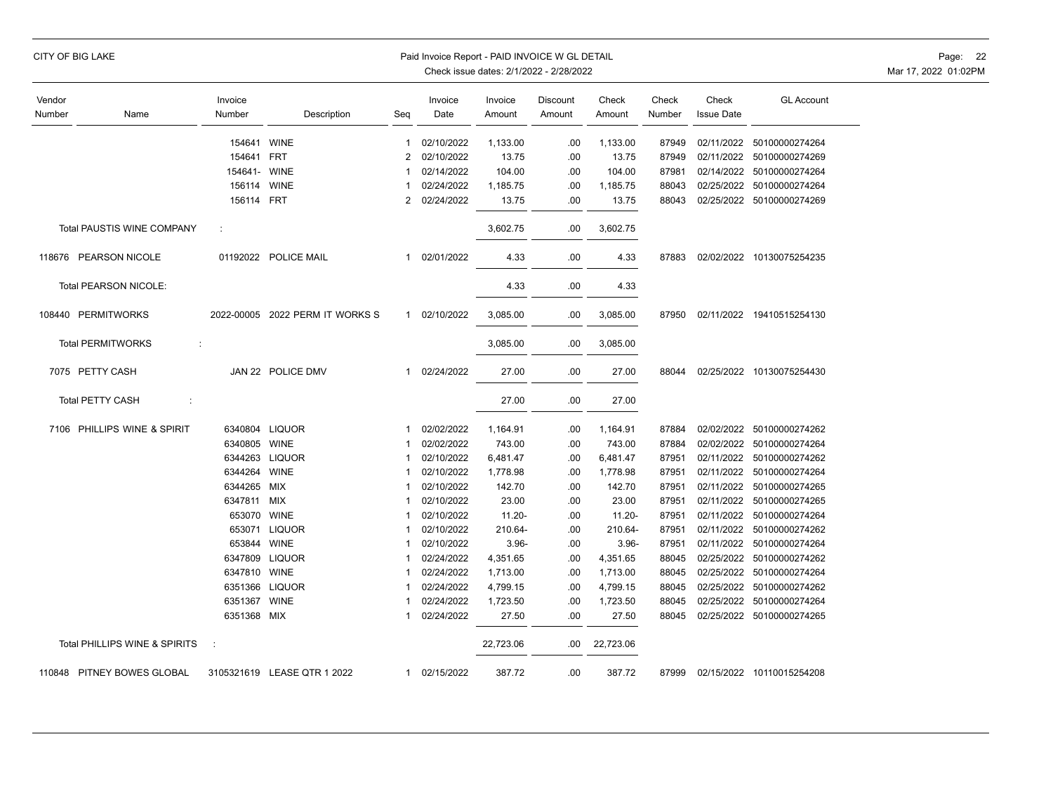| Vendor Number | Name | Invoice Number | Description | Seq | Invoice Date | Invoice Amount | Discount Amount | Check Amount | Check Number | Check Issue Date | GL Account |
|---|---|---|---|---|---|---|---|---|---|---|---|
| | | 154641 | WINE | 1 | 02/10/2022 | 1,133.00 | .00 | 1,133.00 | 87949 | 02/11/2022 | 50100000274264 |
| | | 154641 | FRT | 2 | 02/10/2022 | 13.75 | .00 | 13.75 | 87949 | 02/11/2022 | 50100000274269 |
| | | 154641- | WINE | 1 | 02/14/2022 | 104.00 | .00 | 104.00 | 87981 | 02/14/2022 | 50100000274264 |
| | | 156114 | WINE | 1 | 02/24/2022 | 1,185.75 | .00 | 1,185.75 | 88043 | 02/25/2022 | 50100000274264 |
| | | 156114 | FRT | 2 | 02/24/2022 | 13.75 | .00 | 13.75 | 88043 | 02/25/2022 | 50100000274269 |
| | Total PAUSTIS WINE COMPANY : | | | | | 3,602.75 | .00 | 3,602.75 | | | |
| 118676 | PEARSON NICOLE | 01192022 | POLICE MAIL | 1 | 02/01/2022 | 4.33 | .00 | 4.33 | 87883 | 02/02/2022 | 10130075254235 |
| | Total PEARSON NICOLE: | | | | | 4.33 | .00 | 4.33 | | | |
| 108440 | PERMITWORKS | 2022-00005 | 2022 PERM IT WORKS S | 1 | 02/10/2022 | 3,085.00 | .00 | 3,085.00 | 87950 | 02/11/2022 | 19410515254130 |
| | Total PERMITWORKS : | | | | | 3,085.00 | .00 | 3,085.00 | | | |
| 7075 | PETTY CASH | JAN 22 | POLICE DMV | 1 | 02/24/2022 | 27.00 | .00 | 27.00 | 88044 | 02/25/2022 | 10130075254430 |
| | Total PETTY CASH : | | | | | 27.00 | .00 | 27.00 | | | |
| 7106 | PHILLIPS WINE & SPIRIT | 6340804 | LIQUOR | 1 | 02/02/2022 | 1,164.91 | .00 | 1,164.91 | 87884 | 02/02/2022 | 50100000274262 |
| | | 6340805 | WINE | 1 | 02/02/2022 | 743.00 | .00 | 743.00 | 87884 | 02/02/2022 | 50100000274264 |
| | | 6344263 | LIQUOR | 1 | 02/10/2022 | 6,481.47 | .00 | 6,481.47 | 87951 | 02/11/2022 | 50100000274262 |
| | | 6344264 | WINE | 1 | 02/10/2022 | 1,778.98 | .00 | 1,778.98 | 87951 | 02/11/2022 | 50100000274264 |
| | | 6344265 | MIX | 1 | 02/10/2022 | 142.70 | .00 | 142.70 | 87951 | 02/11/2022 | 50100000274265 |
| | | 6347811 | MIX | 1 | 02/10/2022 | 23.00 | .00 | 23.00 | 87951 | 02/11/2022 | 50100000274265 |
| | | 653070 | WINE | 1 | 02/10/2022 | 11.20- | .00 | 11.20- | 87951 | 02/11/2022 | 50100000274264 |
| | | 653071 | LIQUOR | 1 | 02/10/2022 | 210.64- | .00 | 210.64- | 87951 | 02/11/2022 | 50100000274262 |
| | | 653844 | WINE | 1 | 02/10/2022 | 3.96- | .00 | 3.96- | 87951 | 02/11/2022 | 50100000274264 |
| | | 6347809 | LIQUOR | 1 | 02/24/2022 | 4,351.65 | .00 | 4,351.65 | 88045 | 02/25/2022 | 50100000274262 |
| | | 6347810 | WINE | 1 | 02/24/2022 | 1,713.00 | .00 | 1,713.00 | 88045 | 02/25/2022 | 50100000274264 |
| | | 6351366 | LIQUOR | 1 | 02/24/2022 | 4,799.15 | .00 | 4,799.15 | 88045 | 02/25/2022 | 50100000274262 |
| | | 6351367 | WINE | 1 | 02/24/2022 | 1,723.50 | .00 | 1,723.50 | 88045 | 02/25/2022 | 50100000274264 |
| | | 6351368 | MIX | 1 | 02/24/2022 | 27.50 | .00 | 27.50 | 88045 | 02/25/2022 | 50100000274265 |
| | Total PHILLIPS WINE & SPIRITS : | | | | | 22,723.06 | .00 | 22,723.06 | | | |
| 110848 | PITNEY BOWES GLOBAL | 3105321619 | LEASE QTR 1 2022 | 1 | 02/15/2022 | 387.72 | .00 | 387.72 | 87999 | 02/15/2022 | 10110015254208 |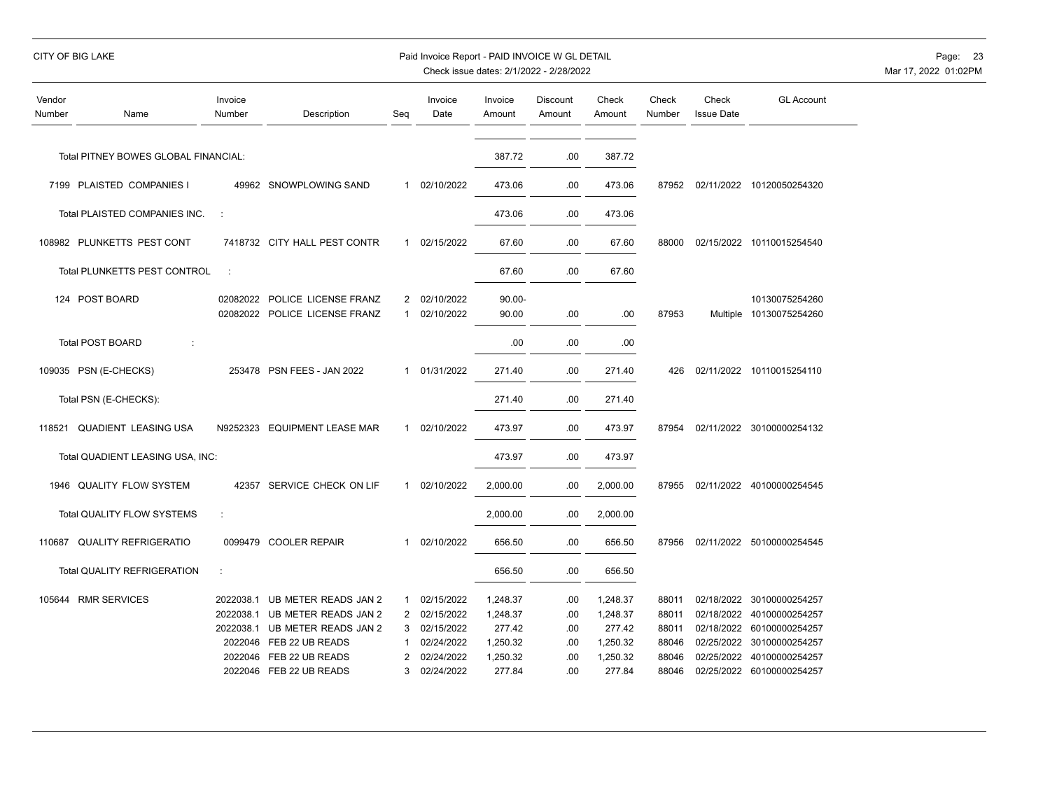| Vendor Number | Name | Invoice Number | Description | Seq | Invoice Date | Invoice Amount | Discount Amount | Check Amount | Check Number | Check Issue Date | GL Account |
|---|---|---|---|---|---|---|---|---|---|---|---|
| | Total PITNEY BOWES GLOBAL FINANCIAL: | | | | | 387.72 | .00 | 387.72 | | | |
| 7199 | PLAISTED COMPANIES I | 49962 | SNOWPLOWING SAND | 1 | 02/10/2022 | 473.06 | .00 | 473.06 | 87952 | 02/11/2022 | 10120050254320 |
| | Total PLAISTED COMPANIES INC. : | | | | | 473.06 | .00 | 473.06 | | | |
| 108982 | PLUNKETTS PEST CONT | 7418732 | CITY HALL PEST CONTR | 1 | 02/15/2022 | 67.60 | .00 | 67.60 | 88000 | 02/15/2022 | 10110015254540 |
| | Total PLUNKETTS PEST CONTROL : | | | | | 67.60 | .00 | 67.60 | | | |
| 124 | POST BOARD | 02082022 | POLICE LICENSE FRANZ | 2 | 02/10/2022 | 90.00- | | | | | 10130075254260 |
| | | 02082022 | POLICE LICENSE FRANZ | 1 | 02/10/2022 | 90.00 | .00 | .00 | 87953 | Multiple | 10130075254260 |
| | Total POST BOARD : | | | | | .00 | .00 | .00 | | | |
| 109035 | PSN (E-CHECKS) | 253478 | PSN FEES - JAN 2022 | 1 | 01/31/2022 | 271.40 | .00 | 271.40 | 426 | 02/11/2022 | 10110015254110 |
| | Total PSN (E-CHECKS): | | | | | 271.40 | .00 | 271.40 | | | |
| 118521 | QUADIENT LEASING USA | N9252323 | EQUIPMENT LEASE MAR | 1 | 02/10/2022 | 473.97 | .00 | 473.97 | 87954 | 02/11/2022 | 30100000254132 |
| | Total QUADIENT LEASING USA, INC: | | | | | 473.97 | .00 | 473.97 | | | |
| 1946 | QUALITY FLOW SYSTEM | 42357 | SERVICE CHECK ON LIF | 1 | 02/10/2022 | 2,000.00 | .00 | 2,000.00 | 87955 | 02/11/2022 | 40100000254545 |
| | Total QUALITY FLOW SYSTEMS : | | | | | 2,000.00 | .00 | 2,000.00 | | | |
| 110687 | QUALITY REFRIGERATIO | 0099479 | COOLER REPAIR | 1 | 02/10/2022 | 656.50 | .00 | 656.50 | 87956 | 02/11/2022 | 50100000254545 |
| | Total QUALITY REFRIGERATION : | | | | | 656.50 | .00 | 656.50 | | | |
| 105644 | RMR SERVICES | 2022038.1 | UB METER READS JAN 2 | 1 | 02/15/2022 | 1,248.37 | .00 | 1,248.37 | 88011 | 02/18/2022 | 30100000254257 |
| | | 2022038.1 | UB METER READS JAN 2 | 2 | 02/15/2022 | 1,248.37 | .00 | 1,248.37 | 88011 | 02/18/2022 | 40100000254257 |
| | | 2022038.1 | UB METER READS JAN 2 | 3 | 02/15/2022 | 277.42 | .00 | 277.42 | 88011 | 02/18/2022 | 60100000254257 |
| | | 2022046 | FEB 22 UB READS | 1 | 02/24/2022 | 1,250.32 | .00 | 1,250.32 | 88046 | 02/25/2022 | 30100000254257 |
| | | 2022046 | FEB 22 UB READS | 2 | 02/24/2022 | 1,250.32 | .00 | 1,250.32 | 88046 | 02/25/2022 | 40100000254257 |
| | | 2022046 | FEB 22 UB READS | 3 | 02/24/2022 | 277.84 | .00 | 277.84 | 88046 | 02/25/2022 | 60100000254257 |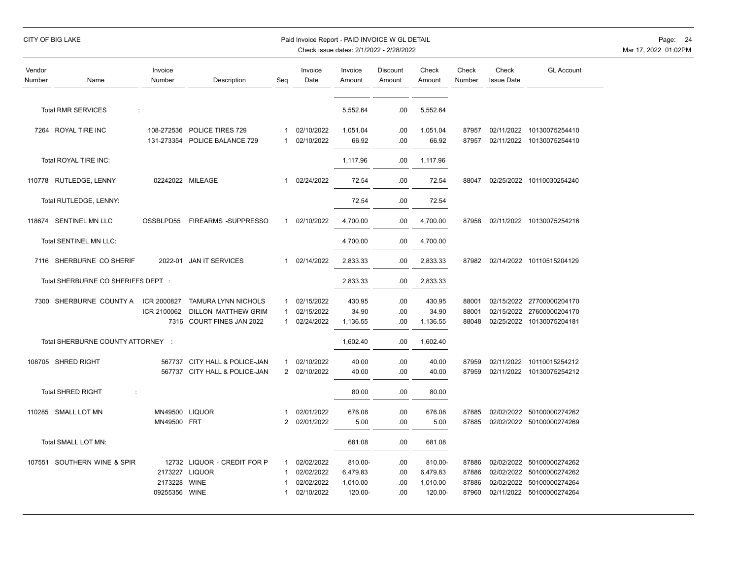CITY OF BIG LAKE

Paid Invoice Report - PAID INVOICE W GL DETAIL
Check issue dates: 2/1/2022 - 2/28/2022

| Vendor Number | Name | Invoice Number | Description | Seq | Invoice Date | Invoice Amount | Discount Amount | Check Amount | Check Number | Check Issue Date | GL Account |
|---|---|---|---|---|---|---|---|---|---|---|---|
| | Total RMR SERVICES : | | | | | 5,552.64 | .00 | 5,552.64 | | | |
| 7264 | ROYAL TIRE INC | 108-272536 | POLICE TIRES 729 | 1 | 02/10/2022 | 1,051.04 | .00 | 1,051.04 | 87957 | 02/11/2022 | 10130075254410 |
| | | 131-273354 | POLICE BALANCE 729 | 1 | 02/10/2022 | 66.92 | .00 | 66.92 | 87957 | 02/11/2022 | 10130075254410 |
| | Total ROYAL TIRE INC: | | | | | 1,117.96 | .00 | 1,117.96 | | | |
| 110778 | RUTLEDGE, LENNY | 02242022 | MILEAGE | 1 | 02/24/2022 | 72.54 | .00 | 72.54 | 88047 | 02/25/2022 | 10110030254240 |
| | Total RUTLEDGE, LENNY: | | | | | 72.54 | .00 | 72.54 | | | |
| 118674 | SENTINEL MN LLC | OSSBLPD55 | FIREARMS -SUPPRESSO | 1 | 02/10/2022 | 4,700.00 | .00 | 4,700.00 | 87958 | 02/11/2022 | 10130075254216 |
| | Total SENTINEL MN LLC: | | | | | 4,700.00 | .00 | 4,700.00 | | | |
| 7116 | SHERBURNE CO SHERIF | 2022-01 | JAN IT SERVICES | 1 | 02/14/2022 | 2,833.33 | .00 | 2,833.33 | 87982 | 02/14/2022 | 10110515204129 |
| | Total SHERBURNE CO SHERIFFS DEPT : | | | | | 2,833.33 | .00 | 2,833.33 | | | |
| 7300 | SHERBURNE COUNTY A | ICR 2000827 | TAMURA LYNN NICHOLS | 1 | 02/15/2022 | 430.95 | .00 | 430.95 | 88001 | 02/15/2022 | 27700000204170 |
| | | ICR 2100062 | DILLON MATTHEW GRIM | 1 | 02/15/2022 | 34.90 | .00 | 34.90 | 88001 | 02/15/2022 | 27600000204170 |
| | | 7316 | COURT FINES JAN 2022 | 1 | 02/24/2022 | 1,136.55 | .00 | 1,136.55 | 88048 | 02/25/2022 | 10130075204181 |
| | Total SHERBURNE COUNTY ATTORNEY : | | | | | 1,602.40 | .00 | 1,602.40 | | | |
| 108705 | SHRED RIGHT | 567737 | CITY HALL & POLICE-JAN | 1 | 02/10/2022 | 40.00 | .00 | 40.00 | 87959 | 02/11/2022 | 10110015254212 |
| | | 567737 | CITY HALL & POLICE-JAN | 2 | 02/10/2022 | 40.00 | .00 | 40.00 | 87959 | 02/11/2022 | 10130075254212 |
| | Total SHRED RIGHT : | | | | | 80.00 | .00 | 80.00 | | | |
| 110285 | SMALL LOT MN | MN49500 | LIQUOR | 1 | 02/01/2022 | 676.08 | .00 | 676.08 | 87885 | 02/02/2022 | 50100000274262 |
| | | MN49500 | FRT | 2 | 02/01/2022 | 5.00 | .00 | 5.00 | 87885 | 02/02/2022 | 50100000274269 |
| | Total SMALL LOT MN: | | | | | 681.08 | .00 | 681.08 | | | |
| 107551 | SOUTHERN WINE & SPIR | 12732 | LIQUOR - CREDIT FOR P | 1 | 02/02/2022 | 810.00- | .00 | 810.00- | 87886 | 02/02/2022 | 50100000274262 |
| | | 2173227 | LIQUOR | 1 | 02/02/2022 | 6,479.83 | .00 | 6,479.83 | 87886 | 02/02/2022 | 50100000274262 |
| | | 2173228 | WINE | 1 | 02/02/2022 | 1,010.00 | .00 | 1,010.00 | 87886 | 02/02/2022 | 50100000274264 |
| | | 09255356 | WINE | 1 | 02/10/2022 | 120.00- | .00 | 120.00- | 87960 | 02/11/2022 | 50100000274264 |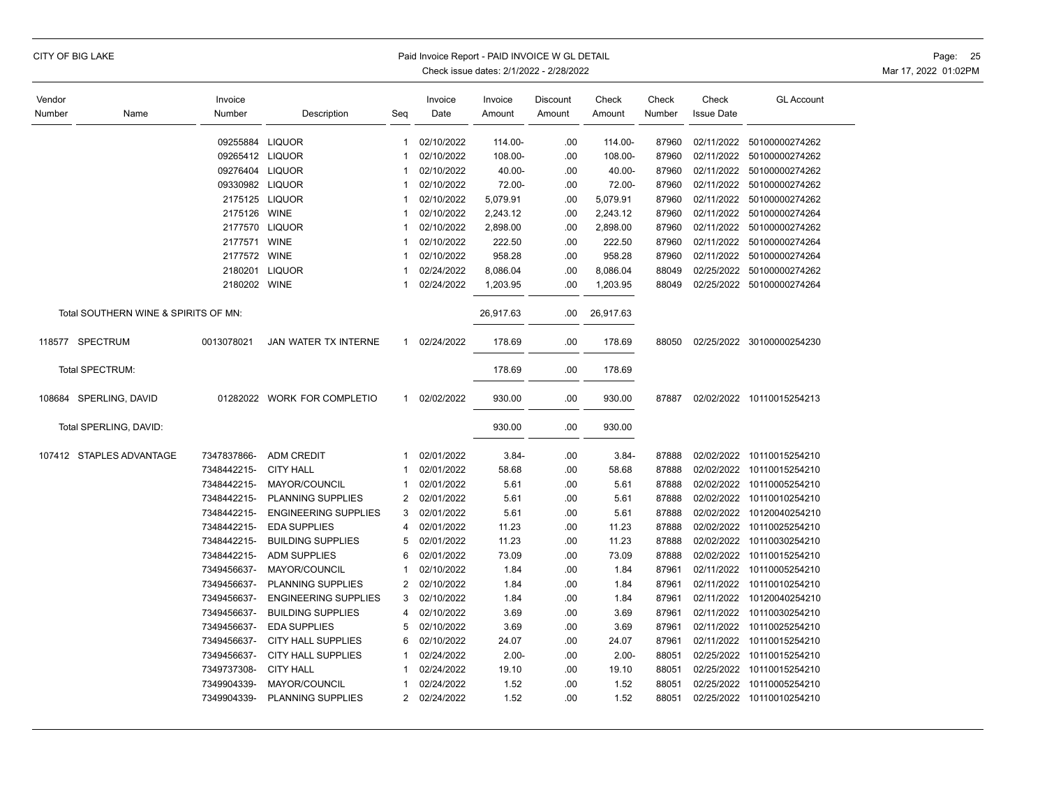| Vendor Number | Name | Invoice Number | Description | Seq | Invoice Date | Invoice Amount | Discount Amount | Check Amount | Check Number | Check Issue Date | GL Account |
|---|---|---|---|---|---|---|---|---|---|---|---|
| | | 09255884 | LIQUOR | 1 | 02/10/2022 | 114.00- | .00 | 114.00- | 87960 | 02/11/2022 | 50100000274262 |
| | | 09265412 | LIQUOR | 1 | 02/10/2022 | 108.00- | .00 | 108.00- | 87960 | 02/11/2022 | 50100000274262 |
| | | 09276404 | LIQUOR | 1 | 02/10/2022 | 40.00- | .00 | 40.00- | 87960 | 02/11/2022 | 50100000274262 |
| | | 09330982 | LIQUOR | 1 | 02/10/2022 | 72.00- | .00 | 72.00- | 87960 | 02/11/2022 | 50100000274262 |
| | | 2175125 | LIQUOR | 1 | 02/10/2022 | 5,079.91 | .00 | 5,079.91 | 87960 | 02/11/2022 | 50100000274262 |
| | | 2175126 | WINE | 1 | 02/10/2022 | 2,243.12 | .00 | 2,243.12 | 87960 | 02/11/2022 | 50100000274264 |
| | | 2177570 | LIQUOR | 1 | 02/10/2022 | 2,898.00 | .00 | 2,898.00 | 87960 | 02/11/2022 | 50100000274262 |
| | | 2177571 | WINE | 1 | 02/10/2022 | 222.50 | .00 | 222.50 | 87960 | 02/11/2022 | 50100000274264 |
| | | 2177572 | WINE | 1 | 02/10/2022 | 958.28 | .00 | 958.28 | 87960 | 02/11/2022 | 50100000274264 |
| | | 2180201 | LIQUOR | 1 | 02/24/2022 | 8,086.04 | .00 | 8,086.04 | 88049 | 02/25/2022 | 50100000274262 |
| | | 2180202 | WINE | 1 | 02/24/2022 | 1,203.95 | .00 | 1,203.95 | 88049 | 02/25/2022 | 50100000274264 |
| | Total SOUTHERN WINE & SPIRITS OF MN: | | | | | 26,917.63 | .00 | 26,917.63 | | | |
| 118577 | SPECTRUM | 0013078021 | JAN WATER TX INTERNE | 1 | 02/24/2022 | 178.69 | .00 | 178.69 | 88050 | 02/25/2022 | 30100000254230 |
| | Total SPECTRUM: | | | | | 178.69 | .00 | 178.69 | | | |
| 108684 | SPERLING, DAVID | 01282022 | WORK FOR COMPLETIO | 1 | 02/02/2022 | 930.00 | .00 | 930.00 | 87887 | 02/02/2022 | 10110015254213 |
| | Total SPERLING, DAVID: | | | | | 930.00 | .00 | 930.00 | | | |
| 107412 | STAPLES ADVANTAGE | 7347837866- | ADM CREDIT | 1 | 02/01/2022 | 3.84- | .00 | 3.84- | 87888 | 02/02/2022 | 10110015254210 |
| | | 7348442215- | CITY HALL | 1 | 02/01/2022 | 58.68 | .00 | 58.68 | 87888 | 02/02/2022 | 10110015254210 |
| | | 7348442215- | MAYOR/COUNCIL | 1 | 02/01/2022 | 5.61 | .00 | 5.61 | 87888 | 02/02/2022 | 10110005254210 |
| | | 7348442215- | PLANNING SUPPLIES | 2 | 02/01/2022 | 5.61 | .00 | 5.61 | 87888 | 02/02/2022 | 10110010254210 |
| | | 7348442215- | ENGINEERING SUPPLIES | 3 | 02/01/2022 | 5.61 | .00 | 5.61 | 87888 | 02/02/2022 | 10120040254210 |
| | | 7348442215- | EDA SUPPLIES | 4 | 02/01/2022 | 11.23 | .00 | 11.23 | 87888 | 02/02/2022 | 10110025254210 |
| | | 7348442215- | BUILDING SUPPLIES | 5 | 02/01/2022 | 11.23 | .00 | 11.23 | 87888 | 02/02/2022 | 10110030254210 |
| | | 7348442215- | ADM SUPPLIES | 6 | 02/01/2022 | 73.09 | .00 | 73.09 | 87888 | 02/02/2022 | 10110015254210 |
| | | 7349456637- | MAYOR/COUNCIL | 1 | 02/10/2022 | 1.84 | .00 | 1.84 | 87961 | 02/11/2022 | 10110005254210 |
| | | 7349456637- | PLANNING SUPPLIES | 2 | 02/10/2022 | 1.84 | .00 | 1.84 | 87961 | 02/11/2022 | 10110010254210 |
| | | 7349456637- | ENGINEERING SUPPLIES | 3 | 02/10/2022 | 1.84 | .00 | 1.84 | 87961 | 02/11/2022 | 10120040254210 |
| | | 7349456637- | BUILDING SUPPLIES | 4 | 02/10/2022 | 3.69 | .00 | 3.69 | 87961 | 02/11/2022 | 10110030254210 |
| | | 7349456637- | EDA SUPPLIES | 5 | 02/10/2022 | 3.69 | .00 | 3.69 | 87961 | 02/11/2022 | 10110025254210 |
| | | 7349456637- | CITY HALL SUPPLIES | 6 | 02/10/2022 | 24.07 | .00 | 24.07 | 87961 | 02/11/2022 | 10110015254210 |
| | | 7349456637- | CITY HALL SUPPLIES | 1 | 02/24/2022 | 2.00- | .00 | 2.00- | 88051 | 02/25/2022 | 10110015254210 |
| | | 7349737308- | CITY HALL | 1 | 02/24/2022 | 19.10 | .00 | 19.10 | 88051 | 02/25/2022 | 10110015254210 |
| | | 7349904339- | MAYOR/COUNCIL | 1 | 02/24/2022 | 1.52 | .00 | 1.52 | 88051 | 02/25/2022 | 10110005254210 |
| | | 7349904339- | PLANNING SUPPLIES | 2 | 02/24/2022 | 1.52 | .00 | 1.52 | 88051 | 02/25/2022 | 10110010254210 |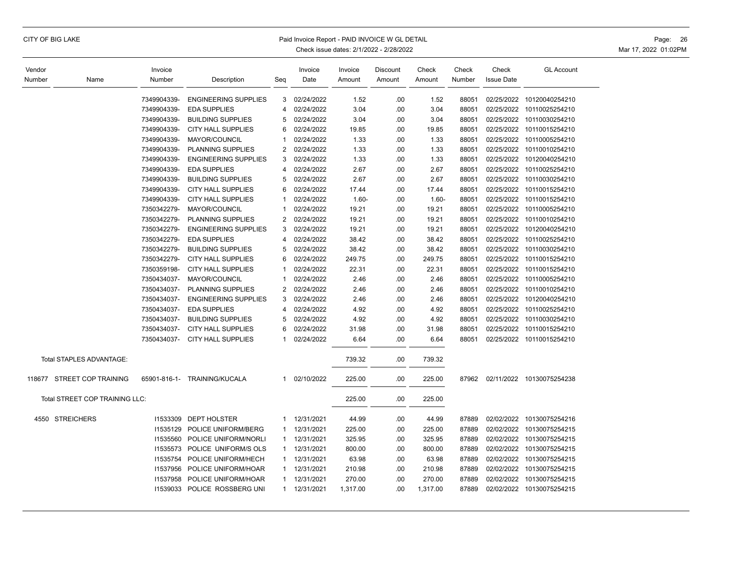| Vendor Number | Name | Invoice Number | Description | Seq | Invoice Date | Invoice Amount | Discount Amount | Check Amount | Check Number | Check Issue Date | GL Account |
|---|---|---|---|---|---|---|---|---|---|---|---|
| | | 7349904339- | ENGINEERING SUPPLIES | 3 | 02/24/2022 | 1.52 | .00 | 1.52 | 88051 | 02/25/2022 | 10120040254210 |
| | | 7349904339- | EDA SUPPLIES | 4 | 02/24/2022 | 3.04 | .00 | 3.04 | 88051 | 02/25/2022 | 10110025254210 |
| | | 7349904339- | BUILDING SUPPLIES | 5 | 02/24/2022 | 3.04 | .00 | 3.04 | 88051 | 02/25/2022 | 10110030254210 |
| | | 7349904339- | CITY HALL SUPPLIES | 6 | 02/24/2022 | 19.85 | .00 | 19.85 | 88051 | 02/25/2022 | 10110015254210 |
| | | 7349904339- | MAYOR/COUNCIL | 1 | 02/24/2022 | 1.33 | .00 | 1.33 | 88051 | 02/25/2022 | 10110005254210 |
| | | 7349904339- | PLANNING SUPPLIES | 2 | 02/24/2022 | 1.33 | .00 | 1.33 | 88051 | 02/25/2022 | 10110010254210 |
| | | 7349904339- | ENGINEERING SUPPLIES | 3 | 02/24/2022 | 1.33 | .00 | 1.33 | 88051 | 02/25/2022 | 10120040254210 |
| | | 7349904339- | EDA SUPPLIES | 4 | 02/24/2022 | 2.67 | .00 | 2.67 | 88051 | 02/25/2022 | 10110025254210 |
| | | 7349904339- | BUILDING SUPPLIES | 5 | 02/24/2022 | 2.67 | .00 | 2.67 | 88051 | 02/25/2022 | 10110030254210 |
| | | 7349904339- | CITY HALL SUPPLIES | 6 | 02/24/2022 | 17.44 | .00 | 17.44 | 88051 | 02/25/2022 | 10110015254210 |
| | | 7349904339- | CITY HALL SUPPLIES | 1 | 02/24/2022 | 1.60- | .00 | 1.60- | 88051 | 02/25/2022 | 10110015254210 |
| | | 7350342279- | MAYOR/COUNCIL | 1 | 02/24/2022 | 19.21 | .00 | 19.21 | 88051 | 02/25/2022 | 10110005254210 |
| | | 7350342279- | PLANNING SUPPLIES | 2 | 02/24/2022 | 19.21 | .00 | 19.21 | 88051 | 02/25/2022 | 10110010254210 |
| | | 7350342279- | ENGINEERING SUPPLIES | 3 | 02/24/2022 | 19.21 | .00 | 19.21 | 88051 | 02/25/2022 | 10120040254210 |
| | | 7350342279- | EDA SUPPLIES | 4 | 02/24/2022 | 38.42 | .00 | 38.42 | 88051 | 02/25/2022 | 10110025254210 |
| | | 7350342279- | BUILDING SUPPLIES | 5 | 02/24/2022 | 38.42 | .00 | 38.42 | 88051 | 02/25/2022 | 10110030254210 |
| | | 7350342279- | CITY HALL SUPPLIES | 6 | 02/24/2022 | 249.75 | .00 | 249.75 | 88051 | 02/25/2022 | 10110015254210 |
| | | 7350359198- | CITY HALL SUPPLIES | 1 | 02/24/2022 | 22.31 | .00 | 22.31 | 88051 | 02/25/2022 | 10110015254210 |
| | | 7350434037- | MAYOR/COUNCIL | 1 | 02/24/2022 | 2.46 | .00 | 2.46 | 88051 | 02/25/2022 | 10110005254210 |
| | | 7350434037- | PLANNING SUPPLIES | 2 | 02/24/2022 | 2.46 | .00 | 2.46 | 88051 | 02/25/2022 | 10110010254210 |
| | | 7350434037- | ENGINEERING SUPPLIES | 3 | 02/24/2022 | 2.46 | .00 | 2.46 | 88051 | 02/25/2022 | 10120040254210 |
| | | 7350434037- | EDA SUPPLIES | 4 | 02/24/2022 | 4.92 | .00 | 4.92 | 88051 | 02/25/2022 | 10110025254210 |
| | | 7350434037- | BUILDING SUPPLIES | 5 | 02/24/2022 | 4.92 | .00 | 4.92 | 88051 | 02/25/2022 | 10110030254210 |
| | | 7350434037- | CITY HALL SUPPLIES | 6 | 02/24/2022 | 31.98 | .00 | 31.98 | 88051 | 02/25/2022 | 10110015254210 |
| | | 7350434037- | CITY HALL SUPPLIES | 1 | 02/24/2022 | 6.64 | .00 | 6.64 | 88051 | 02/25/2022 | 10110015254210 |
| | Total STAPLES ADVANTAGE: | | | | | 739.32 | .00 | 739.32 | | | |
| 118677 | STREET COP TRAINING | 65901-816-1- | TRAINING/KUCALA | 1 | 02/10/2022 | 225.00 | .00 | 225.00 | 87962 | 02/11/2022 | 10130075254238 |
| | Total STREET COP TRAINING LLC: | | | | | 225.00 | .00 | 225.00 | | | |
| 4550 | STREICHERS | I1533309 | DEPT HOLSTER | 1 | 12/31/2021 | 44.99 | .00 | 44.99 | 87889 | 02/02/2022 | 10130075254216 |
| | | I1535129 | POLICE UNIFORM/BERG | 1 | 12/31/2021 | 225.00 | .00 | 225.00 | 87889 | 02/02/2022 | 10130075254215 |
| | | I1535560 | POLICE UNIFORM/NORLI | 1 | 12/31/2021 | 325.95 | .00 | 325.95 | 87889 | 02/02/2022 | 10130075254215 |
| | | I1535573 | POLICE UNIFORM/S OLS | 1 | 12/31/2021 | 800.00 | .00 | 800.00 | 87889 | 02/02/2022 | 10130075254215 |
| | | I1535754 | POLICE UNIFORM/HECH | 1 | 12/31/2021 | 63.98 | .00 | 63.98 | 87889 | 02/02/2022 | 10130075254215 |
| | | I1537956 | POLICE UNIFORM/HOAR | 1 | 12/31/2021 | 210.98 | .00 | 210.98 | 87889 | 02/02/2022 | 10130075254215 |
| | | I1537958 | POLICE UNIFORM/HOAR | 1 | 12/31/2021 | 270.00 | .00 | 270.00 | 87889 | 02/02/2022 | 10130075254215 |
| | | I1539033 | POLICE ROSSBERG UNI | 1 | 12/31/2021 | 1,317.00 | .00 | 1,317.00 | 87889 | 02/02/2022 | 10130075254215 |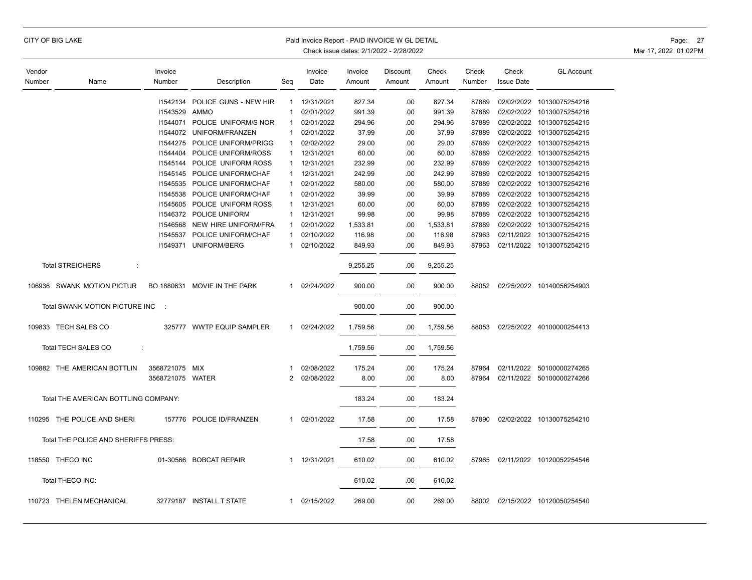CITY OF BIG LAKE

Paid Invoice Report - PAID INVOICE W GL DETAIL

Check issue dates: 2/1/2022 - 2/28/2022

Mar 17, 2022 01:02PM

| Vendor Number | Name | Invoice Number | Description | Seq | Invoice Date | Invoice Amount | Discount Amount | Check Amount | Check Number | Check Issue Date | GL Account |
|---|---|---|---|---|---|---|---|---|---|---|---|
| | | I1542134 | POLICE GUNS - NEW HIR | 1 | 12/31/2021 | 827.34 | .00 | 827.34 | 87889 | 02/02/2022 | 10130075254216 |
| | | I1543529 | AMMO | 1 | 02/01/2022 | 991.39 | .00 | 991.39 | 87889 | 02/02/2022 | 10130075254216 |
| | | I1544071 | POLICE UNIFORM/S NOR | 1 | 02/01/2022 | 294.96 | .00 | 294.96 | 87889 | 02/02/2022 | 10130075254215 |
| | | I1544072 | UNIFORM/FRANZEN | 1 | 02/01/2022 | 37.99 | .00 | 37.99 | 87889 | 02/02/2022 | 10130075254215 |
| | | I1544275 | POLICE UNIFORM/PRIGG | 1 | 02/02/2022 | 29.00 | .00 | 29.00 | 87889 | 02/02/2022 | 10130075254215 |
| | | I1544404 | POLICE UNIFORM/ROSS | 1 | 12/31/2021 | 60.00 | .00 | 60.00 | 87889 | 02/02/2022 | 10130075254215 |
| | | I1545144 | POLICE UNIFORM ROSS | 1 | 12/31/2021 | 232.99 | .00 | 232.99 | 87889 | 02/02/2022 | 10130075254215 |
| | | I1545145 | POLICE UNIFORM/CHAF | 1 | 12/31/2021 | 242.99 | .00 | 242.99 | 87889 | 02/02/2022 | 10130075254215 |
| | | I1545535 | POLICE UNIFORM/CHAF | 1 | 02/01/2022 | 580.00 | .00 | 580.00 | 87889 | 02/02/2022 | 10130075254216 |
| | | I1545538 | POLICE UNIFORM/CHAF | 1 | 02/01/2022 | 39.99 | .00 | 39.99 | 87889 | 02/02/2022 | 10130075254215 |
| | | I1545605 | POLICE UNIFORM ROSS | 1 | 12/31/2021 | 60.00 | .00 | 60.00 | 87889 | 02/02/2022 | 10130075254215 |
| | | I1546372 | POLICE UNIFORM | 1 | 12/31/2021 | 99.98 | .00 | 99.98 | 87889 | 02/02/2022 | 10130075254215 |
| | | I1546568 | NEW HIRE UNIFORM/FRA | 1 | 02/01/2022 | 1,533.81 | .00 | 1,533.81 | 87889 | 02/02/2022 | 10130075254215 |
| | | I1545537 | POLICE UNIFORM/CHAF | 1 | 02/10/2022 | 116.98 | .00 | 116.98 | 87963 | 02/11/2022 | 10130075254215 |
| | | I1549371 | UNIFORM/BERG | 1 | 02/10/2022 | 849.93 | .00 | 849.93 | 87963 | 02/11/2022 | 10130075254215 |
| | Total STREICHERS : | | | | | 9,255.25 | .00 | 9,255.25 | | | |
| 106936 | SWANK MOTION PICTUR | BO 1880631 | MOVIE IN THE PARK | 1 | 02/24/2022 | 900.00 | .00 | 900.00 | 88052 | 02/25/2022 | 10140056254903 |
| | Total SWANK MOTION PICTURE INC : | | | | | 900.00 | .00 | 900.00 | | | |
| 109833 | TECH SALES CO | 325777 | WWTP EQUIP SAMPLER | 1 | 02/24/2022 | 1,759.56 | .00 | 1,759.56 | 88053 | 02/25/2022 | 40100000254413 |
| | Total TECH SALES CO : | | | | | 1,759.56 | .00 | 1,759.56 | | | |
| 109882 | THE AMERICAN BOTTLIN | 3568721075 | MIX | 1 | 02/08/2022 | 175.24 | .00 | 175.24 | 87964 | 02/11/2022 | 50100000274265 |
| | | 3568721075 | WATER | 2 | 02/08/2022 | 8.00 | .00 | 8.00 | 87964 | 02/11/2022 | 50100000274266 |
| | Total THE AMERICAN BOTTLING COMPANY: | | | | | 183.24 | .00 | 183.24 | | | |
| 110295 | THE POLICE AND SHERI | 157776 | POLICE ID/FRANZEN | 1 | 02/01/2022 | 17.58 | .00 | 17.58 | 87890 | 02/02/2022 | 10130075254210 |
| | Total THE POLICE AND SHERIFFS PRESS: | | | | | 17.58 | .00 | 17.58 | | | |
| 118550 | THECO INC | 01-30566 | BOBCAT REPAIR | 1 | 12/31/2021 | 610.02 | .00 | 610.02 | 87965 | 02/11/2022 | 10120052254546 |
| | Total THECO INC: | | | | | 610.02 | .00 | 610.02 | | | |
| 110723 | THELEN MECHANICAL | 32779187 | INSTALL T STATE | 1 | 02/15/2022 | 269.00 | .00 | 269.00 | 88002 | 02/15/2022 | 10120050254540 |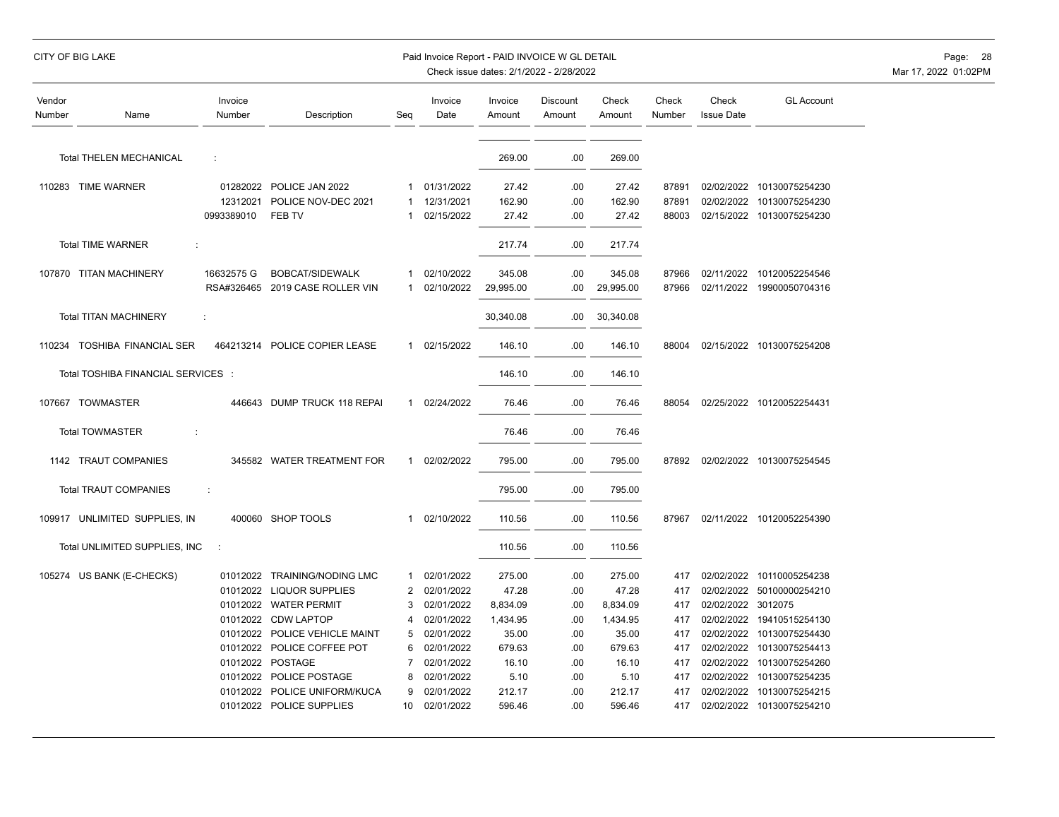| Vendor Number | Name | Invoice Number | Description | Seq | Invoice Date | Invoice Amount | Discount Amount | Check Amount | Check Number | Check Issue Date | GL Account |
|---|---|---|---|---|---|---|---|---|---|---|---|
| | Total THELEN MECHANICAL | : | | | | 269.00 | .00 | 269.00 | | | |
| 110283 | TIME WARNER | 01282022 | POLICE JAN 2022 | 1 | 01/31/2022 | 27.42 | .00 | 27.42 | 87891 | 02/02/2022 | 10130075254230 |
| | | 12312021 | POLICE NOV-DEC 2021 | 1 | 12/31/2021 | 162.90 | .00 | 162.90 | 87891 | 02/02/2022 | 10130075254230 |
| | | 0993389010 | FEB TV | 1 | 02/15/2022 | 27.42 | .00 | 27.42 | 88003 | 02/15/2022 | 10130075254230 |
| | Total TIME WARNER | : | | | | 217.74 | .00 | 217.74 | | | |
| 107870 | TITAN MACHINERY | 16632575 G | BOBCAT/SIDEWALK | 1 | 02/10/2022 | 345.08 | .00 | 345.08 | 87966 | 02/11/2022 | 10120052254546 |
| | | RSA#326465 | 2019 CASE ROLLER VIN | 1 | 02/10/2022 | 29,995.00 | .00 | 29,995.00 | 87966 | 02/11/2022 | 19900050704316 |
| | Total TITAN MACHINERY | : | | | | 30,340.08 | .00 | 30,340.08 | | | |
| 110234 | TOSHIBA FINANCIAL SER | 464213214 | POLICE COPIER LEASE | 1 | 02/15/2022 | 146.10 | .00 | 146.10 | 88004 | 02/15/2022 | 10130075254208 |
| | Total TOSHIBA FINANCIAL SERVICES | : | | | | 146.10 | .00 | 146.10 | | | |
| 107667 | TOWMASTER | 446643 | DUMP TRUCK 118 REPAI | 1 | 02/24/2022 | 76.46 | .00 | 76.46 | 88054 | 02/25/2022 | 10120052254431 |
| | Total TOWMASTER | : | | | | 76.46 | .00 | 76.46 | | | |
| 1142 | TRAUT COMPANIES | 345582 | WATER TREATMENT FOR | 1 | 02/02/2022 | 795.00 | .00 | 795.00 | 87892 | 02/02/2022 | 10130075254545 |
| | Total TRAUT COMPANIES | : | | | | 795.00 | .00 | 795.00 | | | |
| 109917 | UNLIMITED SUPPLIES, IN | 400060 | SHOP TOOLS | 1 | 02/10/2022 | 110.56 | .00 | 110.56 | 87967 | 02/11/2022 | 10120052254390 |
| | Total UNLIMITED SUPPLIES, INC | : | | | | 110.56 | .00 | 110.56 | | | |
| 105274 | US BANK (E-CHECKS) | 01012022 | TRAINING/NODING LMC | 1 | 02/01/2022 | 275.00 | .00 | 275.00 | 417 | 02/02/2022 | 10110005254238 |
| | | 01012022 | LIQUOR SUPPLIES | 2 | 02/01/2022 | 47.28 | .00 | 47.28 | 417 | 02/02/2022 | 50100000254210 |
| | | 01012022 | WATER PERMIT | 3 | 02/01/2022 | 8,834.09 | .00 | 8,834.09 | 417 | 02/02/2022 | 3012075 |
| | | 01012022 | CDW LAPTOP | 4 | 02/01/2022 | 1,434.95 | .00 | 1,434.95 | 417 | 02/02/2022 | 19410515254130 |
| | | 01012022 | POLICE VEHICLE MAINT | 5 | 02/01/2022 | 35.00 | .00 | 35.00 | 417 | 02/02/2022 | 10130075254430 |
| | | 01012022 | POLICE COFFEE POT | 6 | 02/01/2022 | 679.63 | .00 | 679.63 | 417 | 02/02/2022 | 10130075254413 |
| | | 01012022 | POSTAGE | 7 | 02/01/2022 | 16.10 | .00 | 16.10 | 417 | 02/02/2022 | 10130075254260 |
| | | 01012022 | POLICE POSTAGE | 8 | 02/01/2022 | 5.10 | .00 | 5.10 | 417 | 02/02/2022 | 10130075254235 |
| | | 01012022 | POLICE UNIFORM/KUCA | 9 | 02/01/2022 | 212.17 | .00 | 212.17 | 417 | 02/02/2022 | 10130075254215 |
| | | 01012022 | POLICE SUPPLIES | 10 | 02/01/2022 | 596.46 | .00 | 596.46 | 417 | 02/02/2022 | 10130075254210 |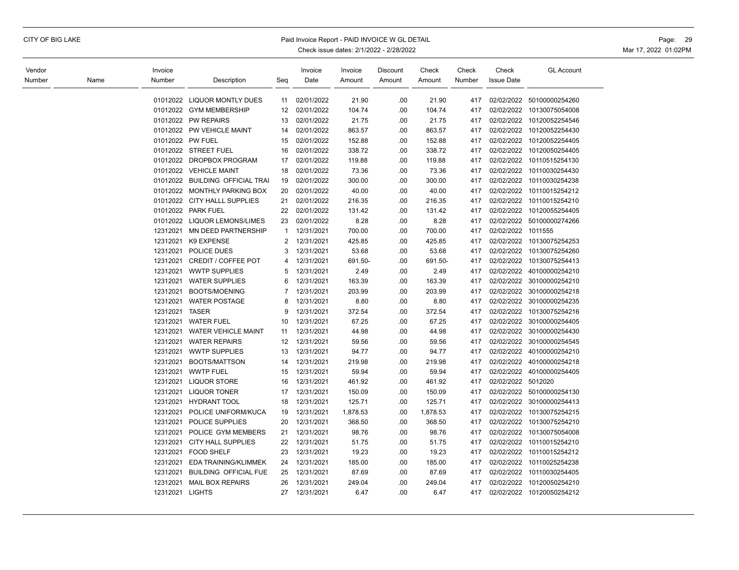| Vendor Number | Name | Invoice Number | Description | Seq | Invoice Date | Invoice Amount | Discount Amount | Check Amount | Check Number | Check Issue Date | GL Account |
|---|---|---|---|---|---|---|---|---|---|---|---|
| | | 01012022 | LIQUOR MONTLY DUES | 11 | 02/01/2022 | 21.90 | .00 | 21.90 | 417 | 02/02/2022 | 50100000254260 |
| | | 01012022 | GYM MEMBERSHIP | 12 | 02/01/2022 | 104.74 | .00 | 104.74 | 417 | 02/02/2022 | 10130075054008 |
| | | 01012022 | PW REPAIRS | 13 | 02/01/2022 | 21.75 | .00 | 21.75 | 417 | 02/02/2022 | 10120052254546 |
| | | 01012022 | PW VEHICLE MAINT | 14 | 02/01/2022 | 863.57 | .00 | 863.57 | 417 | 02/02/2022 | 10120052254430 |
| | | 01012022 | PW FUEL | 15 | 02/01/2022 | 152.88 | .00 | 152.88 | 417 | 02/02/2022 | 10120052254405 |
| | | 01012022 | STREET FUEL | 16 | 02/01/2022 | 338.72 | .00 | 338.72 | 417 | 02/02/2022 | 10120050254405 |
| | | 01012022 | DROPBOX PROGRAM | 17 | 02/01/2022 | 119.88 | .00 | 119.88 | 417 | 02/02/2022 | 10110515254130 |
| | | 01012022 | VEHICLE MAINT | 18 | 02/01/2022 | 73.36 | .00 | 73.36 | 417 | 02/02/2022 | 10110030254430 |
| | | 01012022 | BUILDING OFFICIAL TRAI | 19 | 02/01/2022 | 300.00 | .00 | 300.00 | 417 | 02/02/2022 | 10110030254238 |
| | | 01012022 | MONTHLY PARKING BOX | 20 | 02/01/2022 | 40.00 | .00 | 40.00 | 417 | 02/02/2022 | 10110015254212 |
| | | 01012022 | CITY HALLL SUPPLIES | 21 | 02/01/2022 | 216.35 | .00 | 216.35 | 417 | 02/02/2022 | 10110015254210 |
| | | 01012022 | PARK FUEL | 22 | 02/01/2022 | 131.42 | .00 | 131.42 | 417 | 02/02/2022 | 10120055254405 |
| | | 01012022 | LIQUOR LEMONS/LIMES | 23 | 02/01/2022 | 8.28 | .00 | 8.28 | 417 | 02/02/2022 | 50100000274266 |
| | | 12312021 | MN DEED PARTNERSHIP | 1 | 12/31/2021 | 700.00 | .00 | 700.00 | 417 | 02/02/2022 | 1011555 |
| | | 12312021 | K9 EXPENSE | 2 | 12/31/2021 | 425.85 | .00 | 425.85 | 417 | 02/02/2022 | 10130075254253 |
| | | 12312021 | POLICE DUES | 3 | 12/31/2021 | 53.68 | .00 | 53.68 | 417 | 02/02/2022 | 10130075254260 |
| | | 12312021 | CREDIT / COFFEE POT | 4 | 12/31/2021 | 691.50- | .00 | 691.50- | 417 | 02/02/2022 | 10130075254413 |
| | | 12312021 | WWTP SUPPLIES | 5 | 12/31/2021 | 2.49 | .00 | 2.49 | 417 | 02/02/2022 | 40100000254210 |
| | | 12312021 | WATER SUPPLIES | 6 | 12/31/2021 | 163.39 | .00 | 163.39 | 417 | 02/02/2022 | 30100000254210 |
| | | 12312021 | BOOTS/MOENING | 7 | 12/31/2021 | 203.99 | .00 | 203.99 | 417 | 02/02/2022 | 30100000254218 |
| | | 12312021 | WATER POSTAGE | 8 | 12/31/2021 | 8.80 | .00 | 8.80 | 417 | 02/02/2022 | 30100000254235 |
| | | 12312021 | TASER | 9 | 12/31/2021 | 372.54 | .00 | 372.54 | 417 | 02/02/2022 | 10130075254216 |
| | | 12312021 | WATER FUEL | 10 | 12/31/2021 | 67.25 | .00 | 67.25 | 417 | 02/02/2022 | 30100000254405 |
| | | 12312021 | WATER VEHICLE MAINT | 11 | 12/31/2021 | 44.98 | .00 | 44.98 | 417 | 02/02/2022 | 30100000254430 |
| | | 12312021 | WATER REPAIRS | 12 | 12/31/2021 | 59.56 | .00 | 59.56 | 417 | 02/02/2022 | 30100000254545 |
| | | 12312021 | WWTP SUPPLIES | 13 | 12/31/2021 | 94.77 | .00 | 94.77 | 417 | 02/02/2022 | 40100000254210 |
| | | 12312021 | BOOTS/MATTSON | 14 | 12/31/2021 | 219.98 | .00 | 219.98 | 417 | 02/02/2022 | 40100000254218 |
| | | 12312021 | WWTP FUEL | 15 | 12/31/2021 | 59.94 | .00 | 59.94 | 417 | 02/02/2022 | 40100000254405 |
| | | 12312021 | LIQUOR STORE | 16 | 12/31/2021 | 461.92 | .00 | 461.92 | 417 | 02/02/2022 | 5012020 |
| | | 12312021 | LIQUOR TONER | 17 | 12/31/2021 | 150.09 | .00 | 150.09 | 417 | 02/02/2022 | 50100000254130 |
| | | 12312021 | HYDRANT TOOL | 18 | 12/31/2021 | 125.71 | .00 | 125.71 | 417 | 02/02/2022 | 30100000254413 |
| | | 12312021 | POLICE UNIFORM/KUCA | 19 | 12/31/2021 | 1,878.53 | .00 | 1,878.53 | 417 | 02/02/2022 | 10130075254215 |
| | | 12312021 | POLICE SUPPLIES | 20 | 12/31/2021 | 368.50 | .00 | 368.50 | 417 | 02/02/2022 | 10130075254210 |
| | | 12312021 | POLICE GYM MEMBERS | 21 | 12/31/2021 | 98.76 | .00 | 98.76 | 417 | 02/02/2022 | 10130075054008 |
| | | 12312021 | CITY HALL SUPPLIES | 22 | 12/31/2021 | 51.75 | .00 | 51.75 | 417 | 02/02/2022 | 10110015254210 |
| | | 12312021 | FOOD SHELF | 23 | 12/31/2021 | 19.23 | .00 | 19.23 | 417 | 02/02/2022 | 10110015254212 |
| | | 12312021 | EDA TRAINING/KLIMMEK | 24 | 12/31/2021 | 185.00 | .00 | 185.00 | 417 | 02/02/2022 | 10110025254238 |
| | | 12312021 | BUILDING OFFICIAL FUE | 25 | 12/31/2021 | 87.69 | .00 | 87.69 | 417 | 02/02/2022 | 10110030254405 |
| | | 12312021 | MAIL BOX REPAIRS | 26 | 12/31/2021 | 249.04 | .00 | 249.04 | 417 | 02/02/2022 | 10120050254210 |
| | | 12312021 | LIGHTS | 27 | 12/31/2021 | 6.47 | .00 | 6.47 | 417 | 02/02/2022 | 10120050254212 |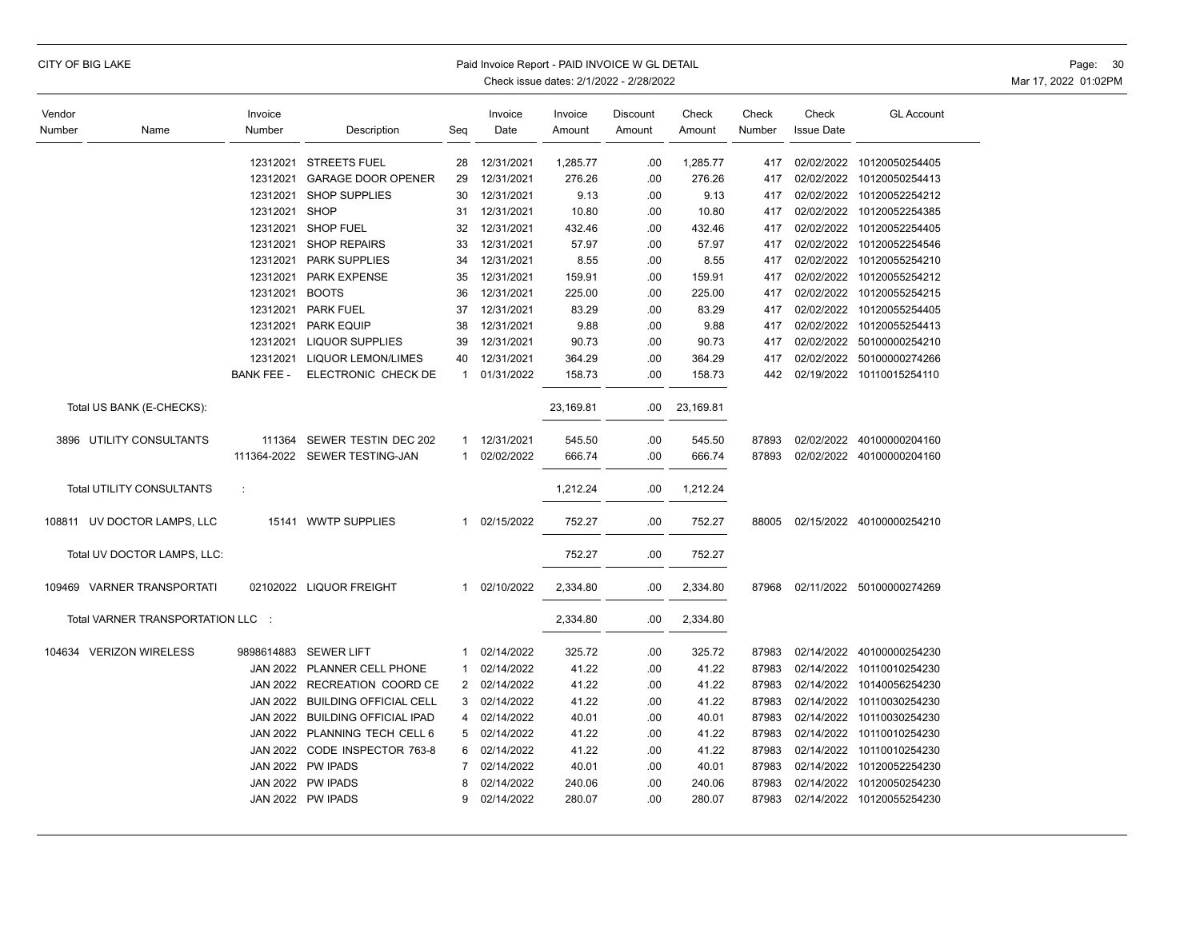CITY OF BIG LAKE

Paid Invoice Report - PAID INVOICE W GL DETAIL

Check issue dates: 2/1/2022 - 2/28/2022

| Vendor Number | Name | Invoice Number | Description | Seq | Invoice Date | Invoice Amount | Discount Amount | Check Amount | Check Number | Check Issue Date | GL Account |
|---|---|---|---|---|---|---|---|---|---|---|---|
| | | 12312021 | STREETS FUEL | 28 | 12/31/2021 | 1,285.77 | .00 | 1,285.77 | 417 | 02/02/2022 | 10120050254405 |
| | | 12312021 | GARAGE DOOR OPENER | 29 | 12/31/2021 | 276.26 | .00 | 276.26 | 417 | 02/02/2022 | 10120050254413 |
| | | 12312021 | SHOP SUPPLIES | 30 | 12/31/2021 | 9.13 | .00 | 9.13 | 417 | 02/02/2022 | 10120052254212 |
| | | 12312021 | SHOP | 31 | 12/31/2021 | 10.80 | .00 | 10.80 | 417 | 02/02/2022 | 10120052254385 |
| | | 12312021 | SHOP FUEL | 32 | 12/31/2021 | 432.46 | .00 | 432.46 | 417 | 02/02/2022 | 10120052254405 |
| | | 12312021 | SHOP REPAIRS | 33 | 12/31/2021 | 57.97 | .00 | 57.97 | 417 | 02/02/2022 | 10120052254546 |
| | | 12312021 | PARK SUPPLIES | 34 | 12/31/2021 | 8.55 | .00 | 8.55 | 417 | 02/02/2022 | 10120055254210 |
| | | 12312021 | PARK EXPENSE | 35 | 12/31/2021 | 159.91 | .00 | 159.91 | 417 | 02/02/2022 | 10120055254212 |
| | | 12312021 | BOOTS | 36 | 12/31/2021 | 225.00 | .00 | 225.00 | 417 | 02/02/2022 | 10120055254215 |
| | | 12312021 | PARK FUEL | 37 | 12/31/2021 | 83.29 | .00 | 83.29 | 417 | 02/02/2022 | 10120055254405 |
| | | 12312021 | PARK EQUIP | 38 | 12/31/2021 | 9.88 | .00 | 9.88 | 417 | 02/02/2022 | 10120055254413 |
| | | 12312021 | LIQUOR SUPPLIES | 39 | 12/31/2021 | 90.73 | .00 | 90.73 | 417 | 02/02/2022 | 50100000254210 |
| | | 12312021 | LIQUOR LEMON/LIMES | 40 | 12/31/2021 | 364.29 | .00 | 364.29 | 417 | 02/02/2022 | 50100000274266 |
| | | BANK FEE - | ELECTRONIC CHECK DE | 1 | 01/31/2022 | 158.73 | .00 | 158.73 | 442 | 02/19/2022 | 10110015254110 |
| | Total US BANK (E-CHECKS): | | | | | 23,169.81 | .00 | 23,169.81 | | | |
| 3896 | UTILITY CONSULTANTS | 111364 | SEWER TESTIN DEC 202 | 1 | 12/31/2021 | 545.50 | .00 | 545.50 | 87893 | 02/02/2022 | 40100000204160 |
| | | 111364-2022 | SEWER TESTING-JAN | 1 | 02/02/2022 | 666.74 | .00 | 666.74 | 87893 | 02/02/2022 | 40100000204160 |
| | Total UTILITY CONSULTANTS : | | | | | 1,212.24 | .00 | 1,212.24 | | | |
| 108811 | UV DOCTOR LAMPS, LLC | 15141 | WWTP SUPPLIES | 1 | 02/15/2022 | 752.27 | .00 | 752.27 | 88005 | 02/15/2022 | 40100000254210 |
| | Total UV DOCTOR LAMPS, LLC: | | | | | 752.27 | .00 | 752.27 | | | |
| 109469 | VARNER TRANSPORTATI | 02102022 | LIQUOR FREIGHT | 1 | 02/10/2022 | 2,334.80 | .00 | 2,334.80 | 87968 | 02/11/2022 | 50100000274269 |
| | Total VARNER TRANSPORTATION LLC : | | | | | 2,334.80 | .00 | 2,334.80 | | | |
| 104634 | VERIZON WIRELESS | 9898614883 | SEWER LIFT | 1 | 02/14/2022 | 325.72 | .00 | 325.72 | 87983 | 02/14/2022 | 40100000254230 |
| | | JAN 2022 | PLANNER CELL PHONE | 1 | 02/14/2022 | 41.22 | .00 | 41.22 | 87983 | 02/14/2022 | 10110010254230 |
| | | JAN 2022 | RECREATION COORD CE | 2 | 02/14/2022 | 41.22 | .00 | 41.22 | 87983 | 02/14/2022 | 10140056254230 |
| | | JAN 2022 | BUILDING OFFICIAL CELL | 3 | 02/14/2022 | 41.22 | .00 | 41.22 | 87983 | 02/14/2022 | 10110030254230 |
| | | JAN 2022 | BUILDING OFFICIAL IPAD | 4 | 02/14/2022 | 40.01 | .00 | 40.01 | 87983 | 02/14/2022 | 10110030254230 |
| | | JAN 2022 | PLANNING TECH CELL 6 | 5 | 02/14/2022 | 41.22 | .00 | 41.22 | 87983 | 02/14/2022 | 10110010254230 |
| | | JAN 2022 | CODE INSPECTOR 763-8 | 6 | 02/14/2022 | 41.22 | .00 | 41.22 | 87983 | 02/14/2022 | 10110010254230 |
| | | JAN 2022 | PW IPADS | 7 | 02/14/2022 | 40.01 | .00 | 40.01 | 87983 | 02/14/2022 | 10120052254230 |
| | | JAN 2022 | PW IPADS | 8 | 02/14/2022 | 240.06 | .00 | 240.06 | 87983 | 02/14/2022 | 10120050254230 |
| | | JAN 2022 | PW IPADS | 9 | 02/14/2022 | 280.07 | .00 | 280.07 | 87983 | 02/14/2022 | 10120055254230 |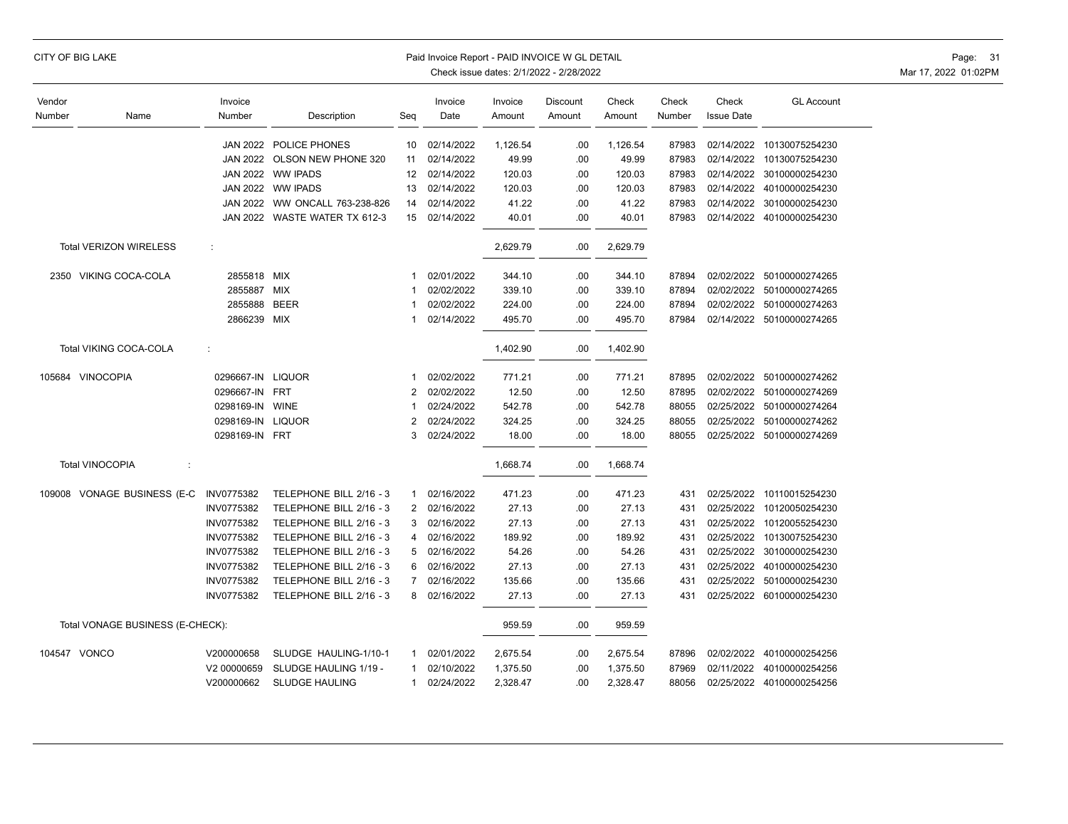| Vendor Number | Name | Invoice Number | Description | Seq | Invoice Date | Invoice Amount | Discount Amount | Check Amount | Check Number | Check Issue Date | GL Account |
|---|---|---|---|---|---|---|---|---|---|---|---|
| | | JAN 2022 | POLICE PHONES | 10 | 02/14/2022 | 1,126.54 | .00 | 1,126.54 | 87983 | 02/14/2022 | 10130075254230 |
| | | JAN 2022 | OLSON NEW PHONE 320 | 11 | 02/14/2022 | 49.99 | .00 | 49.99 | 87983 | 02/14/2022 | 10130075254230 |
| | | JAN 2022 | WW IPADS | 12 | 02/14/2022 | 120.03 | .00 | 120.03 | 87983 | 02/14/2022 | 30100000254230 |
| | | JAN 2022 | WW IPADS | 13 | 02/14/2022 | 120.03 | .00 | 120.03 | 87983 | 02/14/2022 | 40100000254230 |
| | | JAN 2022 | WW ONCALL 763-238-826 | 14 | 02/14/2022 | 41.22 | .00 | 41.22 | 87983 | 02/14/2022 | 30100000254230 |
| | | JAN 2022 | WASTE WATER TX 612-3 | 15 | 02/14/2022 | 40.01 | .00 | 40.01 | 87983 | 02/14/2022 | 40100000254230 |
| | Total VERIZON WIRELESS : | | | | | 2,629.79 | .00 | 2,629.79 | | | |
| 2350 | VIKING COCA-COLA | 2855818 | MIX | 1 | 02/01/2022 | 344.10 | .00 | 344.10 | 87894 | 02/02/2022 | 50100000274265 |
| | | 2855887 | MIX | 1 | 02/02/2022 | 339.10 | .00 | 339.10 | 87894 | 02/02/2022 | 50100000274265 |
| | | 2855888 | BEER | 1 | 02/02/2022 | 224.00 | .00 | 224.00 | 87894 | 02/02/2022 | 50100000274263 |
| | | 2866239 | MIX | 1 | 02/14/2022 | 495.70 | .00 | 495.70 | 87984 | 02/14/2022 | 50100000274265 |
| | Total VIKING COCA-COLA : | | | | | 1,402.90 | .00 | 1,402.90 | | | |
| 105684 | VINOCOPIA | 0296667-IN | LIQUOR | 1 | 02/02/2022 | 771.21 | .00 | 771.21 | 87895 | 02/02/2022 | 50100000274262 |
| | | 0296667-IN | FRT | 2 | 02/02/2022 | 12.50 | .00 | 12.50 | 87895 | 02/02/2022 | 50100000274269 |
| | | 0298169-IN | WINE | 1 | 02/24/2022 | 542.78 | .00 | 542.78 | 88055 | 02/25/2022 | 50100000274264 |
| | | 0298169-IN | LIQUOR | 2 | 02/24/2022 | 324.25 | .00 | 324.25 | 88055 | 02/25/2022 | 50100000274262 |
| | | 0298169-IN | FRT | 3 | 02/24/2022 | 18.00 | .00 | 18.00 | 88055 | 02/25/2022 | 50100000274269 |
| | Total VINOCOPIA : | | | | | 1,668.74 | .00 | 1,668.74 | | | |
| 109008 | VONAGE BUSINESS (E-C | INV0775382 | TELEPHONE BILL 2/16 - 3 | 1 | 02/16/2022 | 471.23 | .00 | 471.23 | 431 | 02/25/2022 | 10110015254230 |
| | | INV0775382 | TELEPHONE BILL 2/16 - 3 | 2 | 02/16/2022 | 27.13 | .00 | 27.13 | 431 | 02/25/2022 | 10120050254230 |
| | | INV0775382 | TELEPHONE BILL 2/16 - 3 | 3 | 02/16/2022 | 27.13 | .00 | 27.13 | 431 | 02/25/2022 | 10120055254230 |
| | | INV0775382 | TELEPHONE BILL 2/16 - 3 | 4 | 02/16/2022 | 189.92 | .00 | 189.92 | 431 | 02/25/2022 | 10130075254230 |
| | | INV0775382 | TELEPHONE BILL 2/16 - 3 | 5 | 02/16/2022 | 54.26 | .00 | 54.26 | 431 | 02/25/2022 | 30100000254230 |
| | | INV0775382 | TELEPHONE BILL 2/16 - 3 | 6 | 02/16/2022 | 27.13 | .00 | 27.13 | 431 | 02/25/2022 | 40100000254230 |
| | | INV0775382 | TELEPHONE BILL 2/16 - 3 | 7 | 02/16/2022 | 135.66 | .00 | 135.66 | 431 | 02/25/2022 | 50100000254230 |
| | | INV0775382 | TELEPHONE BILL 2/16 - 3 | 8 | 02/16/2022 | 27.13 | .00 | 27.13 | 431 | 02/25/2022 | 60100000254230 |
| | Total VONAGE BUSINESS (E-CHECK): | | | | | 959.59 | .00 | 959.59 | | | |
| 104547 | VONCO | V200000658 | SLUDGE HAULING-1/10-1 | 1 | 02/01/2022 | 2,675.54 | .00 | 2,675.54 | 87896 | 02/02/2022 | 40100000254256 |
| | | V2 00000659 | SLUDGE HAULING 1/19 - | 1 | 02/10/2022 | 1,375.50 | .00 | 1,375.50 | 87969 | 02/11/2022 | 40100000254256 |
| | | V200000662 | SLUDGE HAULING | 1 | 02/24/2022 | 2,328.47 | .00 | 2,328.47 | 88056 | 02/25/2022 | 40100000254256 |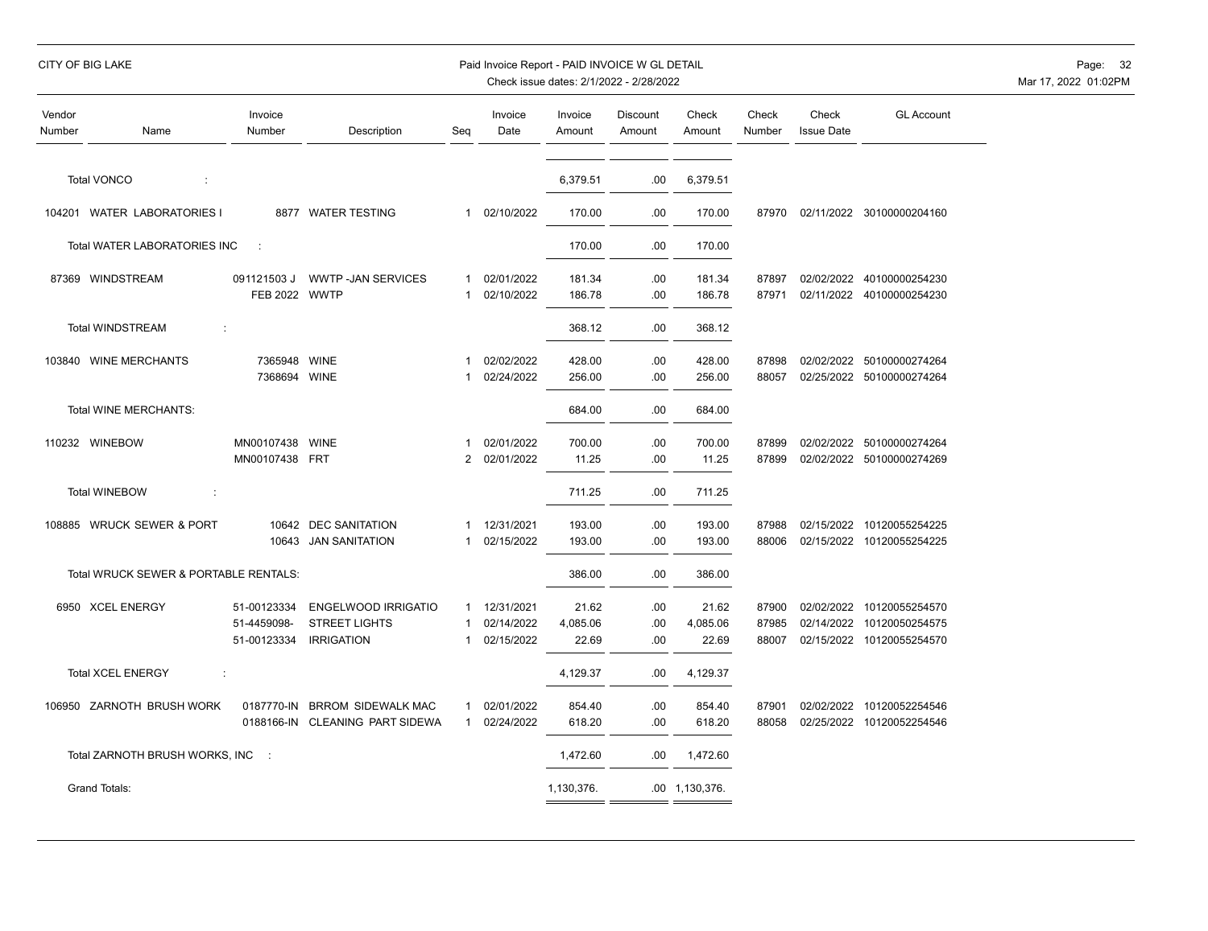CITY OF BIG LAKE

Paid Invoice Report - PAID INVOICE W GL DETAIL
Check issue dates: 2/1/2022 - 2/28/2022

| Vendor Number | Name | Invoice Number | Description | Seq | Invoice Date | Invoice Amount | Discount Amount | Check Amount | Check Number | Check Issue Date | GL Account |
|---|---|---|---|---|---|---|---|---|---|---|---|
| | Total VONCO : | | | | | 6,379.51 | .00 | 6,379.51 | | | |
| 104201 | WATER LABORATORIES I | 8877 | WATER TESTING | 1 | 02/10/2022 | 170.00 | .00 | 170.00 | 87970 | 02/11/2022 | 30100000204160 |
| | Total WATER LABORATORIES INC : | | | | | 170.00 | .00 | 170.00 | | | |
| 87369 | WINDSTREAM | 091121503 J | WWTP -JAN SERVICES | 1 | 02/01/2022 | 181.34 | .00 | 181.34 | 87897 | 02/02/2022 | 40100000254230 |
| | | FEB 2022 | WWTP | 1 | 02/10/2022 | 186.78 | .00 | 186.78 | 87971 | 02/11/2022 | 40100000254230 |
| | Total WINDSTREAM : | | | | | 368.12 | .00 | 368.12 | | | |
| 103840 | WINE MERCHANTS | 7365948 | WINE | 1 | 02/02/2022 | 428.00 | .00 | 428.00 | 87898 | 02/02/2022 | 50100000274264 |
| | | 7368694 | WINE | 1 | 02/24/2022 | 256.00 | .00 | 256.00 | 88057 | 02/25/2022 | 50100000274264 |
| | Total WINE MERCHANTS: | | | | | 684.00 | .00 | 684.00 | | | |
| 110232 | WINEBOW | MN00107438 | WINE | 1 | 02/01/2022 | 700.00 | .00 | 700.00 | 87899 | 02/02/2022 | 50100000274264 |
| | | MN00107438 | FRT | 2 | 02/01/2022 | 11.25 | .00 | 11.25 | 87899 | 02/02/2022 | 50100000274269 |
| | Total WINEBOW : | | | | | 711.25 | .00 | 711.25 | | | |
| 108885 | WRUCK SEWER & PORT | 10642 | DEC SANITATION | 1 | 12/31/2021 | 193.00 | .00 | 193.00 | 87988 | 02/15/2022 | 10120055254225 |
| | | 10643 | JAN SANITATION | 1 | 02/15/2022 | 193.00 | .00 | 193.00 | 88006 | 02/15/2022 | 10120055254225 |
| | Total WRUCK SEWER & PORTABLE RENTALS: | | | | | 386.00 | .00 | 386.00 | | | |
| 6950 | XCEL ENERGY | 51-00123334 | ENGELWOOD IRRIGATIO | 1 | 12/31/2021 | 21.62 | .00 | 21.62 | 87900 | 02/02/2022 | 10120055254570 |
| | | 51-4459098- | STREET LIGHTS | 1 | 02/14/2022 | 4,085.06 | .00 | 4,085.06 | 87985 | 02/14/2022 | 10120050254575 |
| | | 51-00123334 | IRRIGATION | 1 | 02/15/2022 | 22.69 | .00 | 22.69 | 88007 | 02/15/2022 | 10120055254570 |
| | Total XCEL ENERGY : | | | | | 4,129.37 | .00 | 4,129.37 | | | |
| 106950 | ZARNOTH BRUSH WORK | 0187770-IN | BRROM SIDEWALK MAC | 1 | 02/01/2022 | 854.40 | .00 | 854.40 | 87901 | 02/02/2022 | 10120052254546 |
| | | 0188166-IN | CLEANING PART SIDEWA | 1 | 02/24/2022 | 618.20 | .00 | 618.20 | 88058 | 02/25/2022 | 10120052254546 |
| | Total ZARNOTH BRUSH WORKS, INC : | | | | | 1,472.60 | .00 | 1,472.60 | | | |
| | Grand Totals: | | | | | 1,130,376. | .00 | 1,130,376. | | | |